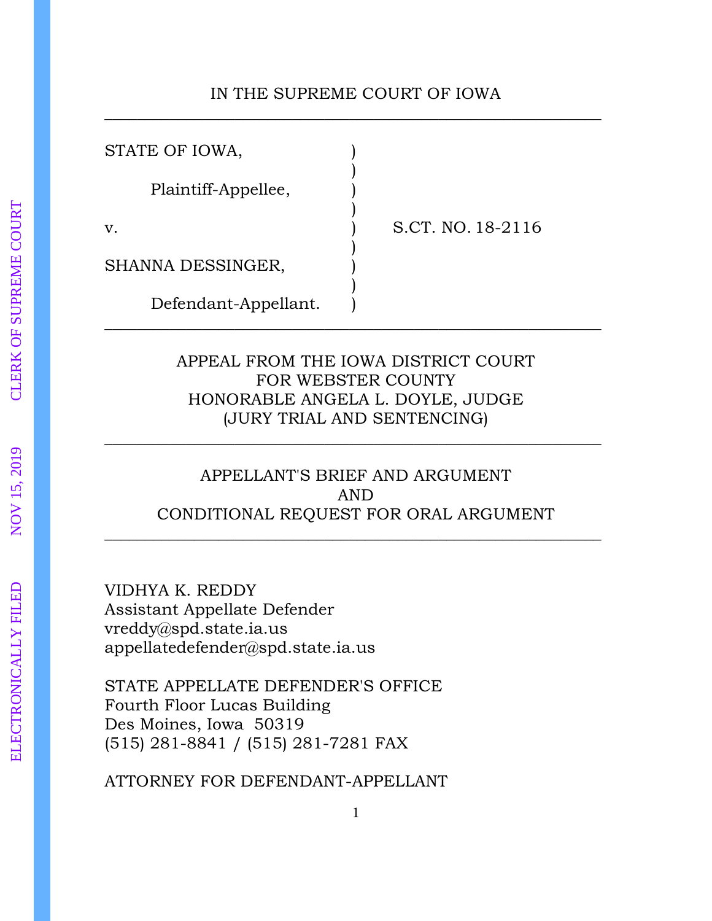IN THE SUPREME COURT OF IOWA

---

| | | |
|---|---|---|
| STATE OF IOWA, | ) | |
| | ) | |
| Plaintiff-Appellee, | ) | |
| | ) | |
| v. | ) | S.CT. NO. 18-2116 |
| | ) | |
| SHANNA DESSINGER, | ) | |
| | ) | |
| Defendant-Appellant. | ) | |

---

APPEAL FROM THE IOWA DISTRICT COURT
FOR WEBSTER COUNTY
HONORABLE ANGELA L. DOYLE, JUDGE
(JURY TRIAL AND SENTENCING)

---

APPELLANT'S BRIEF AND ARGUMENT
AND
CONDITIONAL REQUEST FOR ORAL ARGUMENT

---

VIDHYA K. REDDY
Assistant Appellate Defender
vreddy@spd.state.ia.us
appellatedefender@spd.state.ia.us

STATE APPELLATE DEFENDER'S OFFICE
Fourth Floor Lucas Building
Des Moines, Iowa 50319
(515) 281-8841 / (515) 281-7281 FAX

ATTORNEY FOR DEFENDANT-APPELLANT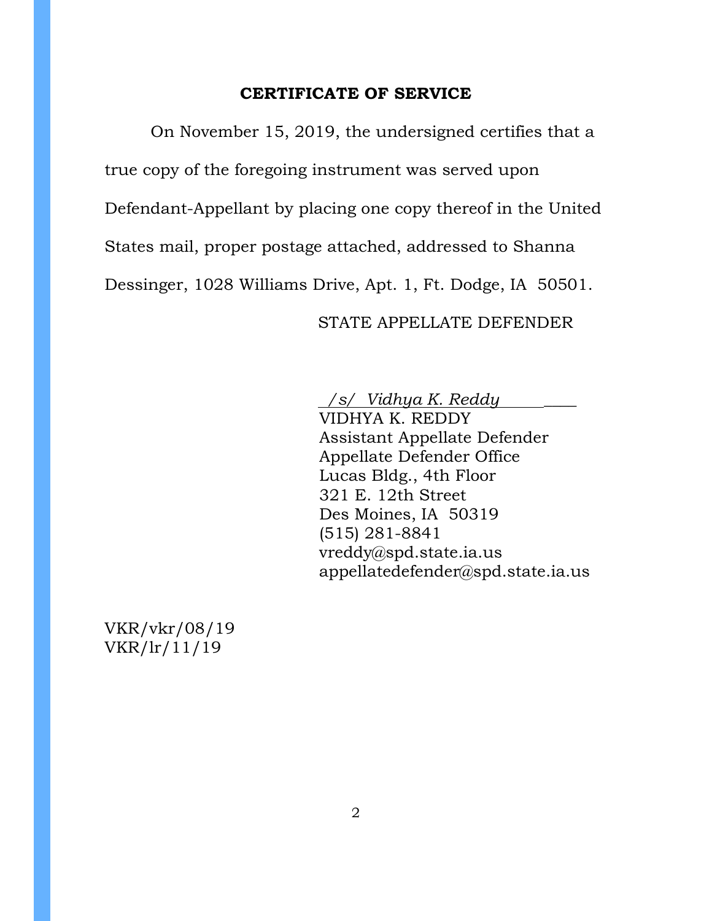**CERTIFICATE OF SERVICE**

On November 15, 2019, the undersigned certifies that a true copy of the foregoing instrument was served upon Defendant-Appellant by placing one copy thereof in the United States mail, proper postage attached, addressed to Shanna Dessinger, 1028 Williams Drive, Apt. 1, Ft. Dodge, IA 50501.

STATE APPELLATE DEFENDER

*/s/ Vidhya K. Reddy*
VIDHYA K. REDDY
Assistant Appellate Defender
Appellate Defender Office
Lucas Bldg., 4th Floor
321 E. 12th Street
Des Moines, IA 50319
(515) 281-8841
vreddy@spd.state.ia.us
appellatedefender@spd.state.ia.us

VKR/vkr/08/19
VKR/lr/11/19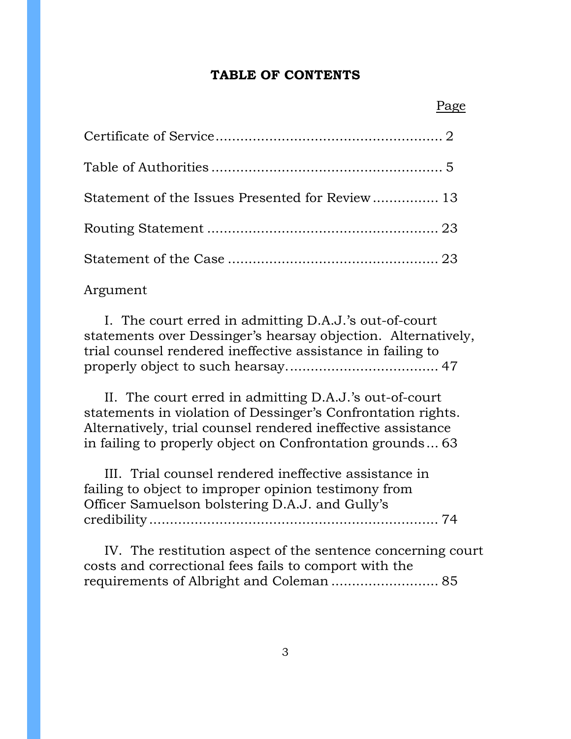## TABLE OF CONTENTS

Page

Certificate of Service .................................................... 2

Table of Authorities ..................................................... 5

Statement of the Issues Presented for Review ............... 13

Routing Statement ...................................................... 23

Statement of the Case .................................................. 23

Argument

I. The court erred in admitting D.A.J.'s out-of-court statements over Dessinger's hearsay objection. Alternatively, trial counsel rendered ineffective assistance in failing to properly object to such hearsay.................................... 47

II. The court erred in admitting D.A.J.'s out-of-court statements in violation of Dessinger's Confrontation rights. Alternatively, trial counsel rendered ineffective assistance in failing to properly object on Confrontation grounds ... 63

III. Trial counsel rendered ineffective assistance in failing to object to improper opinion testimony from Officer Samuelson bolstering D.A.J. and Gully's credibility ..................................................................... 74

IV. The restitution aspect of the sentence concerning court costs and correctional fees fails to comport with the requirements of Albright and Coleman ......................... 85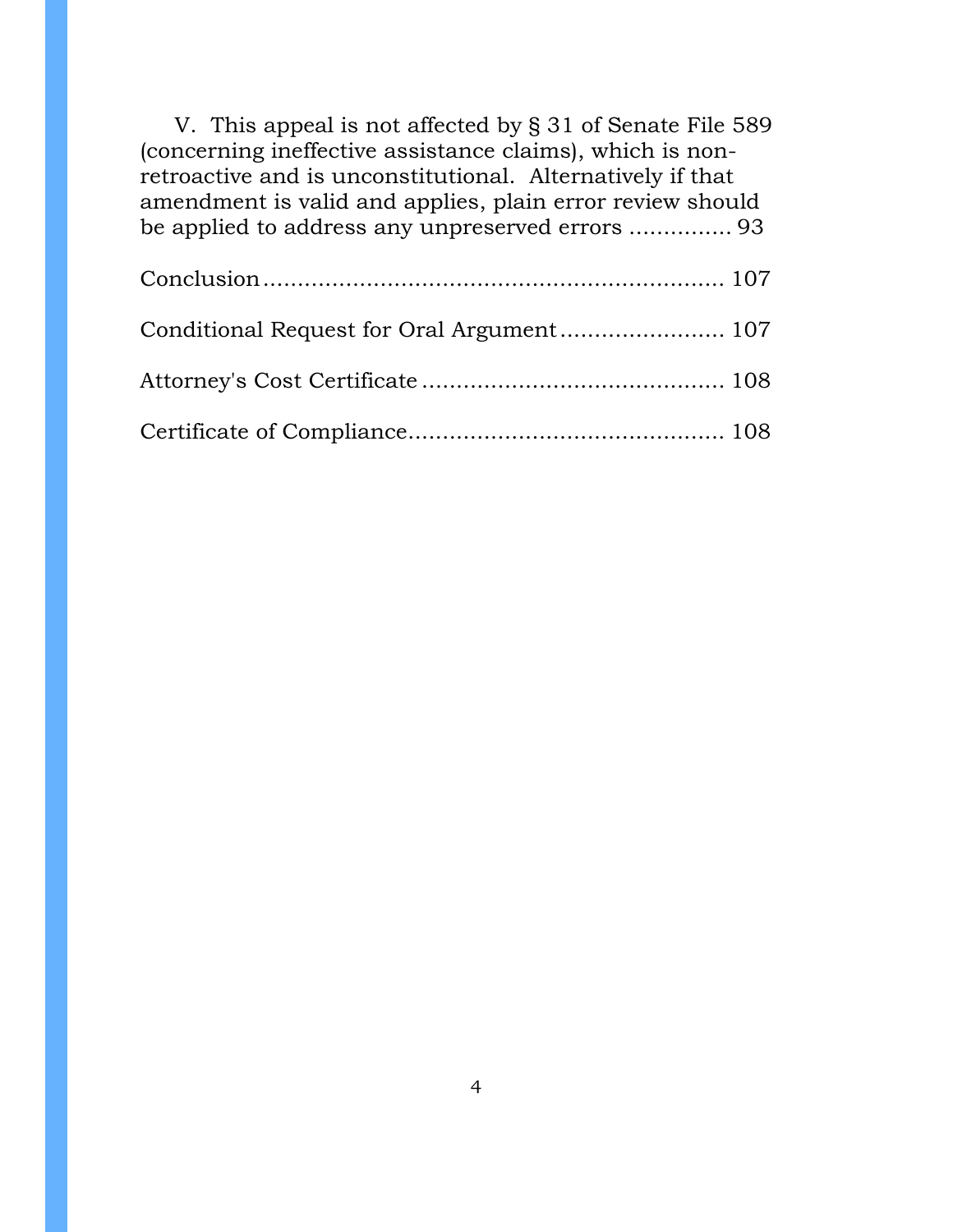V. This appeal is not affected by § 31 of Senate File 589 (concerning ineffective assistance claims), which is non-retroactive and is unconstitutional. Alternatively if that amendment is valid and applies, plain error review should be applied to address any unpreserved errors ............... 93

Conclusion ................................................................. 107

Conditional Request for Oral Argument ........................ 107

Attorney's Cost Certificate ........................................... 108

Certificate of Compliance.............................................. 108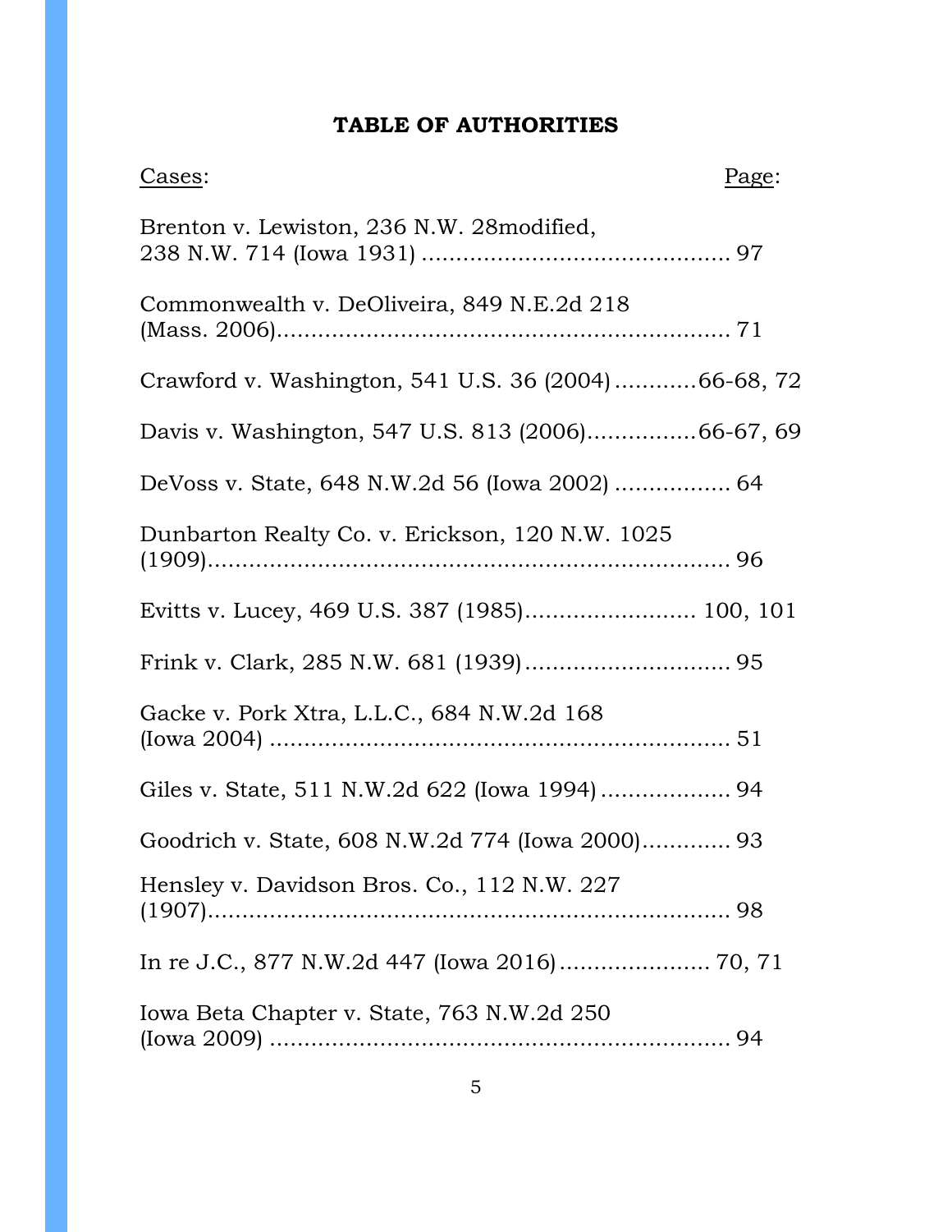## TABLE OF AUTHORITIES

| Cases: | Page: |
|---|---|
| Brenton v. Lewiston, 236 N.W. 28modified, 238 N.W. 714 (Iowa 1931) | 97 |
| Commonwealth v. DeOliveira, 849 N.E.2d 218 (Mass. 2006) | 71 |
| Crawford v. Washington, 541 U.S. 36 (2004) | 66-68, 72 |
| Davis v. Washington, 547 U.S. 813 (2006) | 66-67, 69 |
| DeVoss v. State, 648 N.W.2d 56 (Iowa 2002) | 64 |
| Dunbarton Realty Co. v. Erickson, 120 N.W. 1025 (1909) | 96 |
| Evitts v. Lucey, 469 U.S. 387 (1985) | 100, 101 |
| Frink v. Clark, 285 N.W. 681 (1939) | 95 |
| Gacke v. Pork Xtra, L.L.C., 684 N.W.2d 168 (Iowa 2004) | 51 |
| Giles v. State, 511 N.W.2d 622 (Iowa 1994) | 94 |
| Goodrich v. State, 608 N.W.2d 774 (Iowa 2000) | 93 |
| Hensley v. Davidson Bros. Co., 112 N.W. 227 (1907) | 98 |
| In re J.C., 877 N.W.2d 447 (Iowa 2016) | 70, 71 |
| Iowa Beta Chapter v. State, 763 N.W.2d 250 (Iowa 2009) | 94 |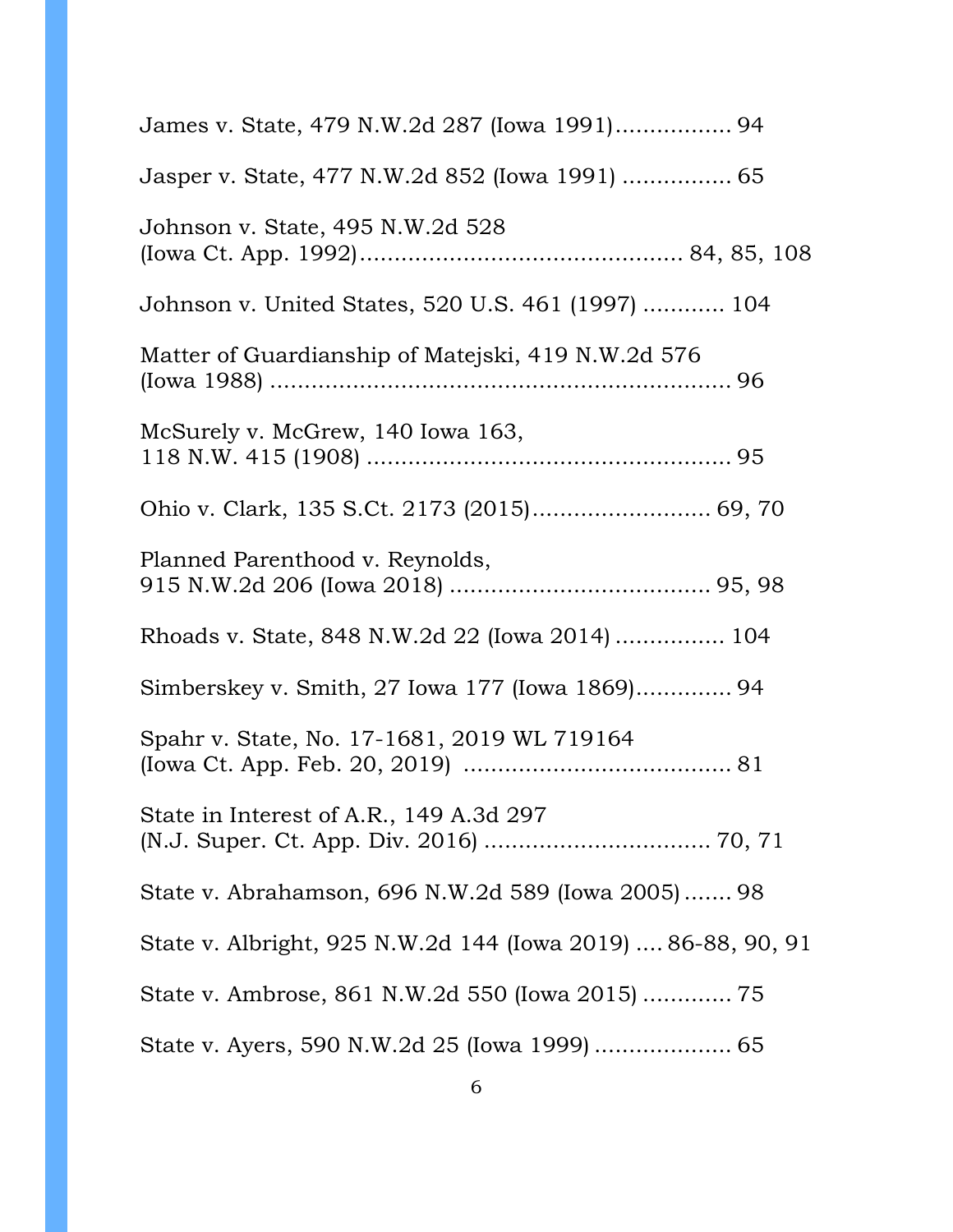James v. State, 479 N.W.2d 287 (Iowa 1991)................ 94

Jasper v. State, 477 N.W.2d 852 (Iowa 1991) ................ 65

Johnson v. State, 495 N.W.2d 528
(Iowa Ct. App. 1992)............................................. 84, 85, 108

Johnson v. United States, 520 U.S. 461 (1997) ............ 104

Matter of Guardianship of Matejski, 419 N.W.2d 576
(Iowa 1988) ................................................................. 96

McSurely v. McGrew, 140 Iowa 163,
118 N.W. 415 (1908) .................................................... 95

Ohio v. Clark, 135 S.Ct. 2173 (2015).......................... 69, 70

Planned Parenthood v. Reynolds,
915 N.W.2d 206 (Iowa 2018) ..................................... 95, 98

Rhoads v. State, 848 N.W.2d 22 (Iowa 2014) ................ 104

Simberskey v. Smith, 27 Iowa 177 (Iowa 1869)............. 94

Spahr v. State, No. 17-1681, 2019 WL 719164
(Iowa Ct. App. Feb. 20, 2019) ...................................... 81

State in Interest of A.R., 149 A.3d 297
(N.J. Super. Ct. App. Div. 2016) ................................ 70, 71

State v. Abrahamson, 696 N.W.2d 589 (Iowa 2005)....... 98

State v. Albright, 925 N.W.2d 144 (Iowa 2019) .... 86-88, 90, 91

State v. Ambrose, 861 N.W.2d 550 (Iowa 2015) ............. 75

State v. Ayers, 590 N.W.2d 25 (Iowa 1999) .................... 65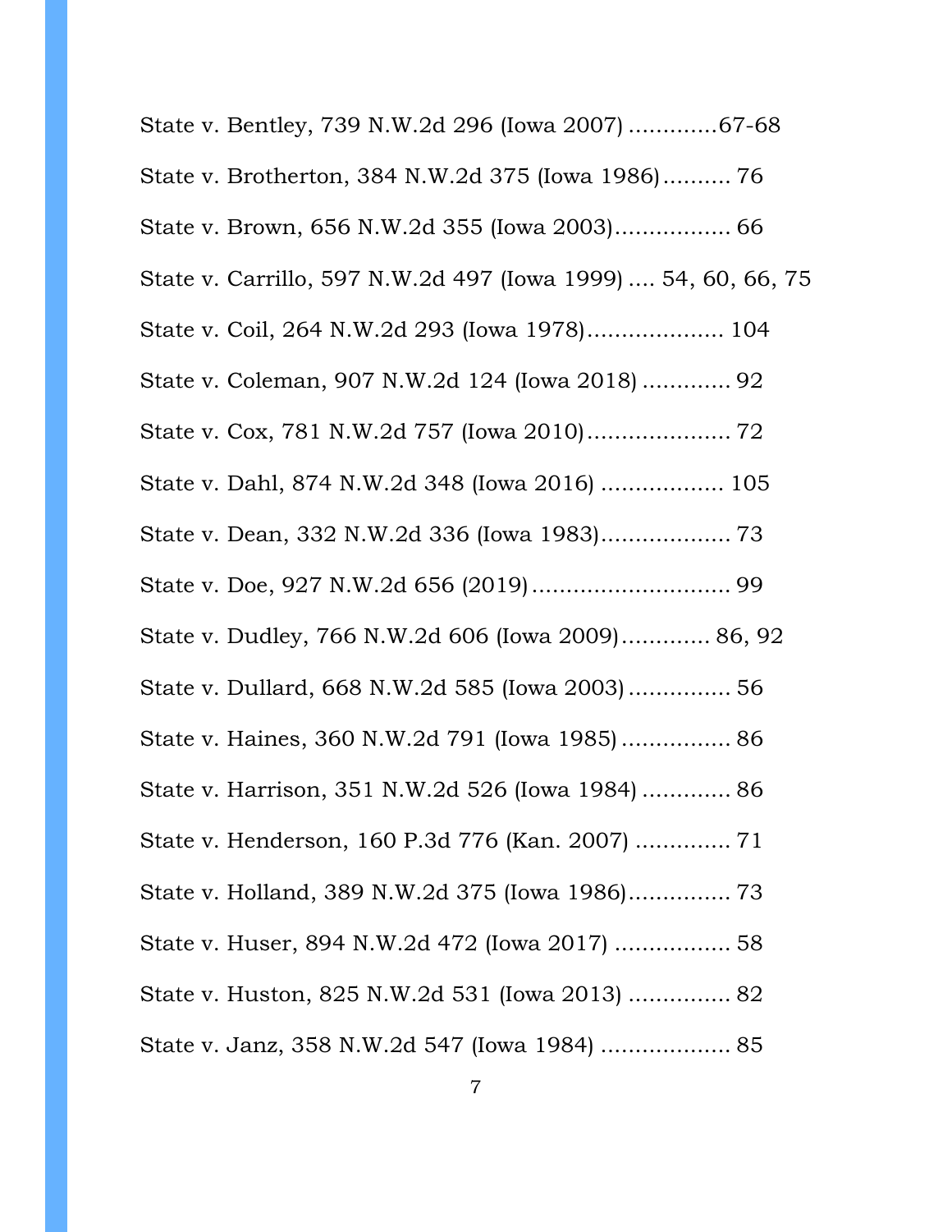State v. Bentley, 739 N.W.2d 296 (Iowa 2007) .............67-68

State v. Brotherton, 384 N.W.2d 375 (Iowa 1986).......... 76

State v. Brown, 656 N.W.2d 355 (Iowa 2003)................. 66

State v. Carrillo, 597 N.W.2d 497 (Iowa 1999) .... 54, 60, 66, 75

State v. Coil, 264 N.W.2d 293 (Iowa 1978).................... 104

State v. Coleman, 907 N.W.2d 124 (Iowa 2018) ............ 92

State v. Cox, 781 N.W.2d 757 (Iowa 2010)..................... 72

State v. Dahl, 874 N.W.2d 348 (Iowa 2016) ................. 105

State v. Dean, 332 N.W.2d 336 (Iowa 1983)................... 73

State v. Doe, 927 N.W.2d 656 (2019)............................ 99

State v. Dudley, 766 N.W.2d 606 (Iowa 2009)............ 86, 92

State v. Dullard, 668 N.W.2d 585 (Iowa 2003)............... 56

State v. Haines, 360 N.W.2d 791 (Iowa 1985)................ 86

State v. Harrison, 351 N.W.2d 526 (Iowa 1984) ............ 86

State v. Henderson, 160 P.3d 776 (Kan. 2007) ............. 71

State v. Holland, 389 N.W.2d 375 (Iowa 1986).............. 73

State v. Huser, 894 N.W.2d 472 (Iowa 2017) ................ 58

State v. Huston, 825 N.W.2d 531 (Iowa 2013) ............... 82

State v. Janz, 358 N.W.2d 547 (Iowa 1984) .................. 85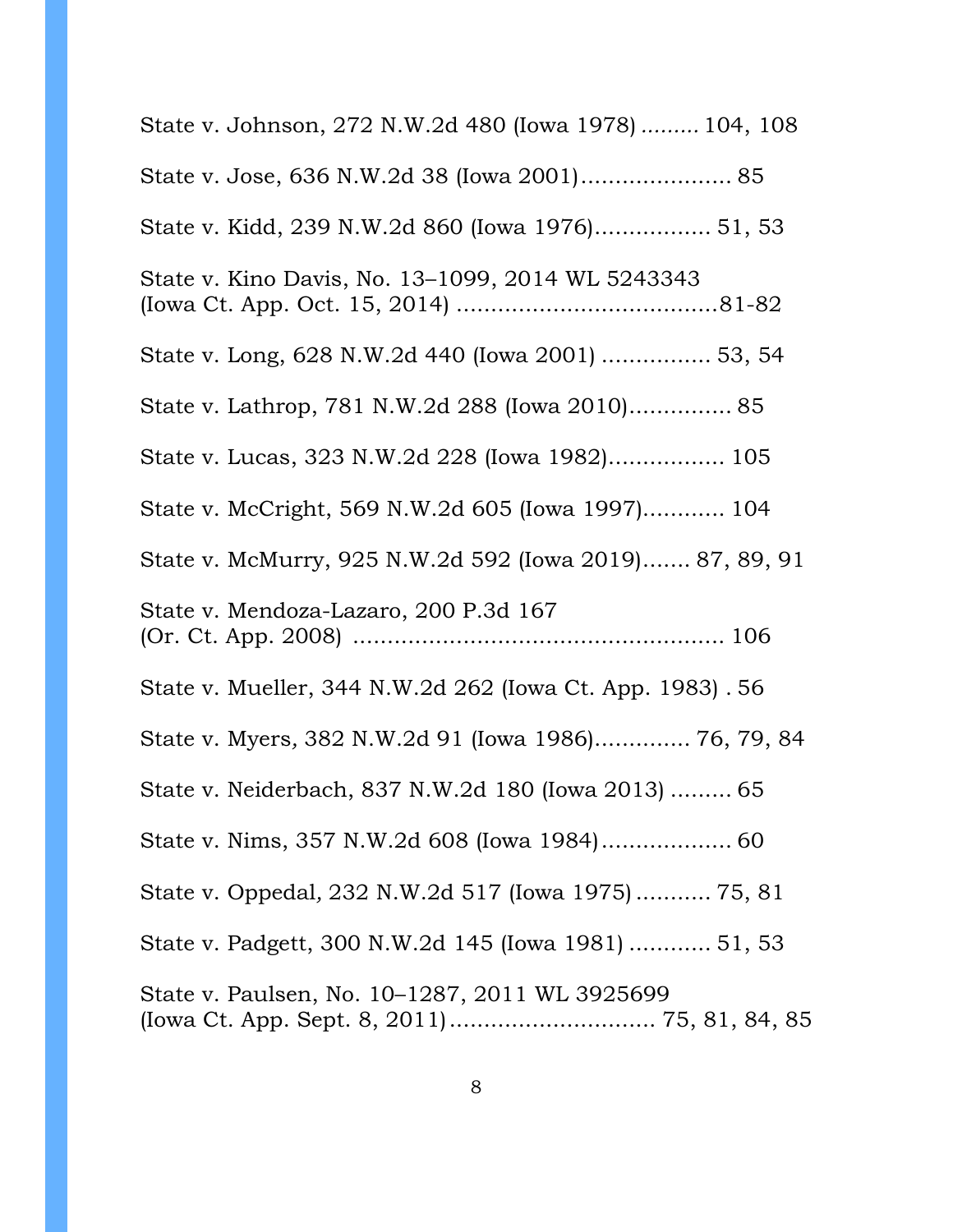State v. Johnson, 272 N.W.2d 480 (Iowa 1978) ......... 104, 108

State v. Jose, 636 N.W.2d 38 (Iowa 2001)...................... 85

State v. Kidd, 239 N.W.2d 860 (Iowa 1976)................. 51, 53

State v. Kino Davis, No. 13–1099, 2014 WL 5243343 (Iowa Ct. App. Oct. 15, 2014) ......................................81-82

State v. Long, 628 N.W.2d 440 (Iowa 2001) ................ 53, 54

State v. Lathrop, 781 N.W.2d 288 (Iowa 2010)............... 85

State v. Lucas, 323 N.W.2d 228 (Iowa 1982)................. 105

State v. McCright, 569 N.W.2d 605 (Iowa 1997)............ 104

State v. McMurry, 925 N.W.2d 592 (Iowa 2019)....... 87, 89, 91

State v. Mendoza-Lazaro, 200 P.3d 167 (Or. Ct. App. 2008) ...................................................... 106

State v. Mueller, 344 N.W.2d 262 (Iowa Ct. App. 1983) . 56

State v. Myers, 382 N.W.2d 91 (Iowa 1986)............. 76, 79, 84

State v. Neiderbach, 837 N.W.2d 180 (Iowa 2013) ......... 65

State v. Nims, 357 N.W.2d 608 (Iowa 1984)................... 60

State v. Oppedal, 232 N.W.2d 517 (Iowa 1975)........... 75, 81

State v. Padgett, 300 N.W.2d 145 (Iowa 1981) ............ 51, 53

State v. Paulsen, No. 10–1287, 2011 WL 3925699 (Iowa Ct. App. Sept. 8, 2011).............................. 75, 81, 84, 85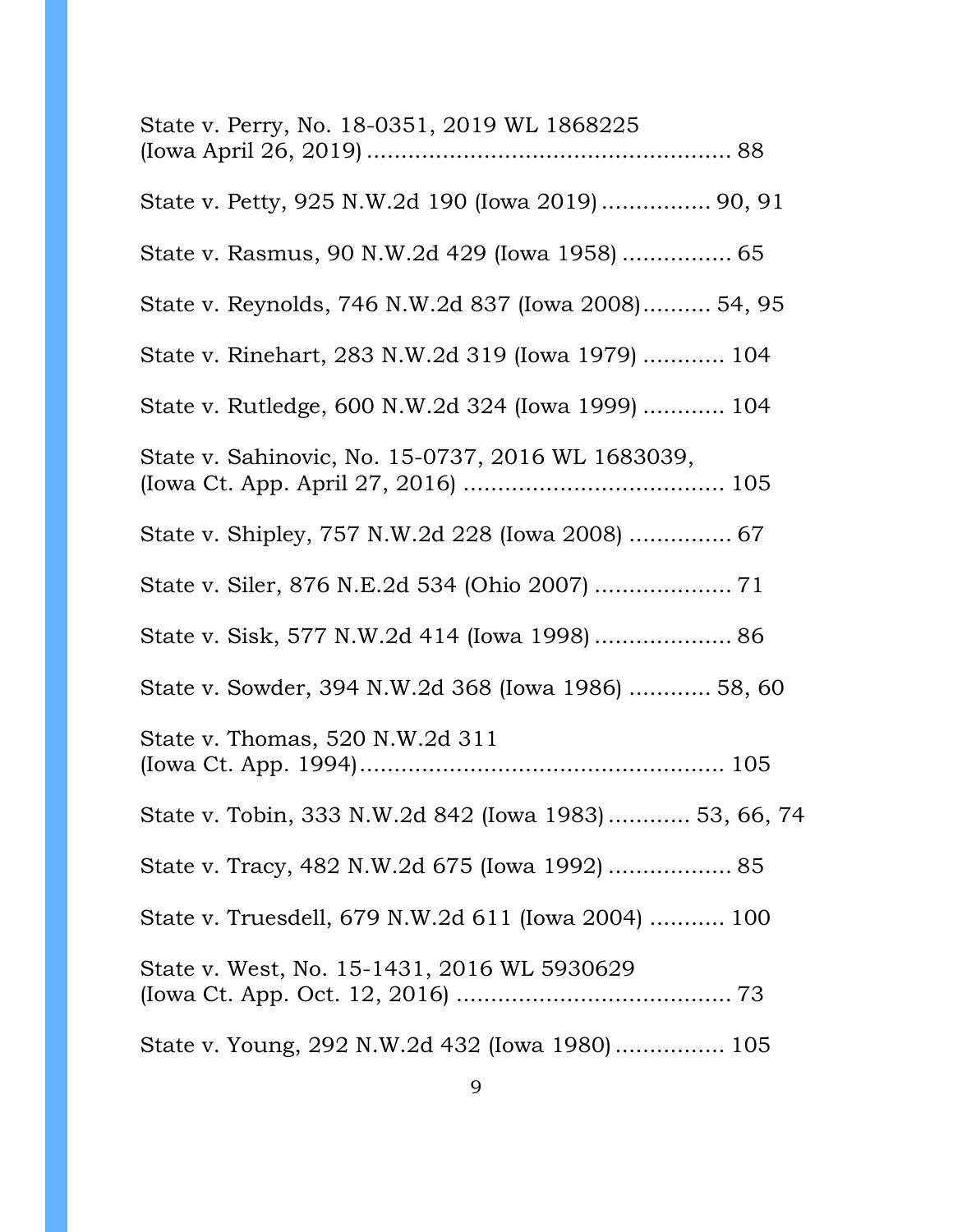State v. Perry, No. 18-0351, 2019 WL 1868225 (Iowa April 26, 2019) ..................................................... 88

State v. Petty, 925 N.W.2d 190 (Iowa 2019) ................ 90, 91

State v. Rasmus, 90 N.W.2d 429 (Iowa 1958) ................ 65

State v. Reynolds, 746 N.W.2d 837 (Iowa 2008).......... 54, 95

State v. Rinehart, 283 N.W.2d 319 (Iowa 1979) ............ 104

State v. Rutledge, 600 N.W.2d 324 (Iowa 1999) ............ 104

State v. Sahinovic, No. 15-0737, 2016 WL 1683039, (Iowa Ct. App. April 27, 2016) ...................................... 105

State v. Shipley, 757 N.W.2d 228 (Iowa 2008) ............... 67

State v. Siler, 876 N.E.2d 534 (Ohio 2007) .................... 71

State v. Sisk, 577 N.W.2d 414 (Iowa 1998) .................... 86

State v. Sowder, 394 N.W.2d 368 (Iowa 1986) ............ 58, 60

State v. Thomas, 520 N.W.2d 311 (Iowa Ct. App. 1994)..................................................... 105

State v. Tobin, 333 N.W.2d 842 (Iowa 1983)............ 53, 66, 74

State v. Tracy, 482 N.W.2d 675 (Iowa 1992) .................. 85

State v. Truesdell, 679 N.W.2d 611 (Iowa 2004) ........... 100

State v. West, No. 15-1431, 2016 WL 5930629 (Iowa Ct. App. Oct. 12, 2016) ........................................ 73

State v. Young, 292 N.W.2d 432 (Iowa 1980)................ 105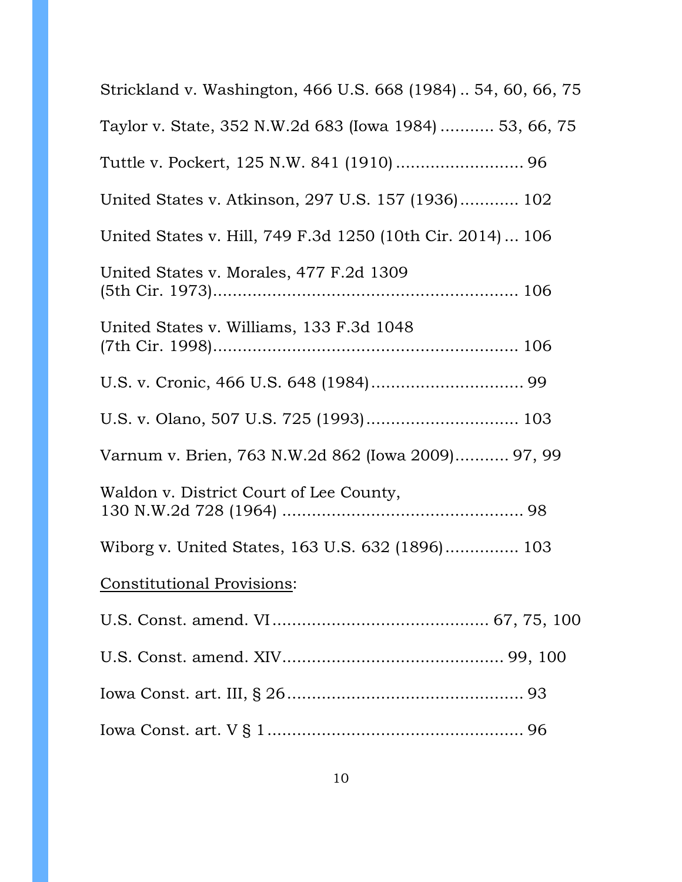Strickland v. Washington, 466 U.S. 668 (1984) .. 54, 60, 66, 75

Taylor v. State, 352 N.W.2d 683 (Iowa 1984) ........... 53, 66, 75

Tuttle v. Pockert, 125 N.W. 841 (1910) .......................... 96

United States v. Atkinson, 297 U.S. 157 (1936) ............ 102

United States v. Hill, 749 F.3d 1250 (10th Cir. 2014) ... 106

United States v. Morales, 477 F.2d 1309 (5th Cir. 1973) ............................................................. 106

United States v. Williams, 133 F.3d 1048 (7th Cir. 1998) ............................................................. 106

U.S. v. Cronic, 466 U.S. 648 (1984) ............................... 99

U.S. v. Olano, 507 U.S. 725 (1993) ............................... 103

Varnum v. Brien, 763 N.W.2d 862 (Iowa 2009) ........... 97, 99

Waldon v. District Court of Lee County, 130 N.W.2d 728 (1964) ................................................. 98

Wiborg v. United States, 163 U.S. 632 (1896) ............... 103

<u>Constitutional Provisions</u>:

U.S. Const. amend. VI ............................................ 67, 75, 100

U.S. Const. amend. XIV ............................................. 99, 100

Iowa Const. art. III, § 26 ................................................ 93

Iowa Const. art. V § 1 .................................................... 96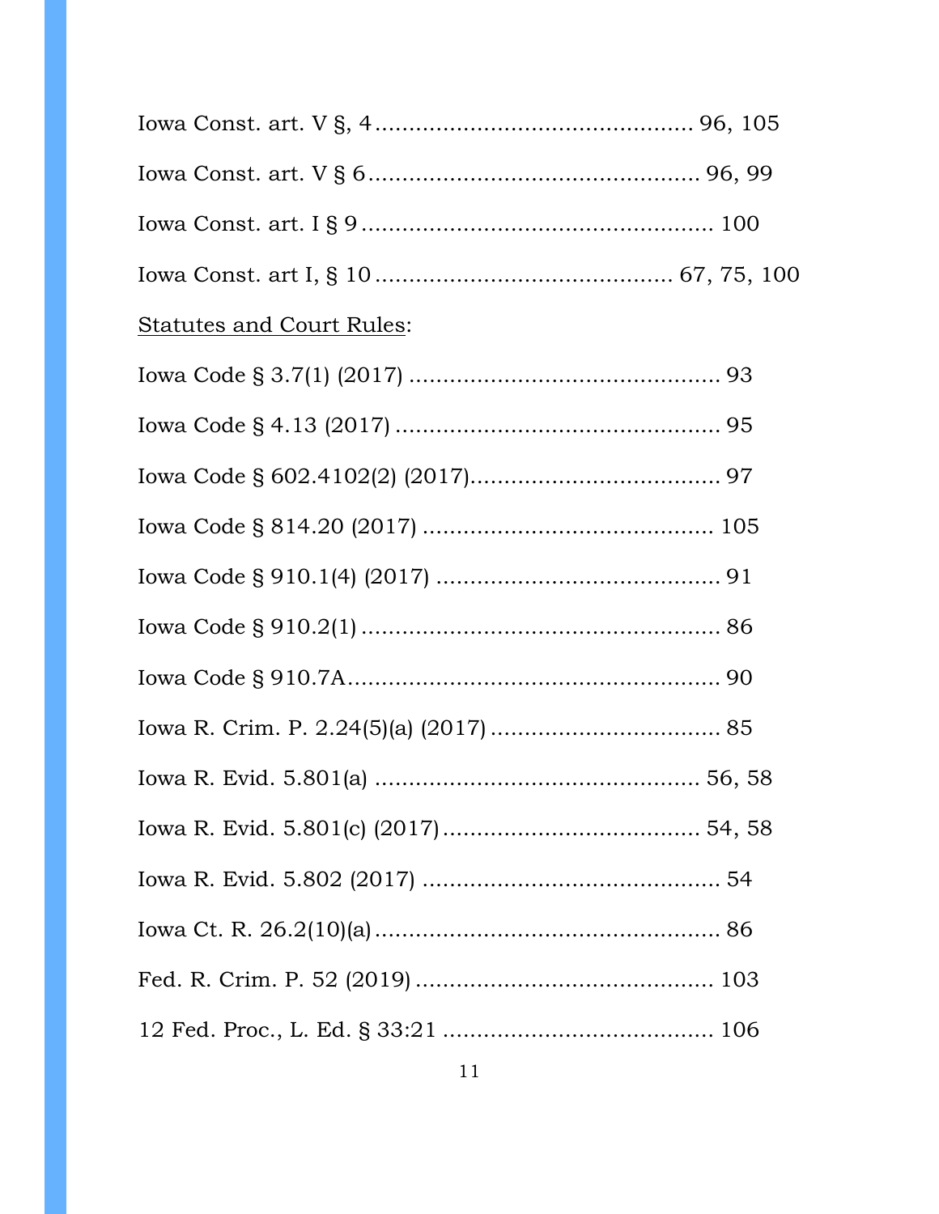Iowa Const. art. V §, 4 ............................................. 96, 105

Iowa Const. art. V § 6 ............................................... 96, 99

Iowa Const. art. I § 9 .................................................. 100

Iowa Const. art I, § 10 .......................................... 67, 75, 100

<u>Statutes and Court Rules</u>:

Iowa Code § 3.7(1) (2017) ............................................ 93

Iowa Code § 4.13 (2017) ............................................... 95

Iowa Code § 602.4102(2) (2017).................................... 97

Iowa Code § 814.20 (2017) .......................................... 105

Iowa Code § 910.1(4) (2017) ......................................... 91

Iowa Code § 910.2(1) .................................................... 86

Iowa Code § 910.7A...................................................... 90

Iowa R. Crim. P. 2.24(5)(a) (2017) ................................. 85

Iowa R. Evid. 5.801(a) ............................................... 56, 58

Iowa R. Evid. 5.801(c) (2017) ..................................... 54, 58

Iowa R. Evid. 5.802 (2017) ........................................... 54

Iowa Ct. R. 26.2(10)(a).................................................. 86

Fed. R. Crim. P. 52 (2019) ........................................... 103

12 Fed. Proc., L. Ed. § 33:21 ....................................... 106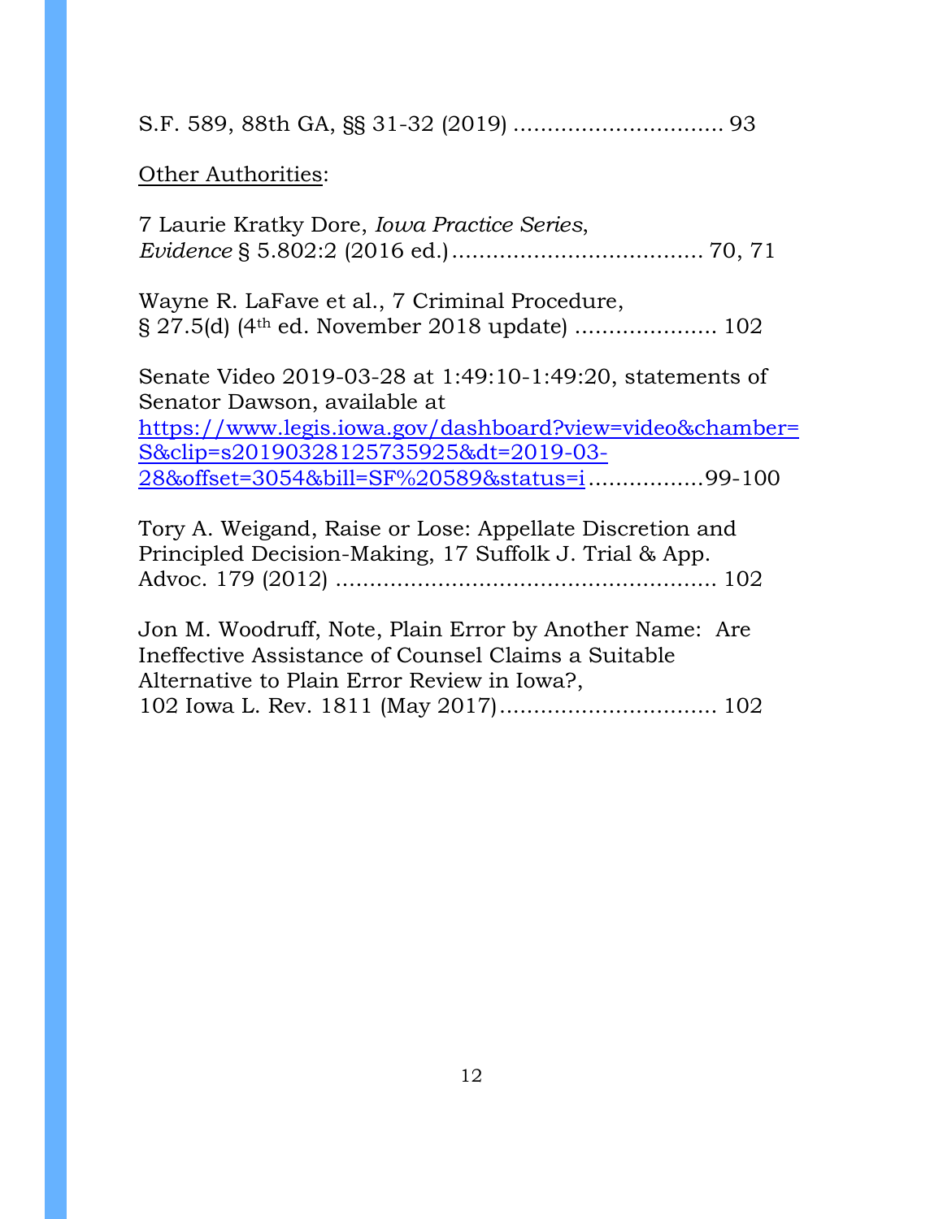S.F. 589, 88th GA, §§ 31-32 (2019) .............................. 93

Other Authorities:

7 Laurie Kratky Dore, *Iowa Practice Series*, *Evidence* § 5.802:2 (2016 ed.).................................... 70, 71

Wayne R. LaFave et al., 7 Criminal Procedure, § 27.5(d) (4th ed. November 2018 update) .................... 102

Senate Video 2019-03-28 at 1:49:10-1:49:20, statements of Senator Dawson, available at https://www.legis.iowa.gov/dashboard?view=video&chamber=S&clip=s20190328125735925&dt=2019-03-28&offset=3054&bill=SF%20589&status=i................99-100

Tory A. Weigand, Raise or Lose: Appellate Discretion and Principled Decision-Making, 17 Suffolk J. Trial & App. Advoc. 179 (2012) ....................................................... 102

Jon M. Woodruff, Note, Plain Error by Another Name: Are Ineffective Assistance of Counsel Claims a Suitable Alternative to Plain Error Review in Iowa?, 102 Iowa L. Rev. 1811 (May 2017)............................... 102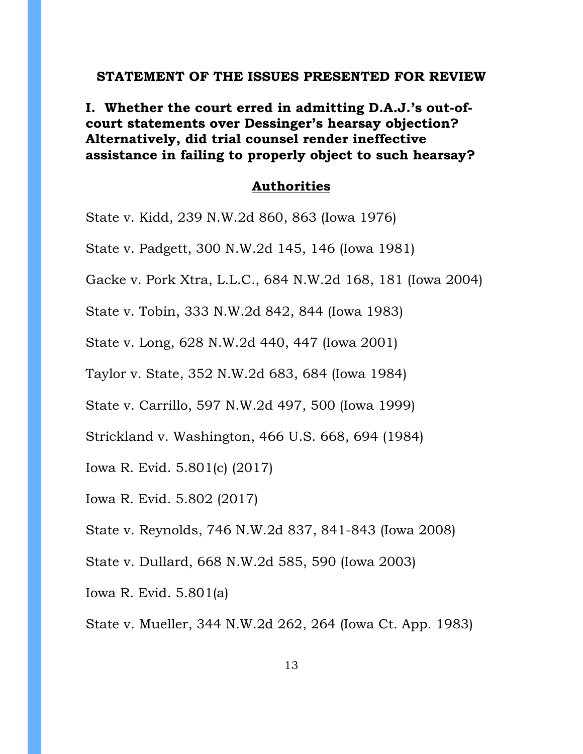## STATEMENT OF THE ISSUES PRESENTED FOR REVIEW

**I. Whether the court erred in admitting D.A.J.'s out-of-court statements over Dessinger's hearsay objection? Alternatively, did trial counsel render ineffective assistance in failing to properly object to such hearsay?**

**Authorities**

State v. Kidd, 239 N.W.2d 860, 863 (Iowa 1976)

State v. Padgett, 300 N.W.2d 145, 146 (Iowa 1981)

Gacke v. Pork Xtra, L.L.C., 684 N.W.2d 168, 181 (Iowa 2004)

State v. Tobin, 333 N.W.2d 842, 844 (Iowa 1983)

State v. Long, 628 N.W.2d 440, 447 (Iowa 2001)

Taylor v. State, 352 N.W.2d 683, 684 (Iowa 1984)

State v. Carrillo, 597 N.W.2d 497, 500 (Iowa 1999)

Strickland v. Washington, 466 U.S. 668, 694 (1984)

Iowa R. Evid. 5.801(c) (2017)

Iowa R. Evid. 5.802 (2017)

State v. Reynolds, 746 N.W.2d 837, 841-843 (Iowa 2008)

State v. Dullard, 668 N.W.2d 585, 590 (Iowa 2003)

Iowa R. Evid. 5.801(a)

State v. Mueller, 344 N.W.2d 262, 264 (Iowa Ct. App. 1983)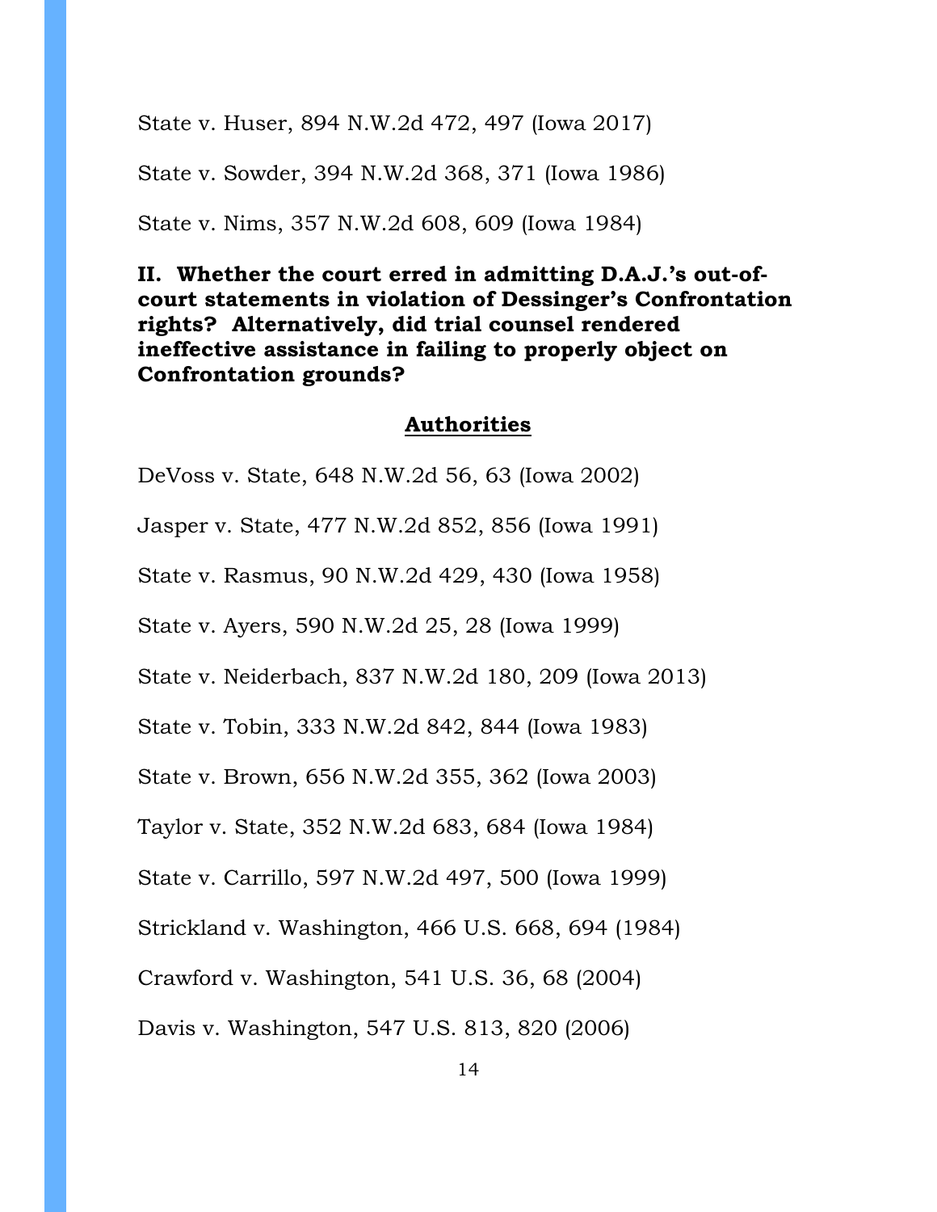State v. Huser, 894 N.W.2d 472, 497 (Iowa 2017)

State v. Sowder, 394 N.W.2d 368, 371 (Iowa 1986)

State v. Nims, 357 N.W.2d 608, 609 (Iowa 1984)

**II. Whether the court erred in admitting D.A.J.'s out-of-court statements in violation of Dessinger's Confrontation rights? Alternatively, did trial counsel rendered ineffective assistance in failing to properly object on Confrontation grounds?**

**<u>Authorities</u>**

DeVoss v. State, 648 N.W.2d 56, 63 (Iowa 2002)

Jasper v. State, 477 N.W.2d 852, 856 (Iowa 1991)

State v. Rasmus, 90 N.W.2d 429, 430 (Iowa 1958)

State v. Ayers, 590 N.W.2d 25, 28 (Iowa 1999)

State v. Neiderbach, 837 N.W.2d 180, 209 (Iowa 2013)

State v. Tobin, 333 N.W.2d 842, 844 (Iowa 1983)

State v. Brown, 656 N.W.2d 355, 362 (Iowa 2003)

Taylor v. State, 352 N.W.2d 683, 684 (Iowa 1984)

State v. Carrillo, 597 N.W.2d 497, 500 (Iowa 1999)

Strickland v. Washington, 466 U.S. 668, 694 (1984)

Crawford v. Washington, 541 U.S. 36, 68 (2004)

Davis v. Washington, 547 U.S. 813, 820 (2006)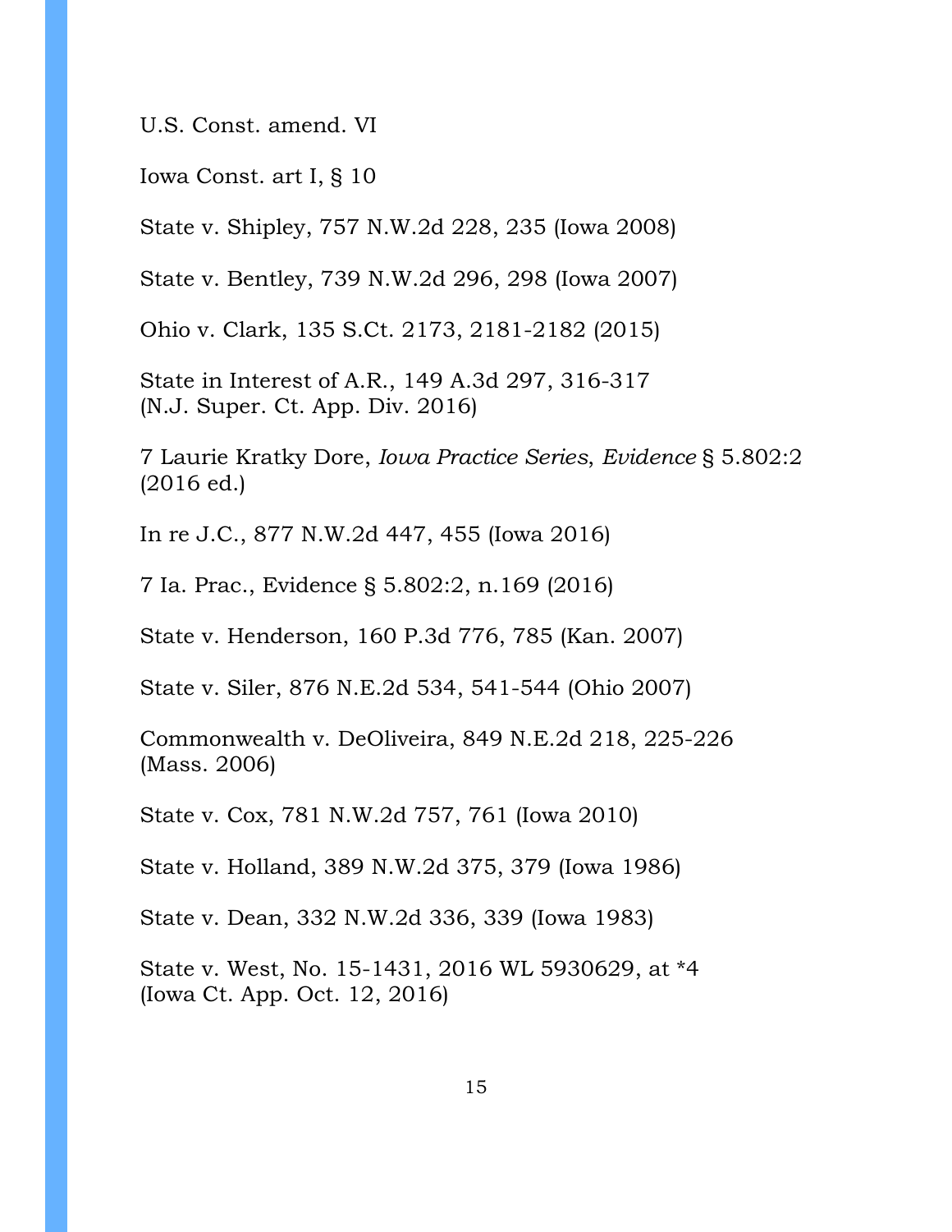U.S. Const. amend. VI

Iowa Const. art I, § 10

State v. Shipley, 757 N.W.2d 228, 235 (Iowa 2008)

State v. Bentley, 739 N.W.2d 296, 298 (Iowa 2007)

Ohio v. Clark, 135 S.Ct. 2173, 2181-2182 (2015)

State in Interest of A.R., 149 A.3d 297, 316-317 (N.J. Super. Ct. App. Div. 2016)

7 Laurie Kratky Dore, *Iowa Practice Series*, *Evidence* § 5.802:2 (2016 ed.)

In re J.C., 877 N.W.2d 447, 455 (Iowa 2016)

7 Ia. Prac., Evidence § 5.802:2, n.169 (2016)

State v. Henderson, 160 P.3d 776, 785 (Kan. 2007)

State v. Siler, 876 N.E.2d 534, 541-544 (Ohio 2007)

Commonwealth v. DeOliveira, 849 N.E.2d 218, 225-226 (Mass. 2006)

State v. Cox, 781 N.W.2d 757, 761 (Iowa 2010)

State v. Holland, 389 N.W.2d 375, 379 (Iowa 1986)

State v. Dean, 332 N.W.2d 336, 339 (Iowa 1983)

State v. West, No. 15-1431, 2016 WL 5930629, at *4 (Iowa Ct. App. Oct. 12, 2016)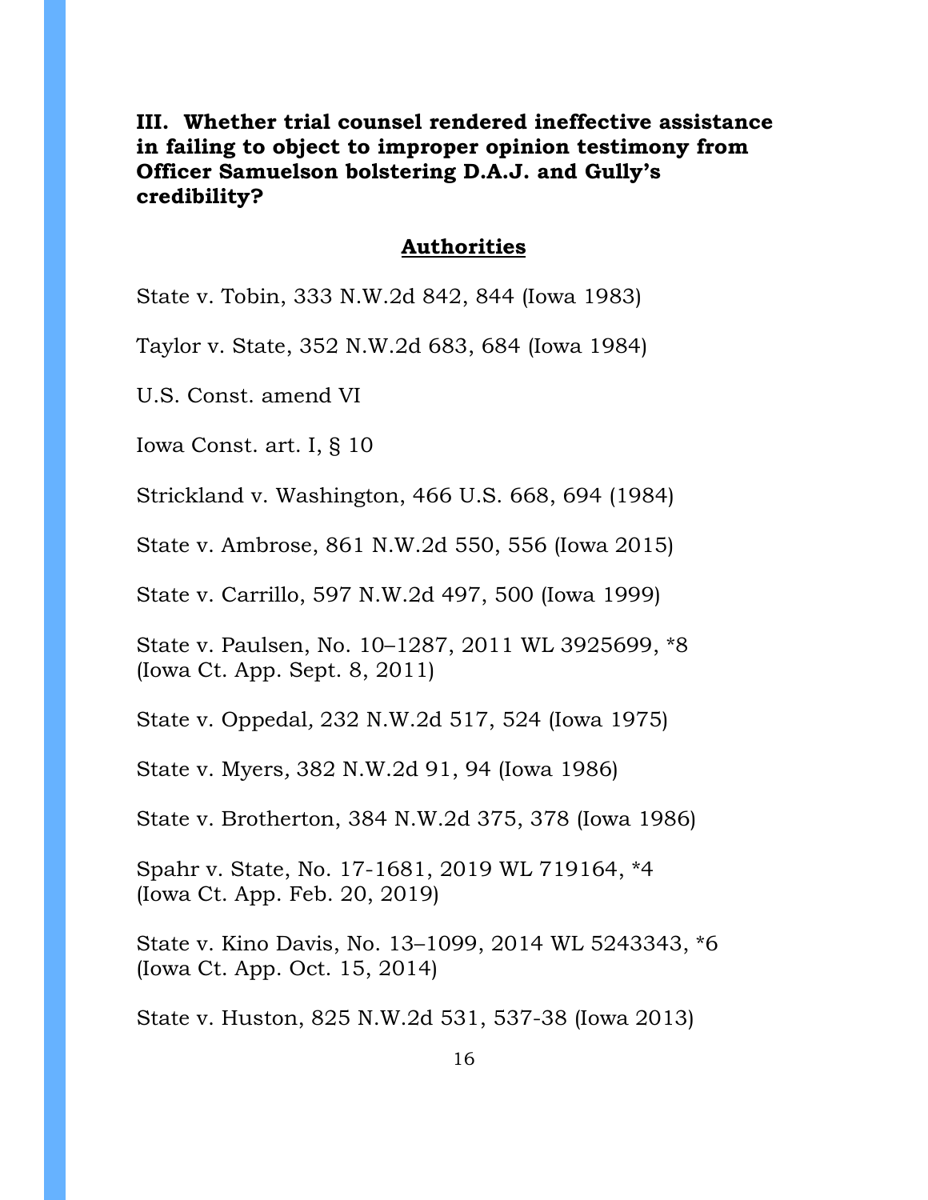**III. Whether trial counsel rendered ineffective assistance in failing to object to improper opinion testimony from Officer Samuelson bolstering D.A.J. and Gully's credibility?**

**Authorities**

State v. Tobin, 333 N.W.2d 842, 844 (Iowa 1983)

Taylor v. State, 352 N.W.2d 683, 684 (Iowa 1984)

U.S. Const. amend VI

Iowa Const. art. I, § 10

Strickland v. Washington, 466 U.S. 668, 694 (1984)

State v. Ambrose, 861 N.W.2d 550, 556 (Iowa 2015)

State v. Carrillo, 597 N.W.2d 497, 500 (Iowa 1999)

State v. Paulsen, No. 10–1287, 2011 WL 3925699, *8 (Iowa Ct. App. Sept. 8, 2011)

State v. Oppedal, 232 N.W.2d 517, 524 (Iowa 1975)

State v. Myers, 382 N.W.2d 91, 94 (Iowa 1986)

State v. Brotherton, 384 N.W.2d 375, 378 (Iowa 1986)

Spahr v. State, No. 17-1681, 2019 WL 719164, *4 (Iowa Ct. App. Feb. 20, 2019)

State v. Kino Davis, No. 13–1099, 2014 WL 5243343, *6 (Iowa Ct. App. Oct. 15, 2014)

State v. Huston, 825 N.W.2d 531, 537-38 (Iowa 2013)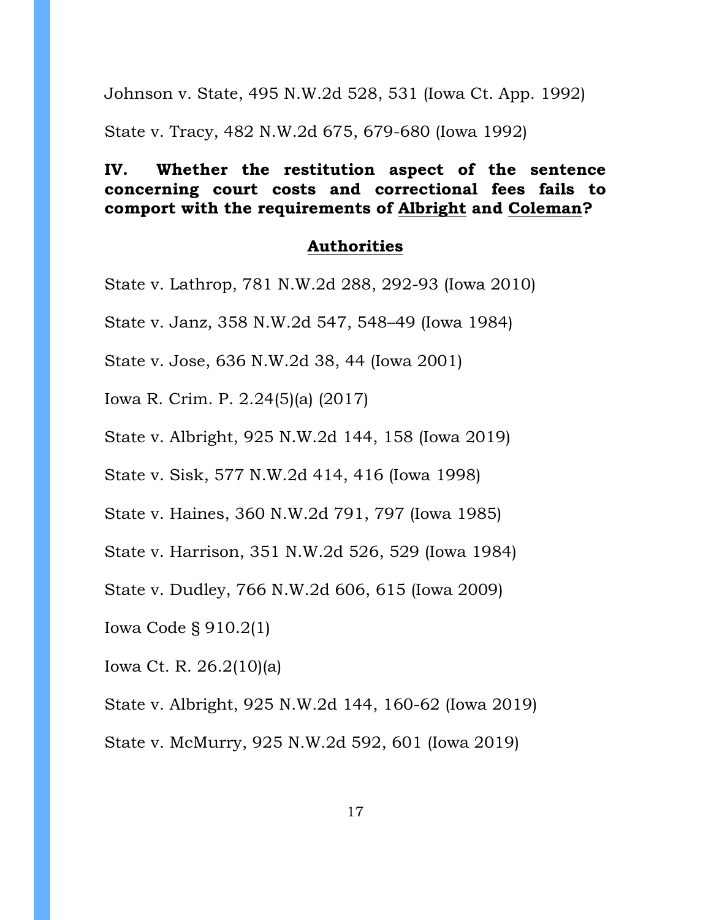Johnson v. State, 495 N.W.2d 528, 531 (Iowa Ct. App. 1992)

State v. Tracy, 482 N.W.2d 675, 679-680 (Iowa 1992)

**IV. Whether the restitution aspect of the sentence concerning court costs and correctional fees fails to comport with the requirements of Albright and Coleman?**

**Authorities**

State v. Lathrop, 781 N.W.2d 288, 292-93 (Iowa 2010)

State v. Janz, 358 N.W.2d 547, 548–49 (Iowa 1984)

State v. Jose, 636 N.W.2d 38, 44 (Iowa 2001)

Iowa R. Crim. P. 2.24(5)(a) (2017)

State v. Albright, 925 N.W.2d 144, 158 (Iowa 2019)

State v. Sisk, 577 N.W.2d 414, 416 (Iowa 1998)

State v. Haines, 360 N.W.2d 791, 797 (Iowa 1985)

State v. Harrison, 351 N.W.2d 526, 529 (Iowa 1984)

State v. Dudley, 766 N.W.2d 606, 615 (Iowa 2009)

Iowa Code § 910.2(1)

Iowa Ct. R. 26.2(10)(a)

State v. Albright, 925 N.W.2d 144, 160-62 (Iowa 2019)

State v. McMurry, 925 N.W.2d 592, 601 (Iowa 2019)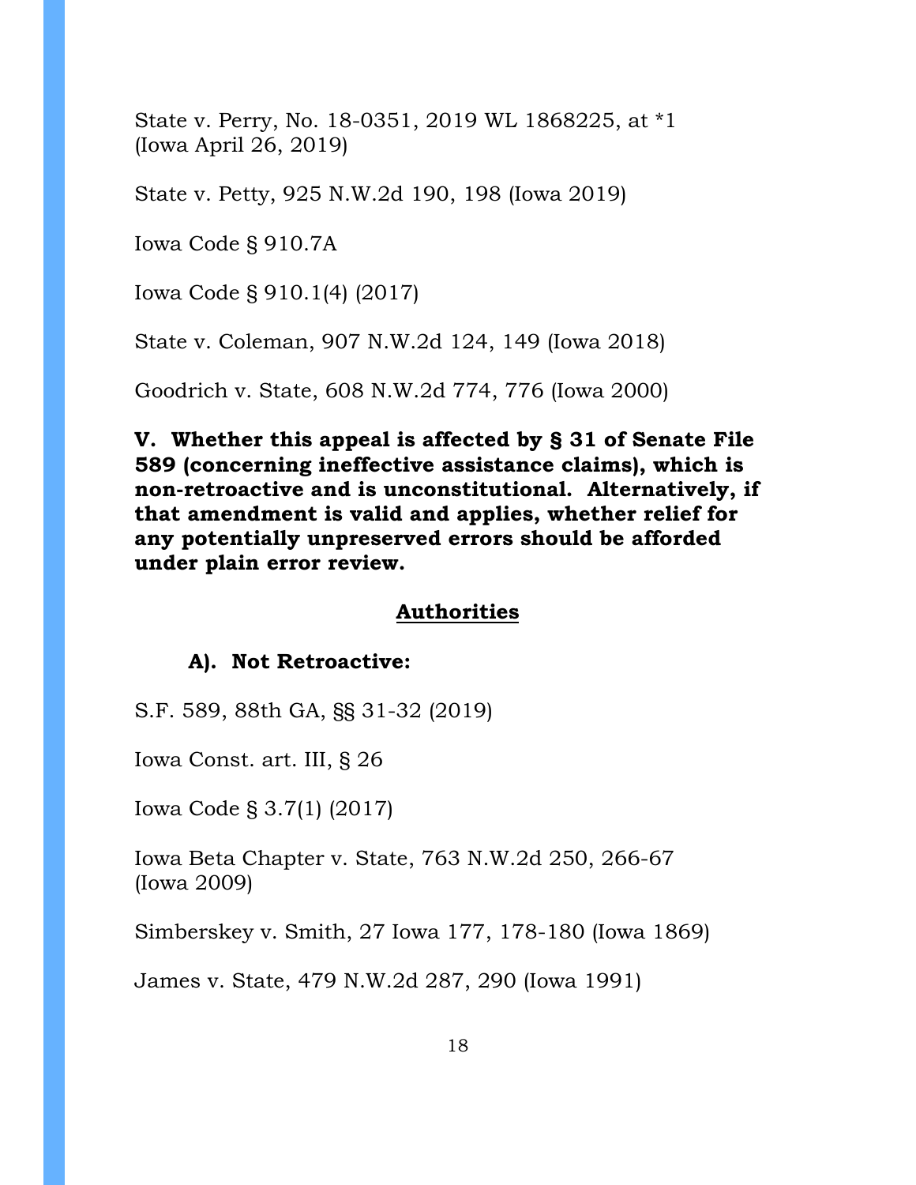State v. Perry, No. 18-0351, 2019 WL 1868225, at *1 (Iowa April 26, 2019)

State v. Petty, 925 N.W.2d 190, 198 (Iowa 2019)

Iowa Code § 910.7A

Iowa Code § 910.1(4) (2017)

State v. Coleman, 907 N.W.2d 124, 149 (Iowa 2018)

Goodrich v. State, 608 N.W.2d 774, 776 (Iowa 2000)

**V. Whether this appeal is affected by § 31 of Senate File 589 (concerning ineffective assistance claims), which is non-retroactive and is unconstitutional. Alternatively, if that amendment is valid and applies, whether relief for any potentially unpreserved errors should be afforded under plain error review.**

**Authorities**

**A). Not Retroactive:**

S.F. 589, 88th GA, §§ 31-32 (2019)

Iowa Const. art. III, § 26

Iowa Code § 3.7(1) (2017)

Iowa Beta Chapter v. State, 763 N.W.2d 250, 266-67 (Iowa 2009)

Simberskey v. Smith, 27 Iowa 177, 178-180 (Iowa 1869)

James v. State, 479 N.W.2d 287, 290 (Iowa 1991)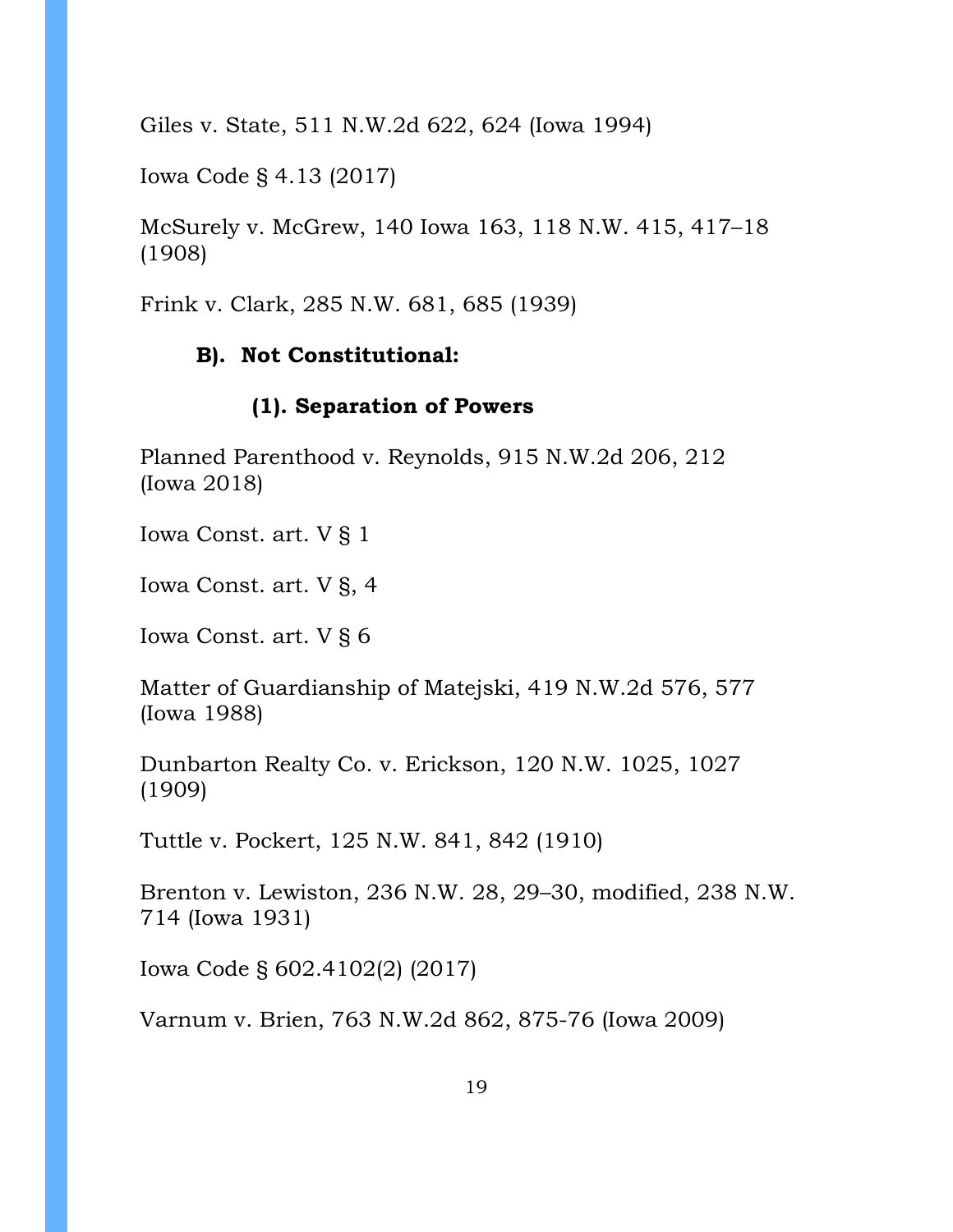Giles v. State, 511 N.W.2d 622, 624 (Iowa 1994)

Iowa Code § 4.13 (2017)

McSurely v. McGrew, 140 Iowa 163, 118 N.W. 415, 417–18 (1908)

Frink v. Clark, 285 N.W. 681, 685 (1939)

**B). Not Constitutional:**

**(1). Separation of Powers**

Planned Parenthood v. Reynolds, 915 N.W.2d 206, 212 (Iowa 2018)

Iowa Const. art. V § 1

Iowa Const. art. V §, 4

Iowa Const. art. V § 6

Matter of Guardianship of Matejski, 419 N.W.2d 576, 577 (Iowa 1988)

Dunbarton Realty Co. v. Erickson, 120 N.W. 1025, 1027 (1909)

Tuttle v. Pockert, 125 N.W. 841, 842 (1910)

Brenton v. Lewiston, 236 N.W. 28, 29–30, modified, 238 N.W. 714 (Iowa 1931)

Iowa Code § 602.4102(2) (2017)

Varnum v. Brien, 763 N.W.2d 862, 875-76 (Iowa 2009)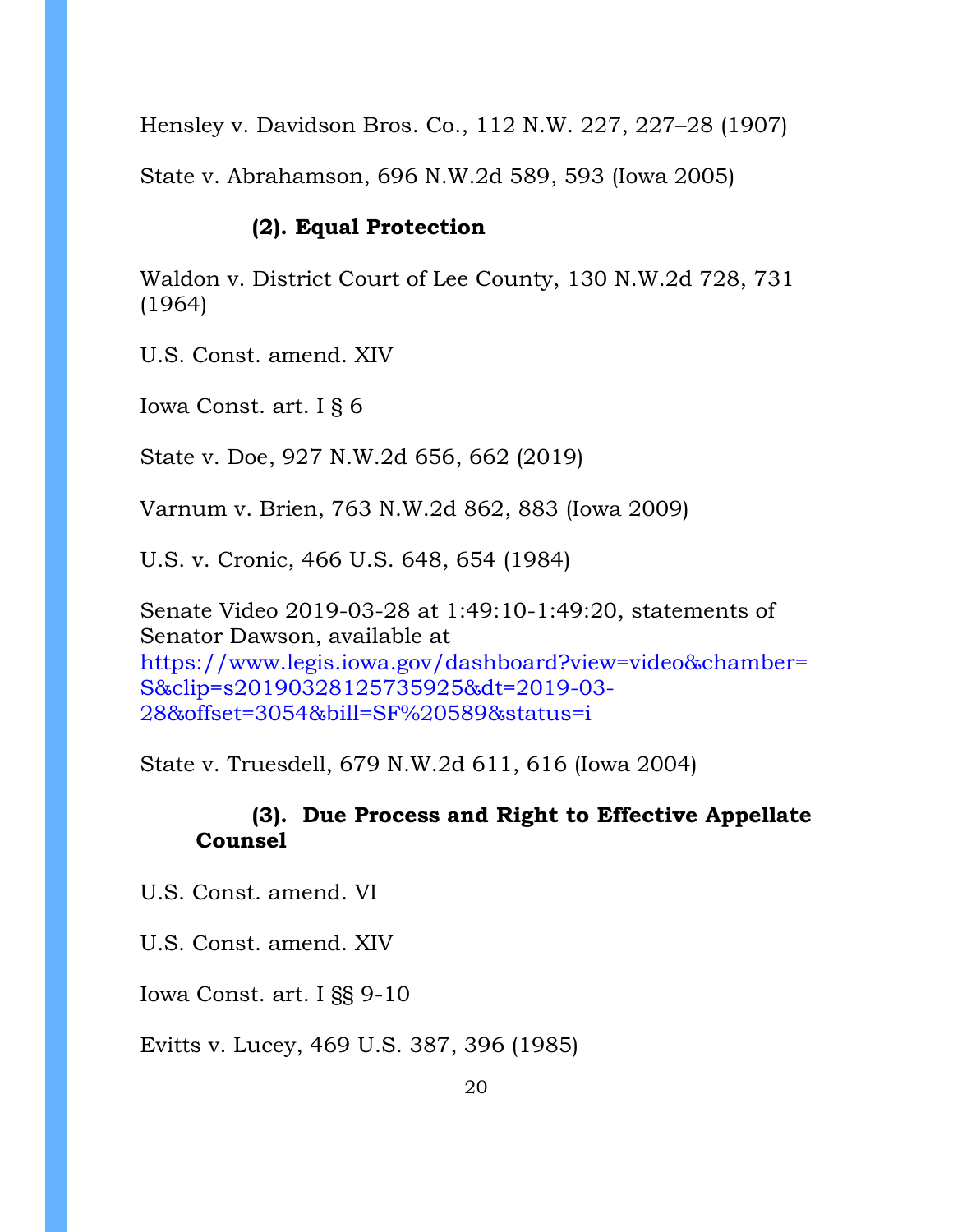Hensley v. Davidson Bros. Co., 112 N.W. 227, 227–28 (1907)

State v. Abrahamson, 696 N.W.2d 589, 593 (Iowa 2005)

**(2). Equal Protection**

Waldon v. District Court of Lee County, 130 N.W.2d 728, 731 (1964)

U.S. Const. amend. XIV

Iowa Const. art. I § 6

State v. Doe, 927 N.W.2d 656, 662 (2019)

Varnum v. Brien, 763 N.W.2d 862, 883 (Iowa 2009)

U.S. v. Cronic, 466 U.S. 648, 654 (1984)

Senate Video 2019-03-28 at 1:49:10-1:49:20, statements of Senator Dawson, available at https://www.legis.iowa.gov/dashboard?view=video&chamber=S&clip=s20190328125735925&dt=2019-03-28&offset=3054&bill=SF%20589&status=i

State v. Truesdell, 679 N.W.2d 611, 616 (Iowa 2004)

**(3). Due Process and Right to Effective Appellate Counsel**

U.S. Const. amend. VI

U.S. Const. amend. XIV

Iowa Const. art. I §§ 9-10

Evitts v. Lucey, 469 U.S. 387, 396 (1985)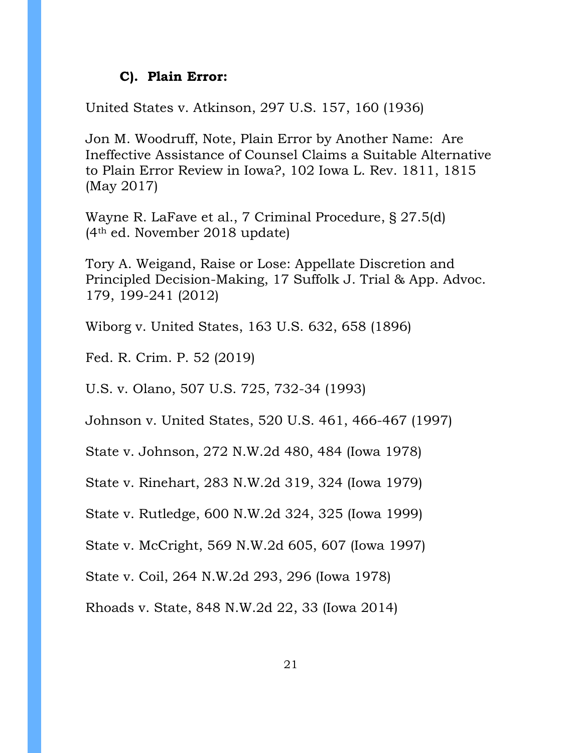### C). Plain Error:

United States v. Atkinson, 297 U.S. 157, 160 (1936)

Jon M. Woodruff, Note, Plain Error by Another Name: Are Ineffective Assistance of Counsel Claims a Suitable Alternative to Plain Error Review in Iowa?, 102 Iowa L. Rev. 1811, 1815 (May 2017)

Wayne R. LaFave et al., 7 Criminal Procedure, § 27.5(d) (4th ed. November 2018 update)

Tory A. Weigand, Raise or Lose: Appellate Discretion and Principled Decision-Making, 17 Suffolk J. Trial & App. Advoc. 179, 199-241 (2012)

Wiborg v. United States, 163 U.S. 632, 658 (1896)

Fed. R. Crim. P. 52 (2019)

U.S. v. Olano, 507 U.S. 725, 732-34 (1993)

Johnson v. United States, 520 U.S. 461, 466-467 (1997)

State v. Johnson, 272 N.W.2d 480, 484 (Iowa 1978)

State v. Rinehart, 283 N.W.2d 319, 324 (Iowa 1979)

State v. Rutledge, 600 N.W.2d 324, 325 (Iowa 1999)

State v. McCright, 569 N.W.2d 605, 607 (Iowa 1997)

State v. Coil, 264 N.W.2d 293, 296 (Iowa 1978)

Rhoads v. State, 848 N.W.2d 22, 33 (Iowa 2014)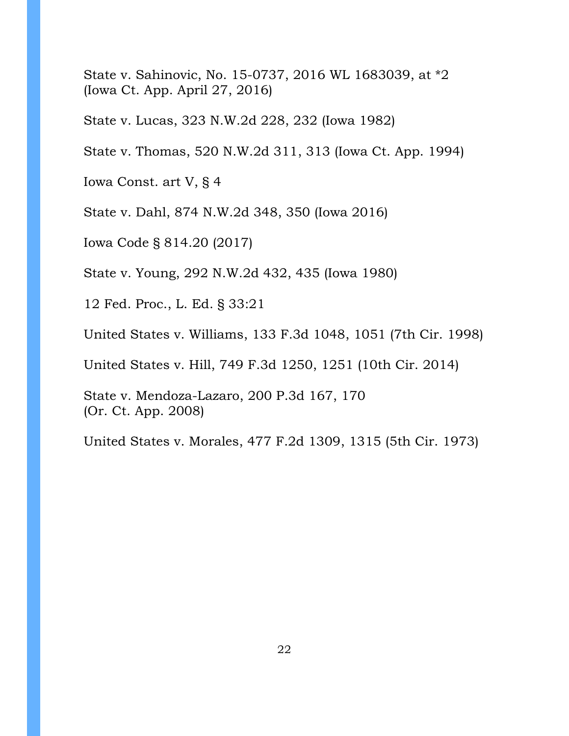State v. Sahinovic, No. 15-0737, 2016 WL 1683039, at *2 (Iowa Ct. App. April 27, 2016)

State v. Lucas, 323 N.W.2d 228, 232 (Iowa 1982)

State v. Thomas, 520 N.W.2d 311, 313 (Iowa Ct. App. 1994)

Iowa Const. art V, § 4

State v. Dahl, 874 N.W.2d 348, 350 (Iowa 2016)

Iowa Code § 814.20 (2017)

State v. Young, 292 N.W.2d 432, 435 (Iowa 1980)

12 Fed. Proc., L. Ed. § 33:21

United States v. Williams, 133 F.3d 1048, 1051 (7th Cir. 1998)

United States v. Hill, 749 F.3d 1250, 1251 (10th Cir. 2014)

State v. Mendoza-Lazaro, 200 P.3d 167, 170 (Or. Ct. App. 2008)

United States v. Morales, 477 F.2d 1309, 1315 (5th Cir. 1973)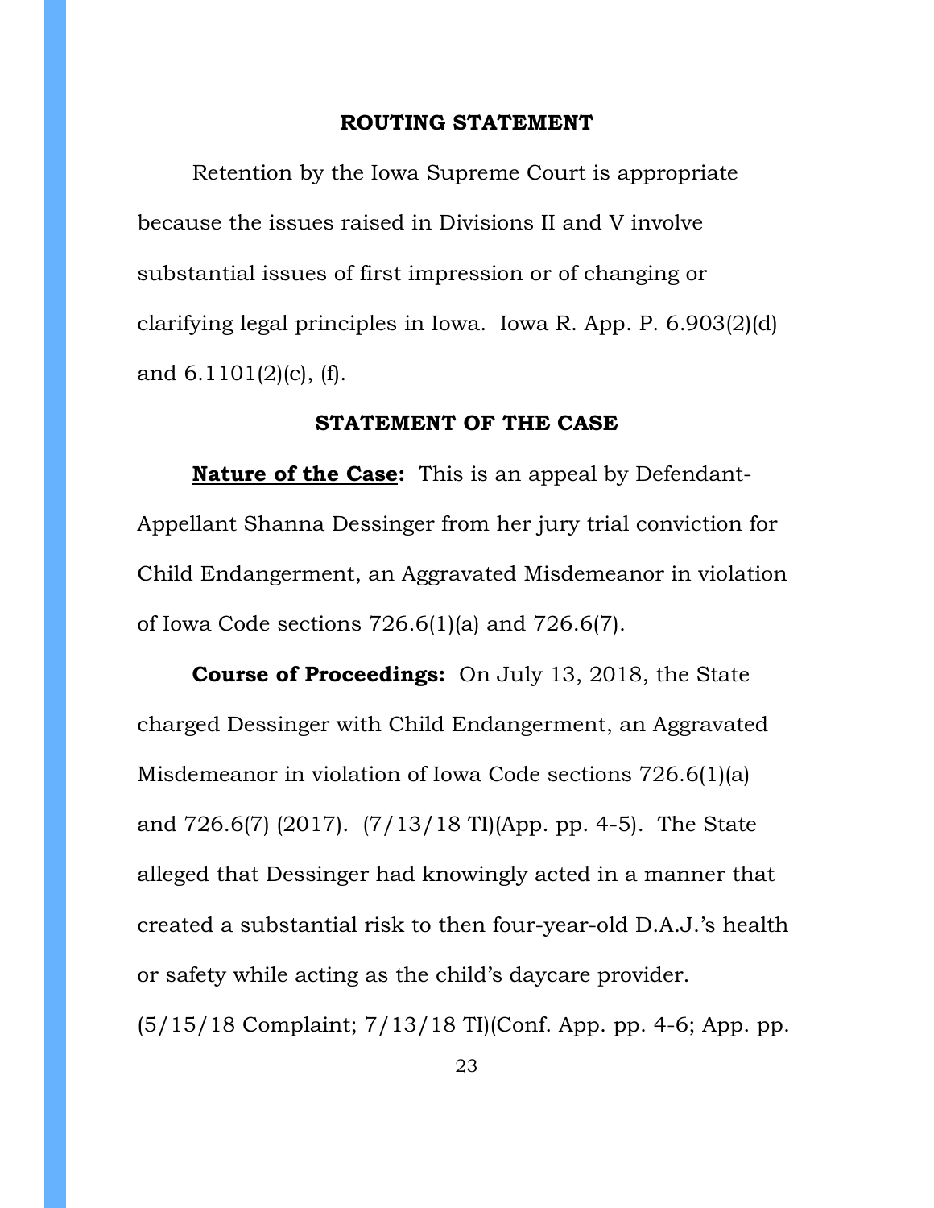## ROUTING STATEMENT

Retention by the Iowa Supreme Court is appropriate because the issues raised in Divisions II and V involve substantial issues of first impression or of changing or clarifying legal principles in Iowa. Iowa R. App. P. 6.903(2)(d) and 6.1101(2)(c), (f).

## STATEMENT OF THE CASE

**Nature of the Case:** This is an appeal by Defendant-Appellant Shanna Dessinger from her jury trial conviction for Child Endangerment, an Aggravated Misdemeanor in violation of Iowa Code sections 726.6(1)(a) and 726.6(7).

**Course of Proceedings:** On July 13, 2018, the State charged Dessinger with Child Endangerment, an Aggravated Misdemeanor in violation of Iowa Code sections 726.6(1)(a) and 726.6(7) (2017). (7/13/18 TI)(App. pp. 4-5). The State alleged that Dessinger had knowingly acted in a manner that created a substantial risk to then four-year-old D.A.J.'s health or safety while acting as the child's daycare provider. (5/15/18 Complaint; 7/13/18 TI)(Conf. App. pp. 4-6; App. pp.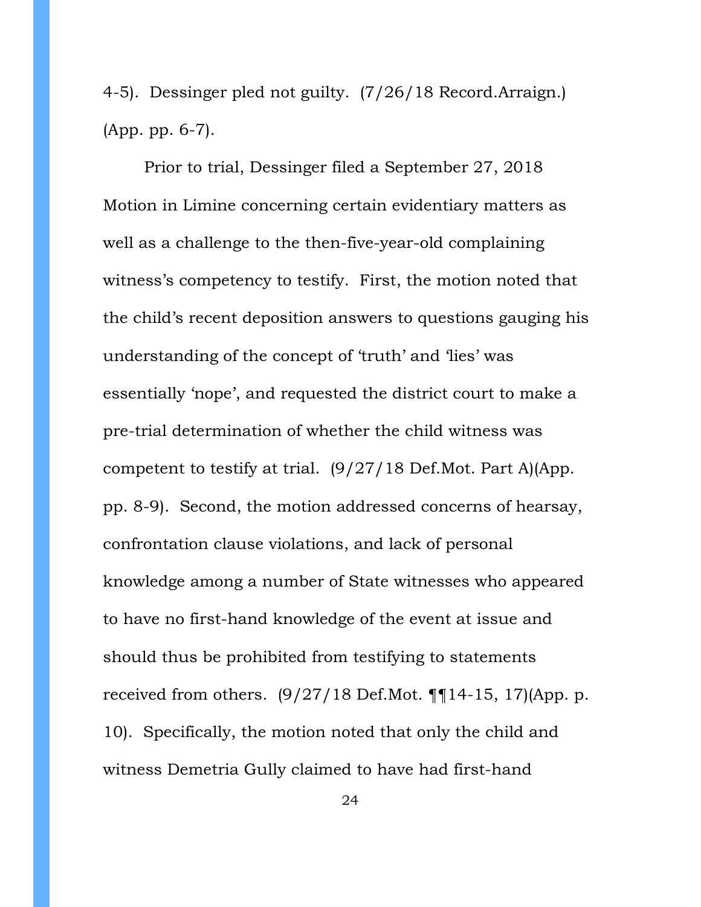4-5). Dessinger pled not guilty. (7/26/18 Record.Arraign.) (App. pp. 6-7).

Prior to trial, Dessinger filed a September 27, 2018 Motion in Limine concerning certain evidentiary matters as well as a challenge to the then-five-year-old complaining witness's competency to testify. First, the motion noted that the child's recent deposition answers to questions gauging his understanding of the concept of 'truth' and 'lies' was essentially 'nope', and requested the district court to make a pre-trial determination of whether the child witness was competent to testify at trial. (9/27/18 Def.Mot. Part A)(App. pp. 8-9). Second, the motion addressed concerns of hearsay, confrontation clause violations, and lack of personal knowledge among a number of State witnesses who appeared to have no first-hand knowledge of the event at issue and should thus be prohibited from testifying to statements received from others. (9/27/18 Def.Mot. ¶¶14-15, 17)(App. p. 10). Specifically, the motion noted that only the child and witness Demetria Gully claimed to have had first-hand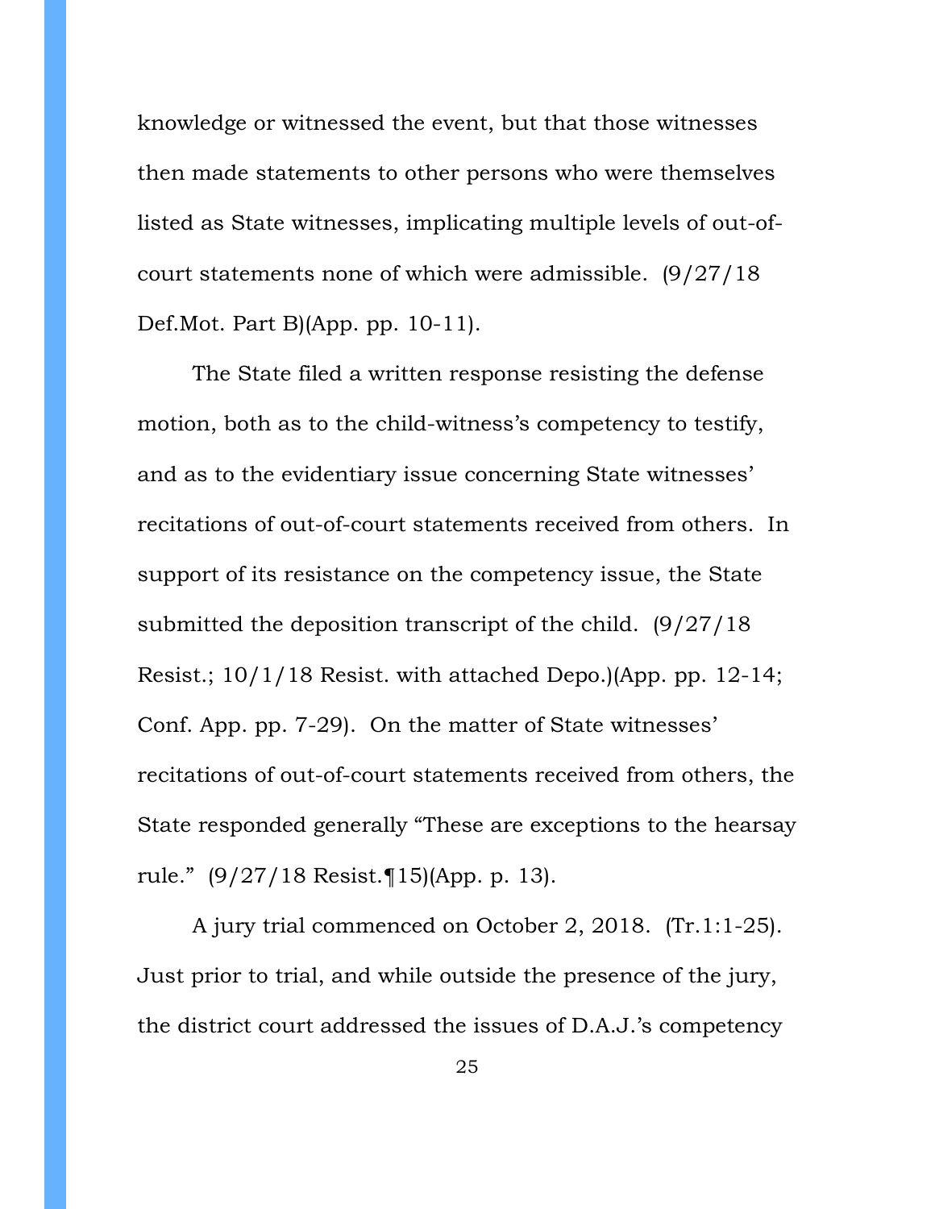knowledge or witnessed the event, but that those witnesses then made statements to other persons who were themselves listed as State witnesses, implicating multiple levels of out-of-court statements none of which were admissible. (9/27/18 Def.Mot. Part B)(App. pp. 10-11).

The State filed a written response resisting the defense motion, both as to the child-witness's competency to testify, and as to the evidentiary issue concerning State witnesses' recitations of out-of-court statements received from others. In support of its resistance on the competency issue, the State submitted the deposition transcript of the child. (9/27/18 Resist.; 10/1/18 Resist. with attached Depo.)(App. pp. 12-14; Conf. App. pp. 7-29). On the matter of State witnesses' recitations of out-of-court statements received from others, the State responded generally "These are exceptions to the hearsay rule." (9/27/18 Resist.¶15)(App. p. 13).

A jury trial commenced on October 2, 2018. (Tr.1:1-25). Just prior to trial, and while outside the presence of the jury, the district court addressed the issues of D.A.J.'s competency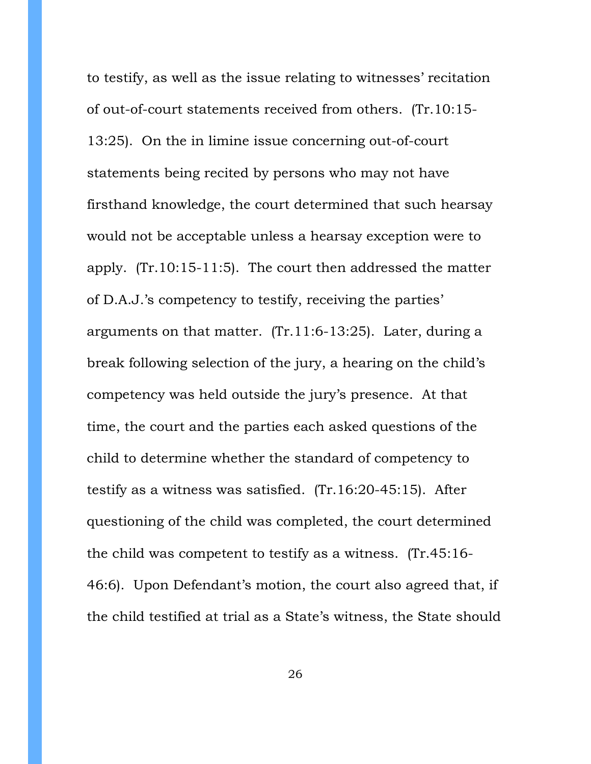to testify, as well as the issue relating to witnesses' recitation of out-of-court statements received from others. (Tr.10:15-13:25). On the in limine issue concerning out-of-court statements being recited by persons who may not have firsthand knowledge, the court determined that such hearsay would not be acceptable unless a hearsay exception were to apply. (Tr.10:15-11:5). The court then addressed the matter of D.A.J.'s competency to testify, receiving the parties' arguments on that matter. (Tr.11:6-13:25). Later, during a break following selection of the jury, a hearing on the child's competency was held outside the jury's presence. At that time, the court and the parties each asked questions of the child to determine whether the standard of competency to testify as a witness was satisfied. (Tr.16:20-45:15). After questioning of the child was completed, the court determined the child was competent to testify as a witness. (Tr.45:16-46:6). Upon Defendant's motion, the court also agreed that, if the child testified at trial as a State's witness, the State should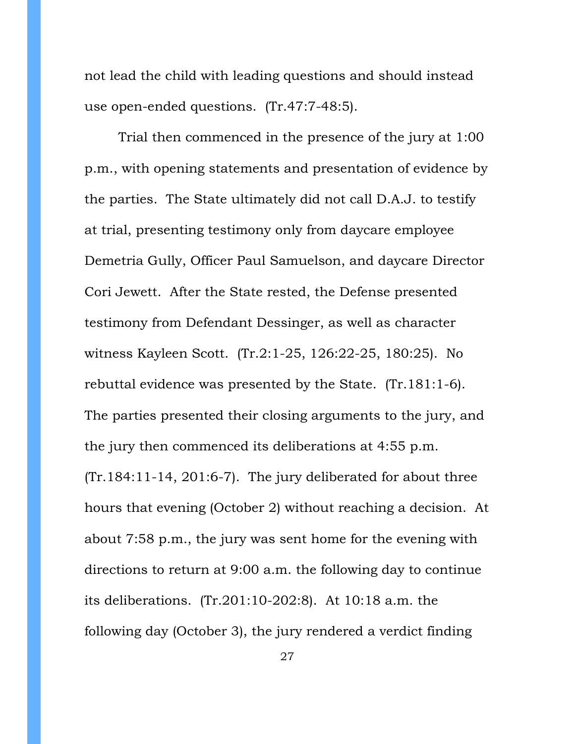not lead the child with leading questions and should instead use open-ended questions. (Tr.47:7-48:5).

Trial then commenced in the presence of the jury at 1:00 p.m., with opening statements and presentation of evidence by the parties. The State ultimately did not call D.A.J. to testify at trial, presenting testimony only from daycare employee Demetria Gully, Officer Paul Samuelson, and daycare Director Cori Jewett. After the State rested, the Defense presented testimony from Defendant Dessinger, as well as character witness Kayleen Scott. (Tr.2:1-25, 126:22-25, 180:25). No rebuttal evidence was presented by the State. (Tr.181:1-6). The parties presented their closing arguments to the jury, and the jury then commenced its deliberations at 4:55 p.m. (Tr.184:11-14, 201:6-7). The jury deliberated for about three hours that evening (October 2) without reaching a decision. At about 7:58 p.m., the jury was sent home for the evening with directions to return at 9:00 a.m. the following day to continue its deliberations. (Tr.201:10-202:8). At 10:18 a.m. the following day (October 3), the jury rendered a verdict finding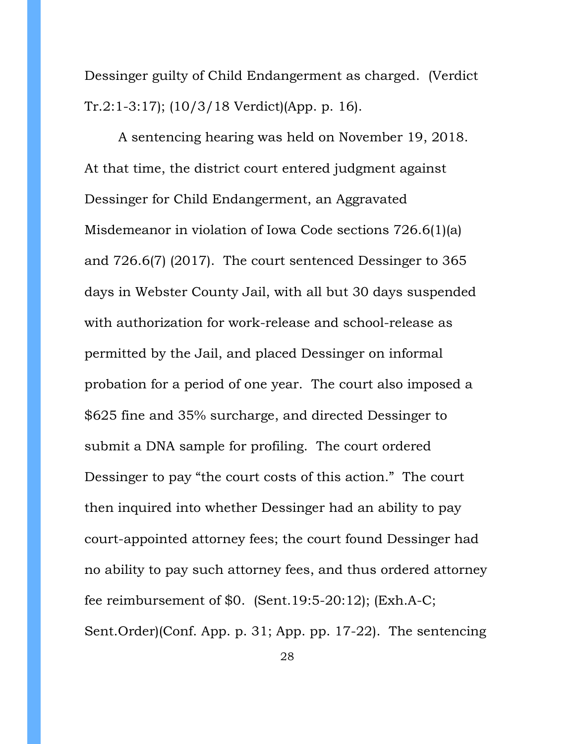Dessinger guilty of Child Endangerment as charged. (Verdict Tr.2:1-3:17); (10/3/18 Verdict)(App. p. 16).

A sentencing hearing was held on November 19, 2018. At that time, the district court entered judgment against Dessinger for Child Endangerment, an Aggravated Misdemeanor in violation of Iowa Code sections 726.6(1)(a) and 726.6(7) (2017). The court sentenced Dessinger to 365 days in Webster County Jail, with all but 30 days suspended with authorization for work-release and school-release as permitted by the Jail, and placed Dessinger on informal probation for a period of one year. The court also imposed a $625 fine and 35% surcharge, and directed Dessinger to submit a DNA sample for profiling. The court ordered Dessinger to pay "the court costs of this action." The court then inquired into whether Dessinger had an ability to pay court-appointed attorney fees; the court found Dessinger had no ability to pay such attorney fees, and thus ordered attorney fee reimbursement of $0. (Sent.19:5-20:12); (Exh.A-C; Sent.Order)(Conf. App. p. 31; App. pp. 17-22). The sentencing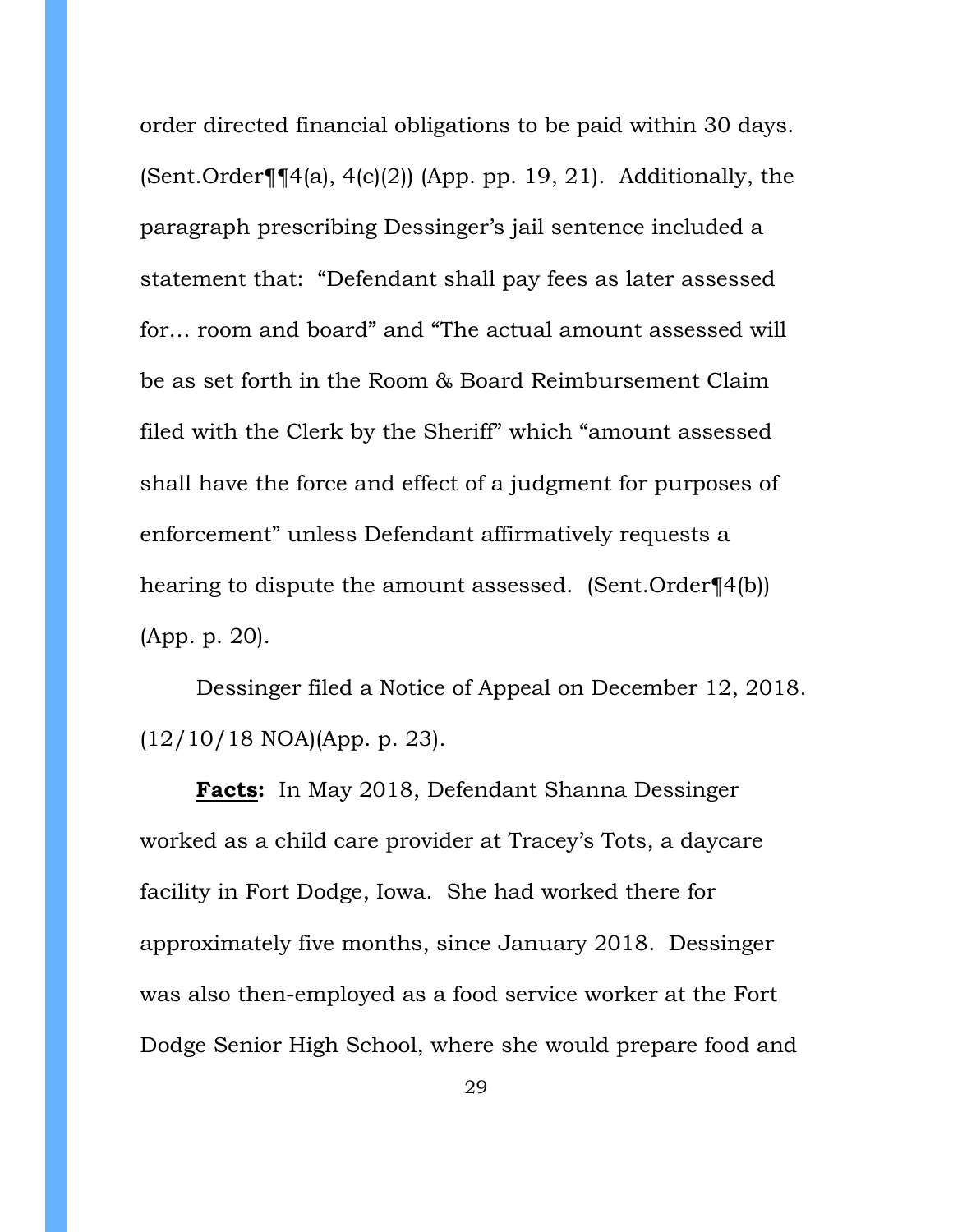order directed financial obligations to be paid within 30 days. (Sent.Order¶¶4(a), 4(c)(2)) (App. pp. 19, 21). Additionally, the paragraph prescribing Dessinger's jail sentence included a statement that: "Defendant shall pay fees as later assessed for… room and board" and "The actual amount assessed will be as set forth in the Room & Board Reimbursement Claim filed with the Clerk by the Sheriff" which "amount assessed shall have the force and effect of a judgment for purposes of enforcement" unless Defendant affirmatively requests a hearing to dispute the amount assessed. (Sent.Order¶4(b)) (App. p. 20).

Dessinger filed a Notice of Appeal on December 12, 2018. (12/10/18 NOA)(App. p. 23).

**<u>Facts</u>:** In May 2018, Defendant Shanna Dessinger worked as a child care provider at Tracey's Tots, a daycare facility in Fort Dodge, Iowa. She had worked there for approximately five months, since January 2018. Dessinger was also then-employed as a food service worker at the Fort Dodge Senior High School, where she would prepare food and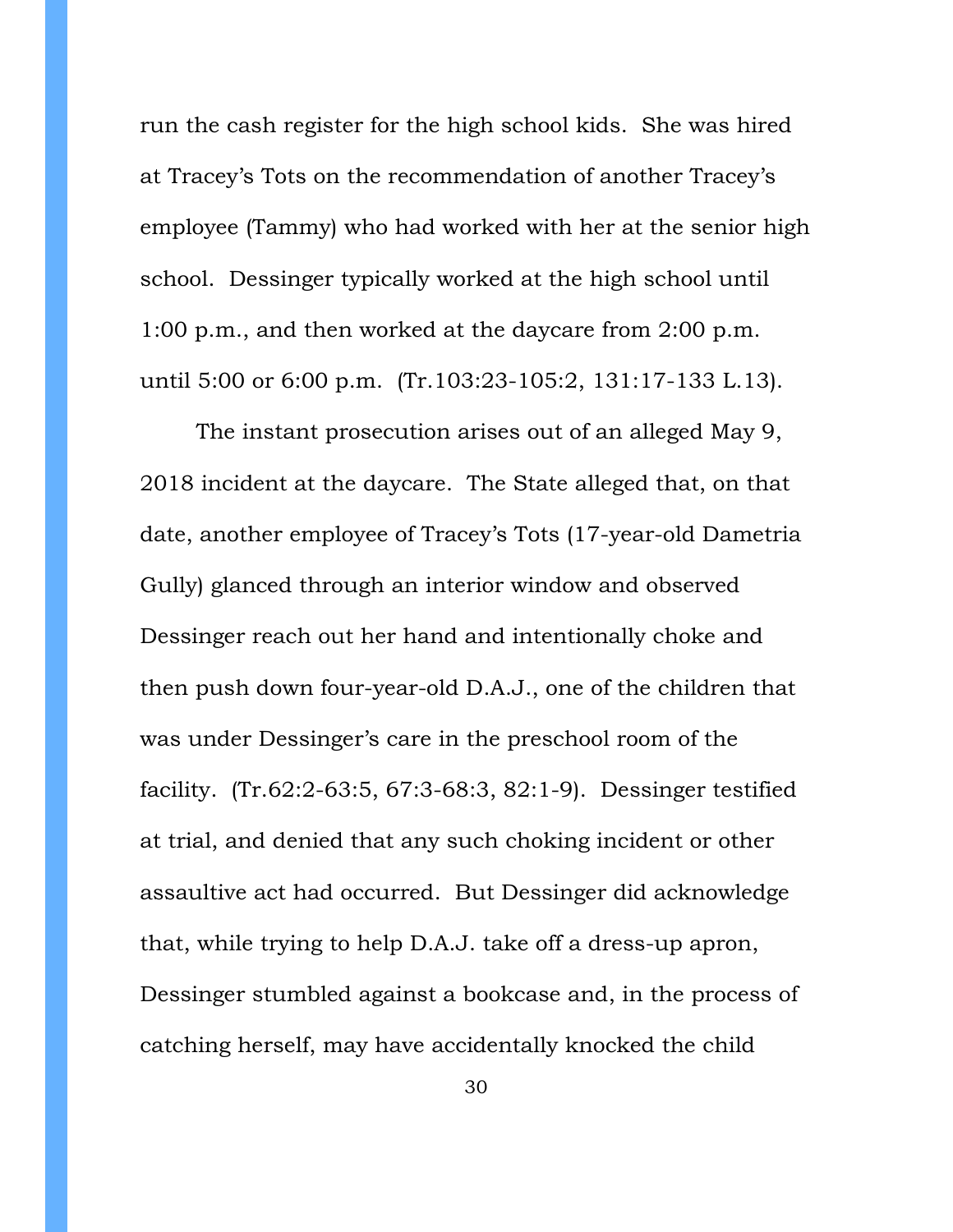run the cash register for the high school kids. She was hired at Tracey's Tots on the recommendation of another Tracey's employee (Tammy) who had worked with her at the senior high school. Dessinger typically worked at the high school until 1:00 p.m., and then worked at the daycare from 2:00 p.m. until 5:00 or 6:00 p.m. (Tr.103:23-105:2, 131:17-133 L.13).

The instant prosecution arises out of an alleged May 9, 2018 incident at the daycare. The State alleged that, on that date, another employee of Tracey's Tots (17-year-old Dametria Gully) glanced through an interior window and observed Dessinger reach out her hand and intentionally choke and then push down four-year-old D.A.J., one of the children that was under Dessinger's care in the preschool room of the facility. (Tr.62:2-63:5, 67:3-68:3, 82:1-9). Dessinger testified at trial, and denied that any such choking incident or other assaultive act had occurred. But Dessinger did acknowledge that, while trying to help D.A.J. take off a dress-up apron, Dessinger stumbled against a bookcase and, in the process of catching herself, may have accidentally knocked the child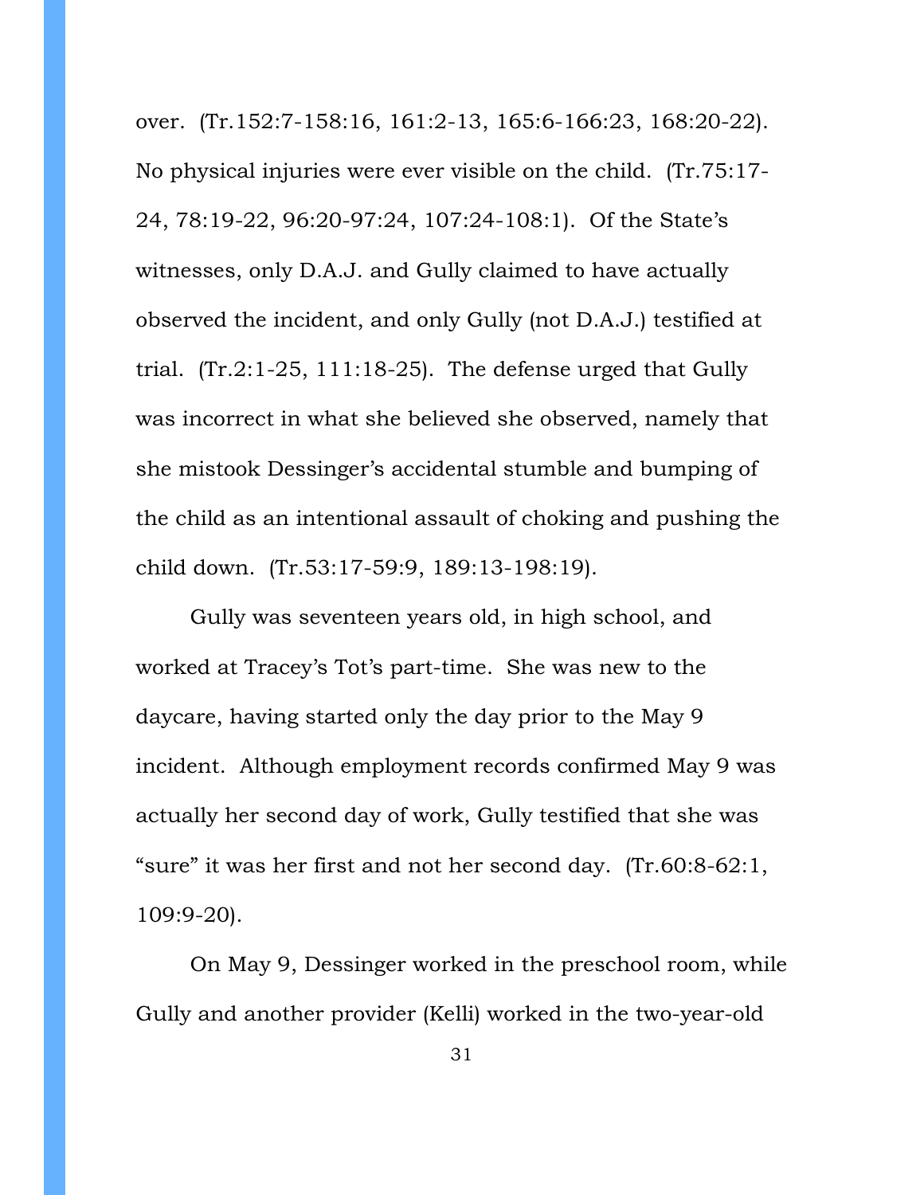over. (Tr.152:7-158:16, 161:2-13, 165:6-166:23, 168:20-22). No physical injuries were ever visible on the child. (Tr.75:17-24, 78:19-22, 96:20-97:24, 107:24-108:1). Of the State's witnesses, only D.A.J. and Gully claimed to have actually observed the incident, and only Gully (not D.A.J.) testified at trial. (Tr.2:1-25, 111:18-25). The defense urged that Gully was incorrect in what she believed she observed, namely that she mistook Dessinger's accidental stumble and bumping of the child as an intentional assault of choking and pushing the child down. (Tr.53:17-59:9, 189:13-198:19).

Gully was seventeen years old, in high school, and worked at Tracey's Tot's part-time. She was new to the daycare, having started only the day prior to the May 9 incident. Although employment records confirmed May 9 was actually her second day of work, Gully testified that she was "sure" it was her first and not her second day. (Tr.60:8-62:1, 109:9-20).

On May 9, Dessinger worked in the preschool room, while Gully and another provider (Kelli) worked in the two-year-old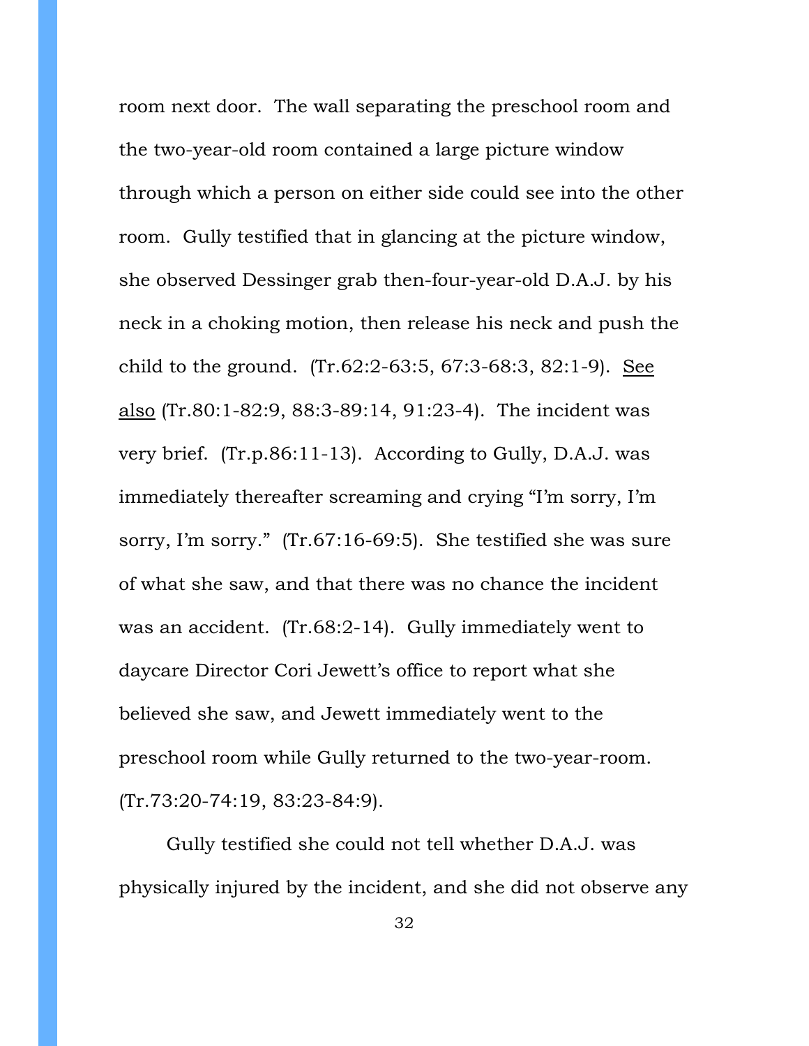room next door. The wall separating the preschool room and the two-year-old room contained a large picture window through which a person on either side could see into the other room. Gully testified that in glancing at the picture window, she observed Dessinger grab then-four-year-old D.A.J. by his neck in a choking motion, then release his neck and push the child to the ground. (Tr.62:2-63:5, 67:3-68:3, 82:1-9). See also (Tr.80:1-82:9, 88:3-89:14, 91:23-4). The incident was very brief. (Tr.p.86:11-13). According to Gully, D.A.J. was immediately thereafter screaming and crying "I'm sorry, I'm sorry, I'm sorry." (Tr.67:16-69:5). She testified she was sure of what she saw, and that there was no chance the incident was an accident. (Tr.68:2-14). Gully immediately went to daycare Director Cori Jewett's office to report what she believed she saw, and Jewett immediately went to the preschool room while Gully returned to the two-year-room. (Tr.73:20-74:19, 83:23-84:9).

Gully testified she could not tell whether D.A.J. was physically injured by the incident, and she did not observe any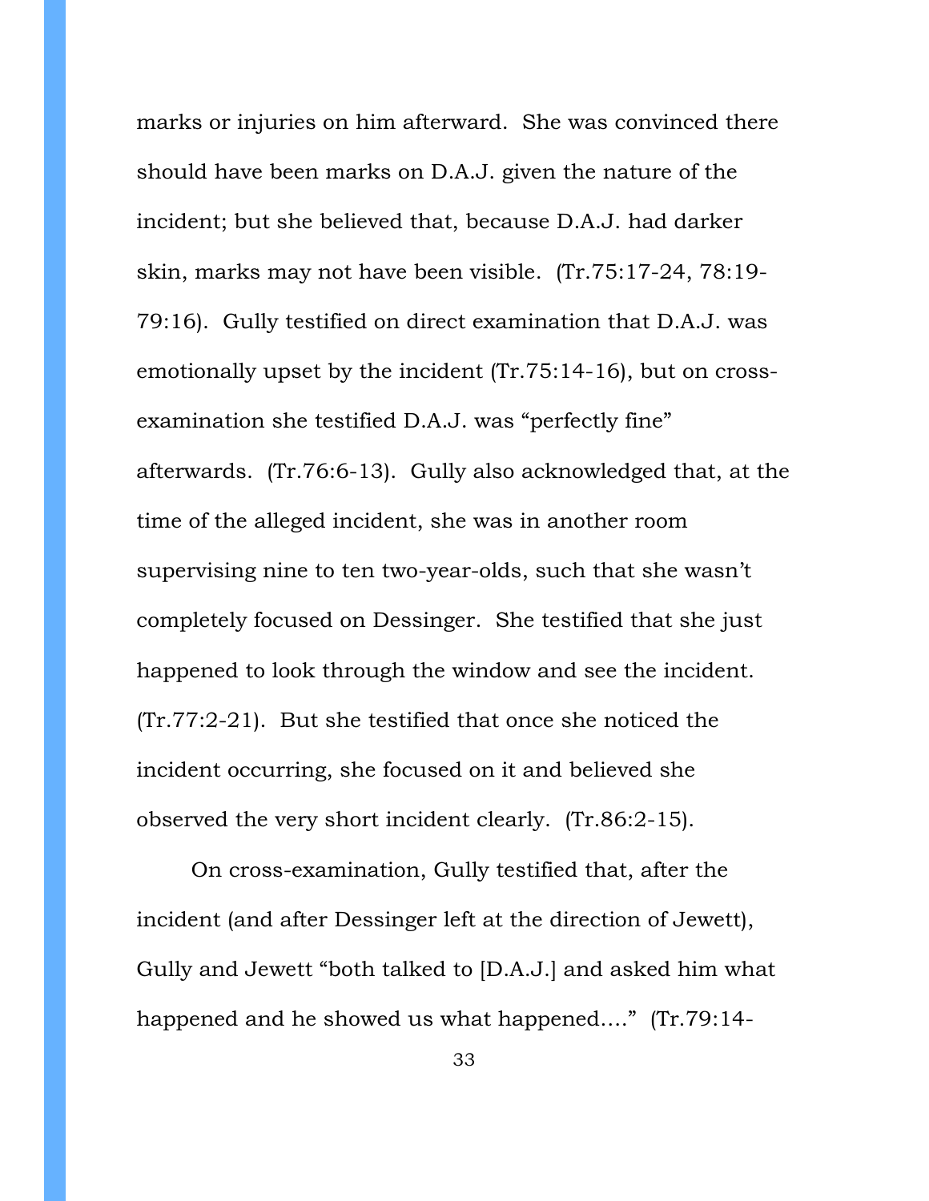marks or injuries on him afterward. She was convinced there should have been marks on D.A.J. given the nature of the incident; but she believed that, because D.A.J. had darker skin, marks may not have been visible. (Tr.75:17-24, 78:19-79:16). Gully testified on direct examination that D.A.J. was emotionally upset by the incident (Tr.75:14-16), but on cross-examination she testified D.A.J. was "perfectly fine" afterwards. (Tr.76:6-13). Gully also acknowledged that, at the time of the alleged incident, she was in another room supervising nine to ten two-year-olds, such that she wasn't completely focused on Dessinger. She testified that she just happened to look through the window and see the incident. (Tr.77:2-21). But she testified that once she noticed the incident occurring, she focused on it and believed she observed the very short incident clearly. (Tr.86:2-15).

On cross-examination, Gully testified that, after the incident (and after Dessinger left at the direction of Jewett), Gully and Jewett "both talked to [D.A.J.] and asked him what happened and he showed us what happened…." (Tr.79:14-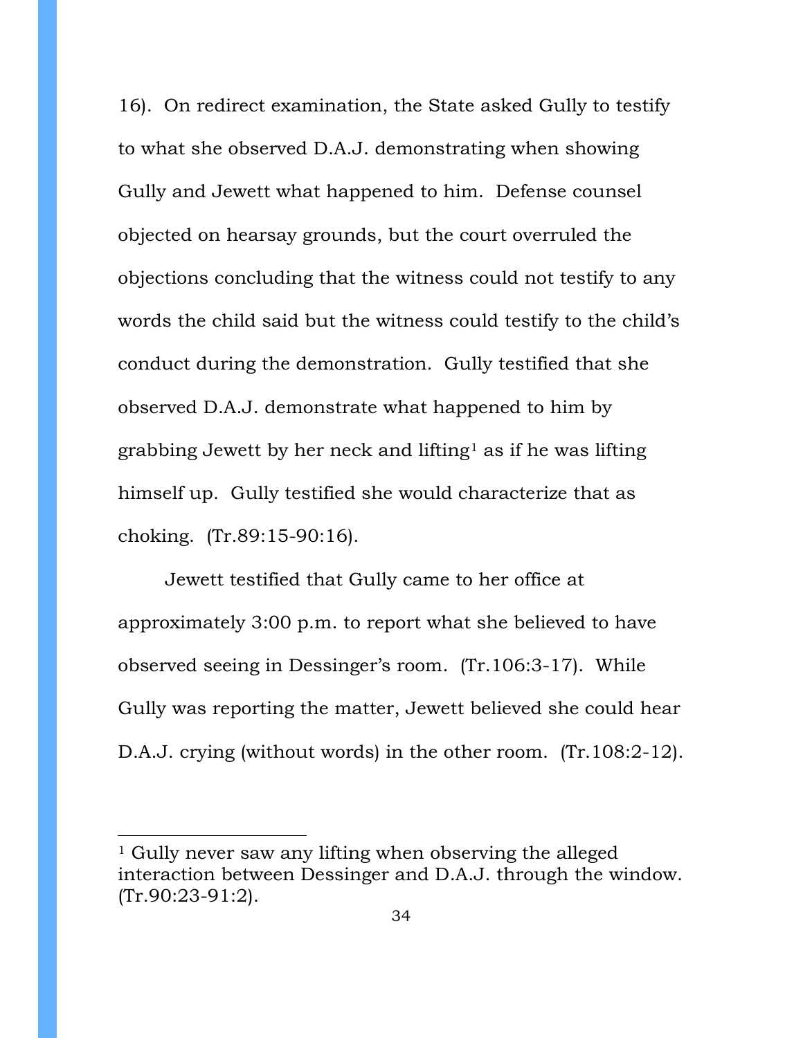16). On redirect examination, the State asked Gully to testify to what she observed D.A.J. demonstrating when showing Gully and Jewett what happened to him. Defense counsel objected on hearsay grounds, but the court overruled the objections concluding that the witness could not testify to any words the child said but the witness could testify to the child's conduct during the demonstration. Gully testified that she observed D.A.J. demonstrate what happened to him by grabbing Jewett by her neck and lifting[1] as if he was lifting himself up. Gully testified she would characterize that as choking. (Tr.89:15-90:16).

Jewett testified that Gully came to her office at approximately 3:00 p.m. to report what she believed to have observed seeing in Dessinger's room. (Tr.106:3-17). While Gully was reporting the matter, Jewett believed she could hear D.A.J. crying (without words) in the other room. (Tr.108:2-12).

---

[1] Gully never saw any lifting when observing the alleged interaction between Dessinger and D.A.J. through the window. (Tr.90:23-91:2).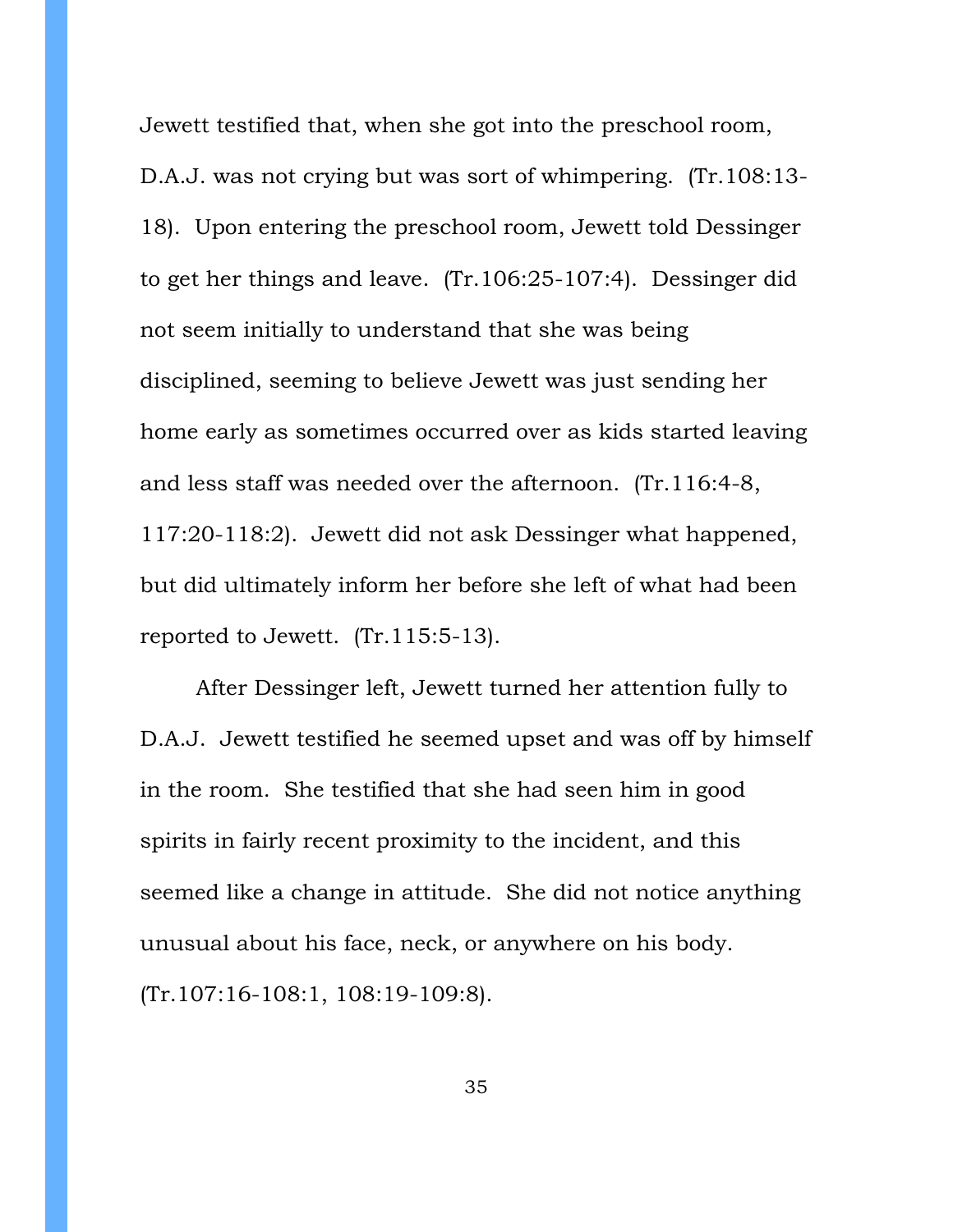Jewett testified that, when she got into the preschool room, D.A.J. was not crying but was sort of whimpering. (Tr.108:13-18). Upon entering the preschool room, Jewett told Dessinger to get her things and leave. (Tr.106:25-107:4). Dessinger did not seem initially to understand that she was being disciplined, seeming to believe Jewett was just sending her home early as sometimes occurred over as kids started leaving and less staff was needed over the afternoon. (Tr.116:4-8, 117:20-118:2). Jewett did not ask Dessinger what happened, but did ultimately inform her before she left of what had been reported to Jewett. (Tr.115:5-13).

After Dessinger left, Jewett turned her attention fully to D.A.J. Jewett testified he seemed upset and was off by himself in the room. She testified that she had seen him in good spirits in fairly recent proximity to the incident, and this seemed like a change in attitude. She did not notice anything unusual about his face, neck, or anywhere on his body. (Tr.107:16-108:1, 108:19-109:8).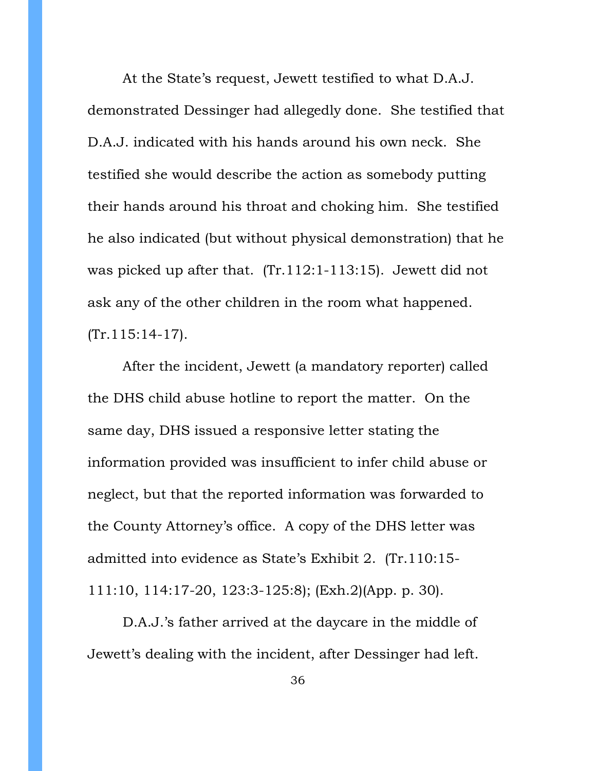At the State's request, Jewett testified to what D.A.J. demonstrated Dessinger had allegedly done. She testified that D.A.J. indicated with his hands around his own neck. She testified she would describe the action as somebody putting their hands around his throat and choking him. She testified he also indicated (but without physical demonstration) that he was picked up after that. (Tr.112:1-113:15). Jewett did not ask any of the other children in the room what happened. (Tr.115:14-17).

After the incident, Jewett (a mandatory reporter) called the DHS child abuse hotline to report the matter. On the same day, DHS issued a responsive letter stating the information provided was insufficient to infer child abuse or neglect, but that the reported information was forwarded to the County Attorney's office. A copy of the DHS letter was admitted into evidence as State's Exhibit 2. (Tr.110:15-111:10, 114:17-20, 123:3-125:8); (Exh.2)(App. p. 30).

D.A.J.'s father arrived at the daycare in the middle of Jewett's dealing with the incident, after Dessinger had left.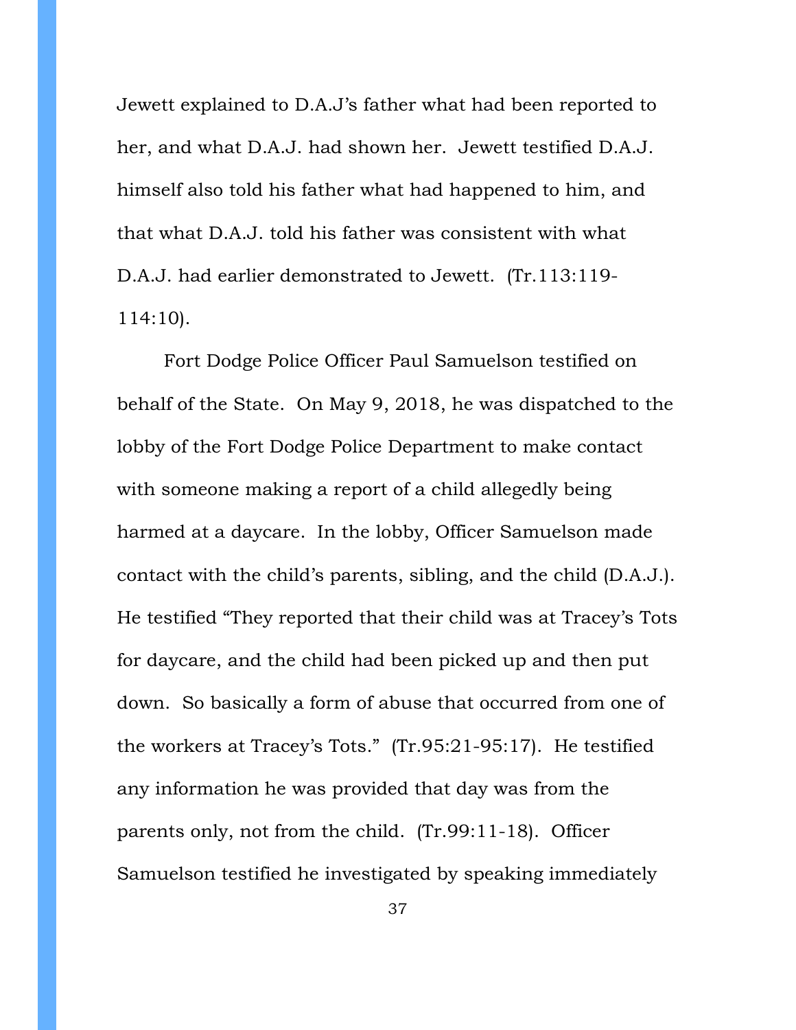Jewett explained to D.A.J's father what had been reported to her, and what D.A.J. had shown her. Jewett testified D.A.J. himself also told his father what had happened to him, and that what D.A.J. told his father was consistent with what D.A.J. had earlier demonstrated to Jewett. (Tr.113:119-114:10).

Fort Dodge Police Officer Paul Samuelson testified on behalf of the State. On May 9, 2018, he was dispatched to the lobby of the Fort Dodge Police Department to make contact with someone making a report of a child allegedly being harmed at a daycare. In the lobby, Officer Samuelson made contact with the child's parents, sibling, and the child (D.A.J.). He testified "They reported that their child was at Tracey's Tots for daycare, and the child had been picked up and then put down. So basically a form of abuse that occurred from one of the workers at Tracey's Tots." (Tr.95:21-95:17). He testified any information he was provided that day was from the parents only, not from the child. (Tr.99:11-18). Officer Samuelson testified he investigated by speaking immediately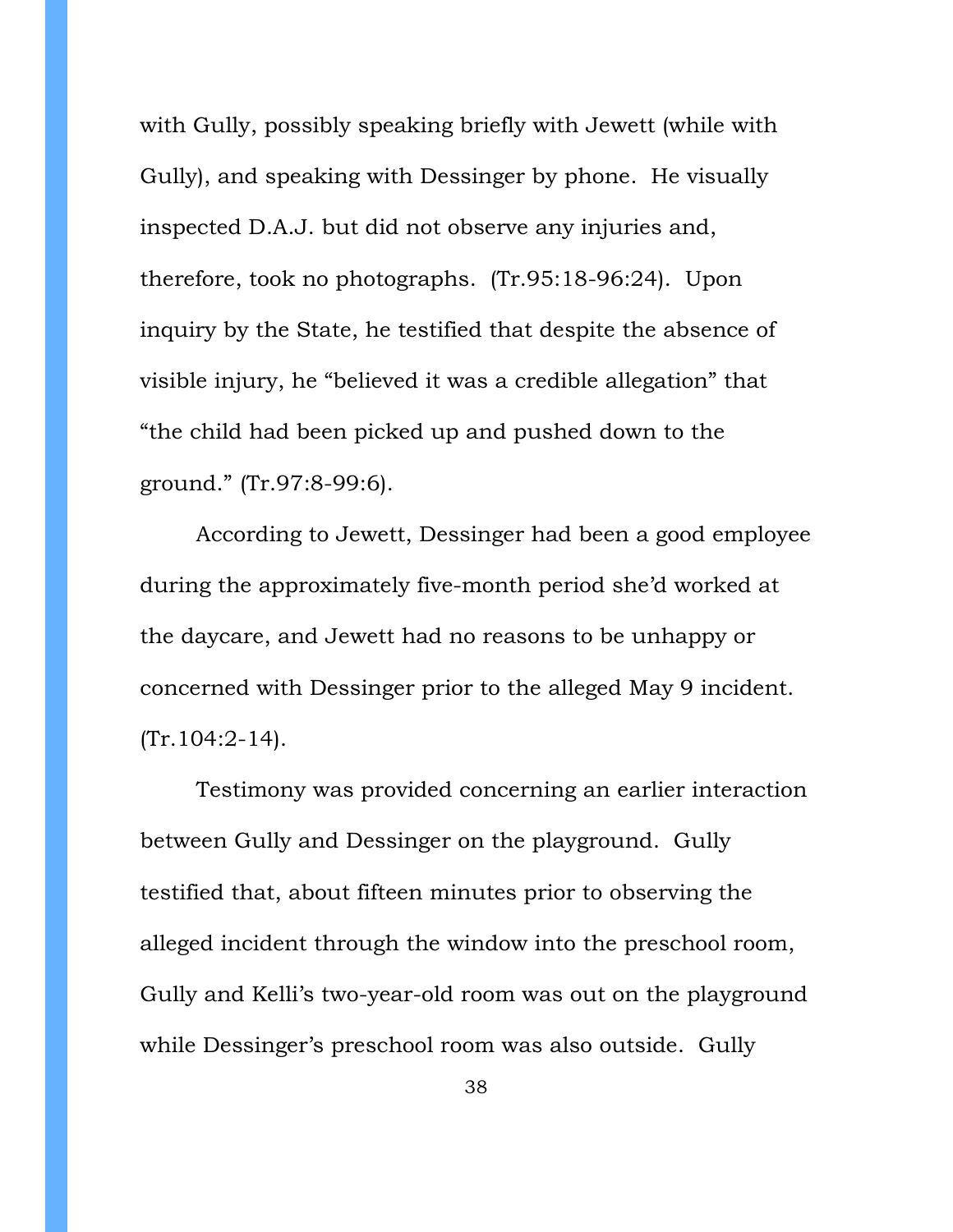with Gully, possibly speaking briefly with Jewett (while with Gully), and speaking with Dessinger by phone. He visually inspected D.A.J. but did not observe any injuries and, therefore, took no photographs. (Tr.95:18-96:24). Upon inquiry by the State, he testified that despite the absence of visible injury, he "believed it was a credible allegation" that "the child had been picked up and pushed down to the ground." (Tr.97:8-99:6).

According to Jewett, Dessinger had been a good employee during the approximately five-month period she'd worked at the daycare, and Jewett had no reasons to be unhappy or concerned with Dessinger prior to the alleged May 9 incident. (Tr.104:2-14).

Testimony was provided concerning an earlier interaction between Gully and Dessinger on the playground. Gully testified that, about fifteen minutes prior to observing the alleged incident through the window into the preschool room, Gully and Kelli's two-year-old room was out on the playground while Dessinger's preschool room was also outside. Gully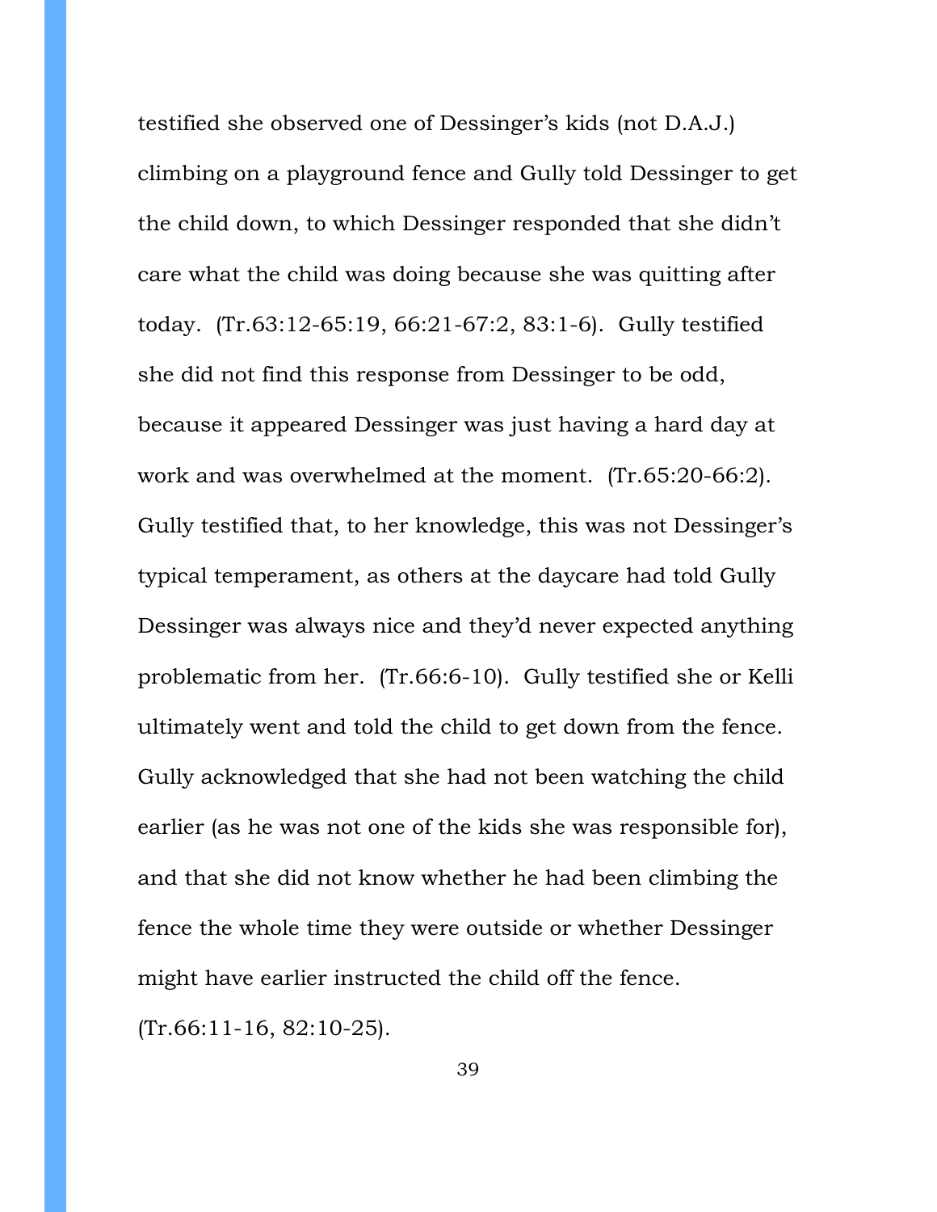testified she observed one of Dessinger's kids (not D.A.J.) climbing on a playground fence and Gully told Dessinger to get the child down, to which Dessinger responded that she didn't care what the child was doing because she was quitting after today. (Tr.63:12-65:19, 66:21-67:2, 83:1-6). Gully testified she did not find this response from Dessinger to be odd, because it appeared Dessinger was just having a hard day at work and was overwhelmed at the moment. (Tr.65:20-66:2). Gully testified that, to her knowledge, this was not Dessinger's typical temperament, as others at the daycare had told Gully Dessinger was always nice and they'd never expected anything problematic from her. (Tr.66:6-10). Gully testified she or Kelli ultimately went and told the child to get down from the fence. Gully acknowledged that she had not been watching the child earlier (as he was not one of the kids she was responsible for), and that she did not know whether he had been climbing the fence the whole time they were outside or whether Dessinger might have earlier instructed the child off the fence. (Tr.66:11-16, 82:10-25).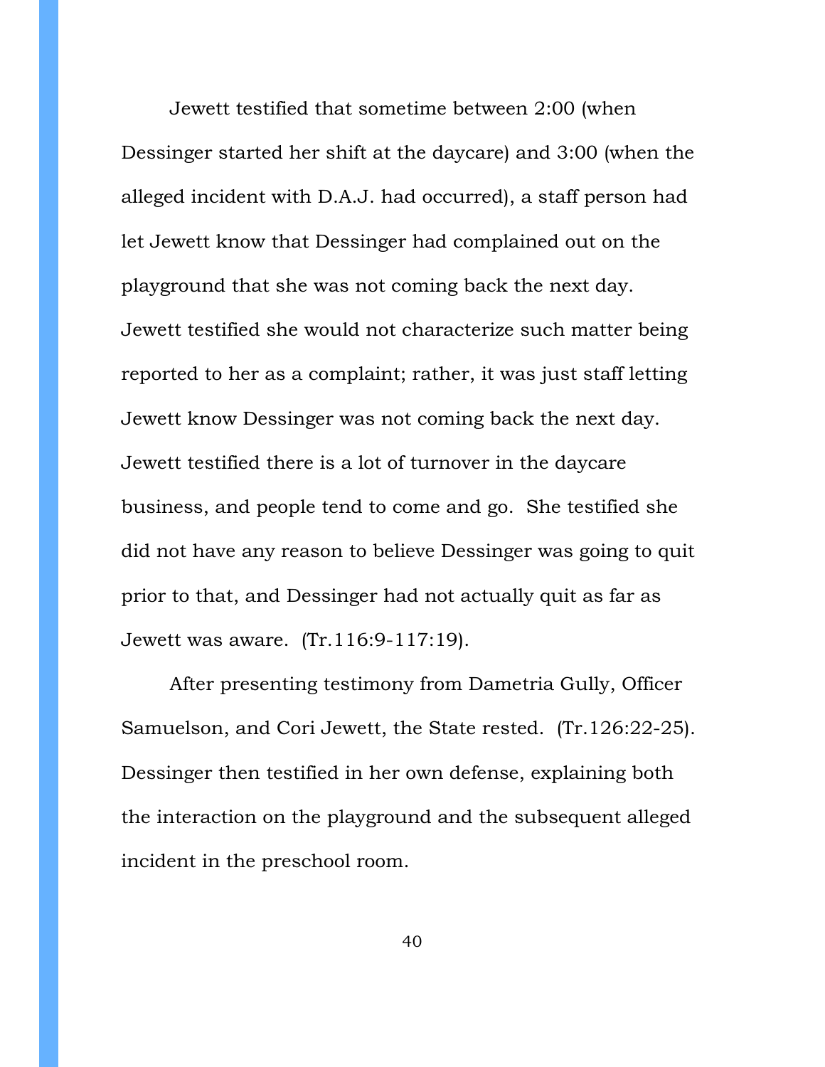Jewett testified that sometime between 2:00 (when Dessinger started her shift at the daycare) and 3:00 (when the alleged incident with D.A.J. had occurred), a staff person had let Jewett know that Dessinger had complained out on the playground that she was not coming back the next day. Jewett testified she would not characterize such matter being reported to her as a complaint; rather, it was just staff letting Jewett know Dessinger was not coming back the next day. Jewett testified there is a lot of turnover in the daycare business, and people tend to come and go. She testified she did not have any reason to believe Dessinger was going to quit prior to that, and Dessinger had not actually quit as far as Jewett was aware. (Tr.116:9-117:19).

After presenting testimony from Dametria Gully, Officer Samuelson, and Cori Jewett, the State rested. (Tr.126:22-25). Dessinger then testified in her own defense, explaining both the interaction on the playground and the subsequent alleged incident in the preschool room.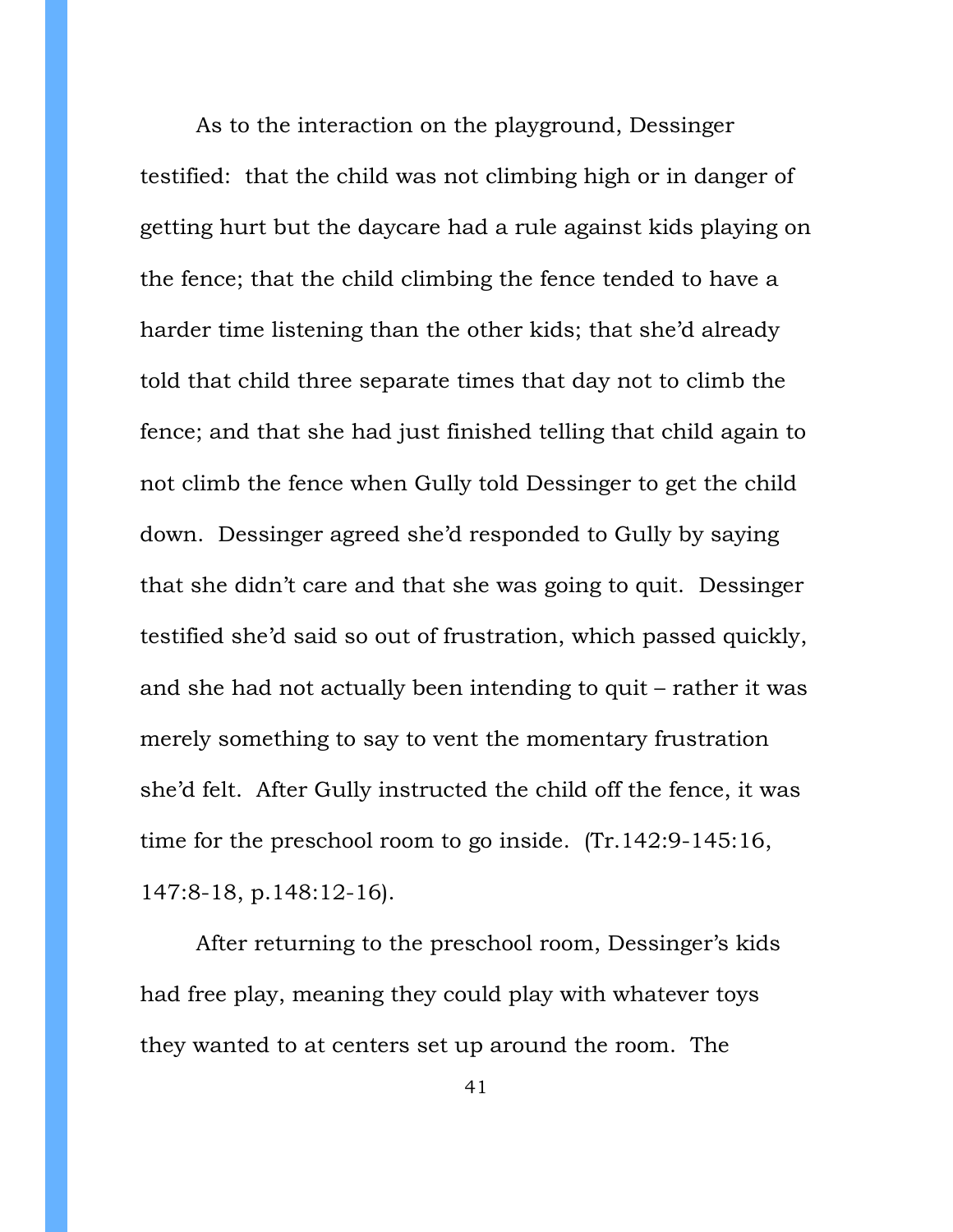As to the interaction on the playground, Dessinger testified: that the child was not climbing high or in danger of getting hurt but the daycare had a rule against kids playing on the fence; that the child climbing the fence tended to have a harder time listening than the other kids; that she'd already told that child three separate times that day not to climb the fence; and that she had just finished telling that child again to not climb the fence when Gully told Dessinger to get the child down. Dessinger agreed she'd responded to Gully by saying that she didn't care and that she was going to quit. Dessinger testified she'd said so out of frustration, which passed quickly, and she had not actually been intending to quit – rather it was merely something to say to vent the momentary frustration she'd felt. After Gully instructed the child off the fence, it was time for the preschool room to go inside. (Tr.142:9-145:16, 147:8-18, p.148:12-16).

After returning to the preschool room, Dessinger's kids had free play, meaning they could play with whatever toys they wanted to at centers set up around the room. The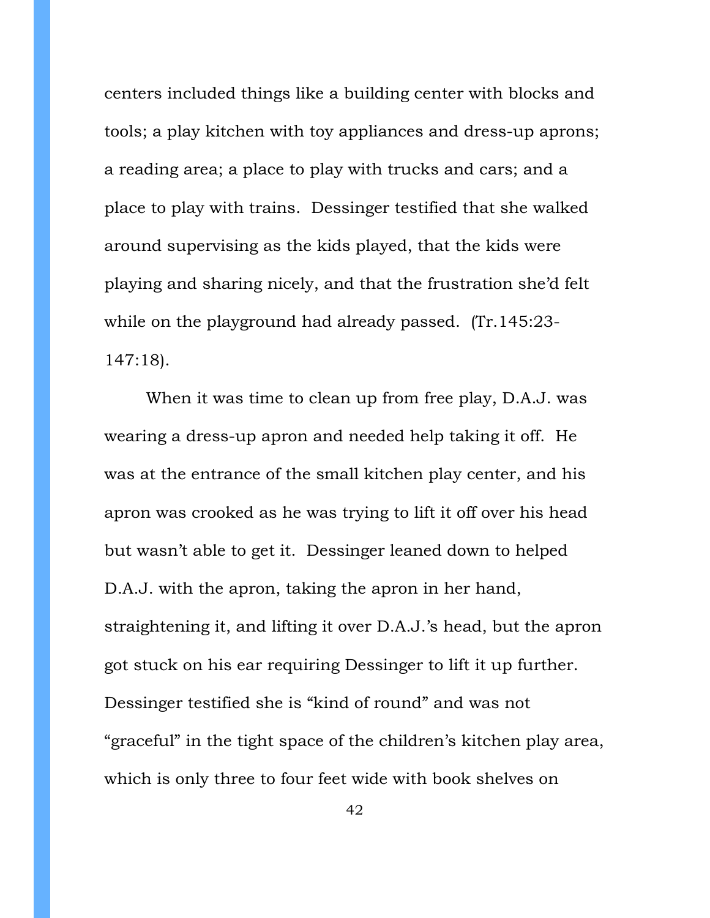centers included things like a building center with blocks and tools; a play kitchen with toy appliances and dress-up aprons; a reading area; a place to play with trucks and cars; and a place to play with trains. Dessinger testified that she walked around supervising as the kids played, that the kids were playing and sharing nicely, and that the frustration she'd felt while on the playground had already passed. (Tr.145:23-147:18).

When it was time to clean up from free play, D.A.J. was wearing a dress-up apron and needed help taking it off. He was at the entrance of the small kitchen play center, and his apron was crooked as he was trying to lift it off over his head but wasn't able to get it. Dessinger leaned down to helped D.A.J. with the apron, taking the apron in her hand, straightening it, and lifting it over D.A.J.'s head, but the apron got stuck on his ear requiring Dessinger to lift it up further. Dessinger testified she is "kind of round" and was not "graceful" in the tight space of the children's kitchen play area, which is only three to four feet wide with book shelves on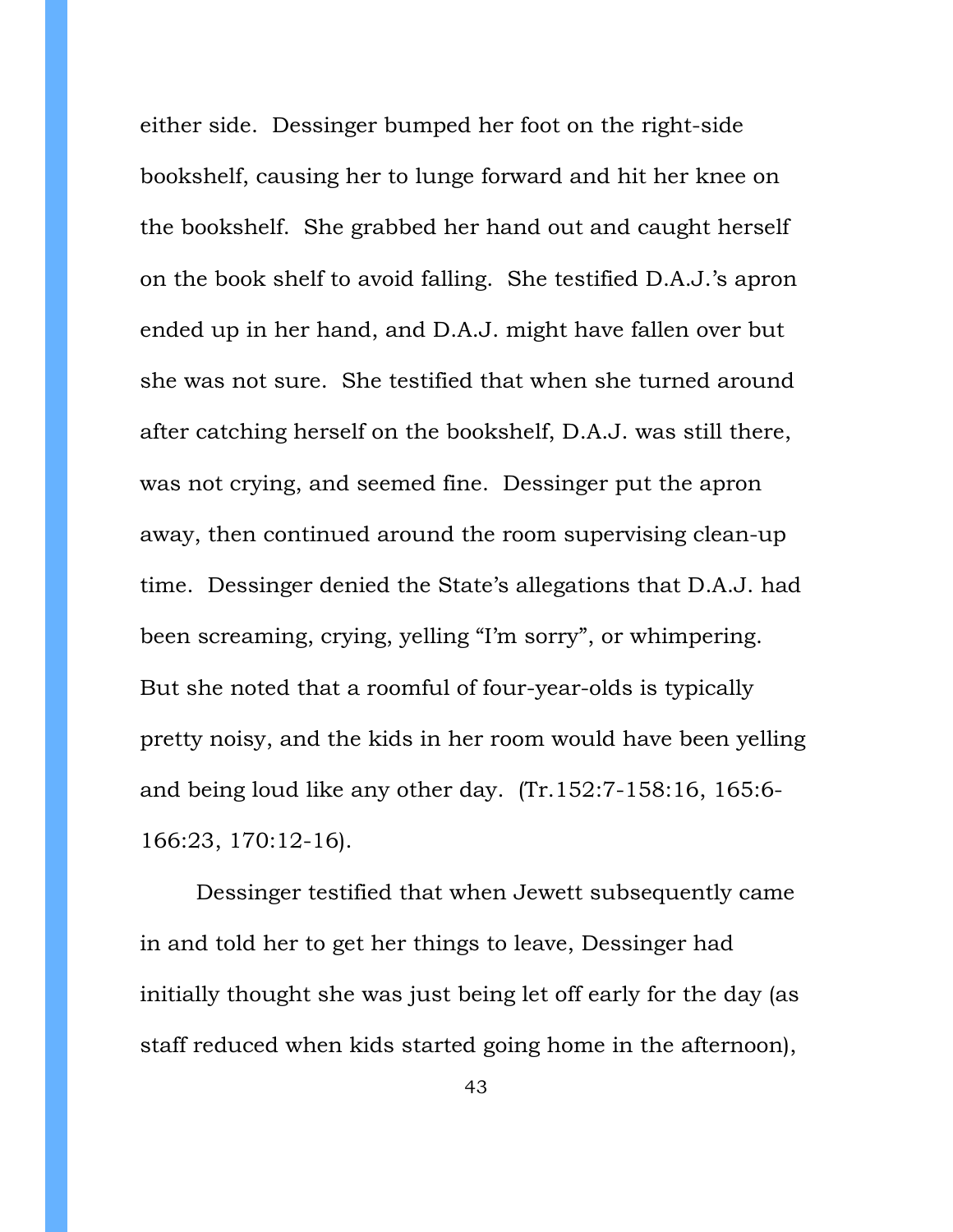either side. Dessinger bumped her foot on the right-side bookshelf, causing her to lunge forward and hit her knee on the bookshelf. She grabbed her hand out and caught herself on the book shelf to avoid falling. She testified D.A.J.'s apron ended up in her hand, and D.A.J. might have fallen over but she was not sure. She testified that when she turned around after catching herself on the bookshelf, D.A.J. was still there, was not crying, and seemed fine. Dessinger put the apron away, then continued around the room supervising clean-up time. Dessinger denied the State's allegations that D.A.J. had been screaming, crying, yelling "I'm sorry", or whimpering. But she noted that a roomful of four-year-olds is typically pretty noisy, and the kids in her room would have been yelling and being loud like any other day. (Tr.152:7-158:16, 165:6-166:23, 170:12-16).

Dessinger testified that when Jewett subsequently came in and told her to get her things to leave, Dessinger had initially thought she was just being let off early for the day (as staff reduced when kids started going home in the afternoon),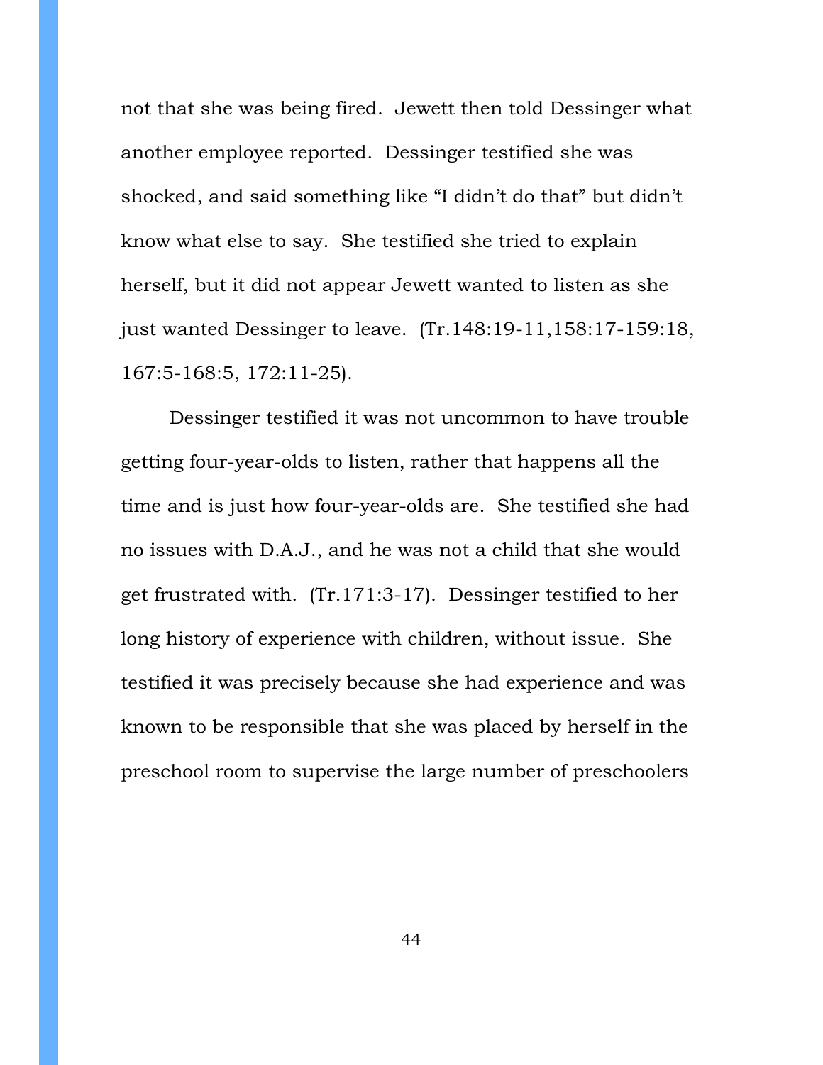not that she was being fired. Jewett then told Dessinger what another employee reported. Dessinger testified she was shocked, and said something like "I didn't do that" but didn't know what else to say. She testified she tried to explain herself, but it did not appear Jewett wanted to listen as she just wanted Dessinger to leave. (Tr.148:19-11,158:17-159:18, 167:5-168:5, 172:11-25).

Dessinger testified it was not uncommon to have trouble getting four-year-olds to listen, rather that happens all the time and is just how four-year-olds are. She testified she had no issues with D.A.J., and he was not a child that she would get frustrated with. (Tr.171:3-17). Dessinger testified to her long history of experience with children, without issue. She testified it was precisely because she had experience and was known to be responsible that she was placed by herself in the preschool room to supervise the large number of preschoolers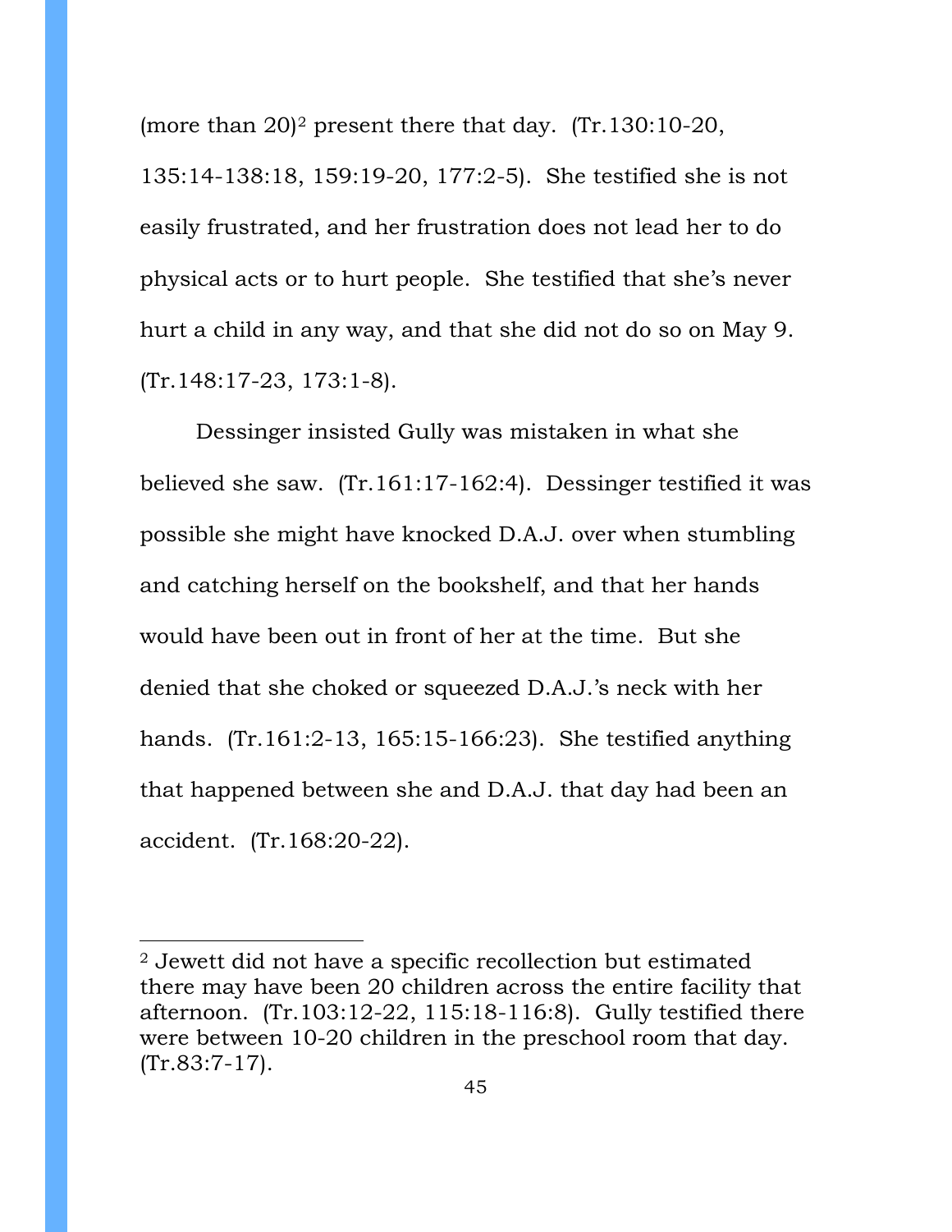(more than 20)[2] present there that day. (Tr.130:10-20, 135:14-138:18, 159:19-20, 177:2-5). She testified she is not easily frustrated, and her frustration does not lead her to do physical acts or to hurt people. She testified that she's never hurt a child in any way, and that she did not do so on May 9. (Tr.148:17-23, 173:1-8).

Dessinger insisted Gully was mistaken in what she believed she saw. (Tr.161:17-162:4). Dessinger testified it was possible she might have knocked D.A.J. over when stumbling and catching herself on the bookshelf, and that her hands would have been out in front of her at the time. But she denied that she choked or squeezed D.A.J.'s neck with her hands. (Tr.161:2-13, 165:15-166:23). She testified anything that happened between she and D.A.J. that day had been an accident. (Tr.168:20-22).

---

[2] Jewett did not have a specific recollection but estimated there may have been 20 children across the entire facility that afternoon. (Tr.103:12-22, 115:18-116:8). Gully testified there were between 10-20 children in the preschool room that day. (Tr.83:7-17).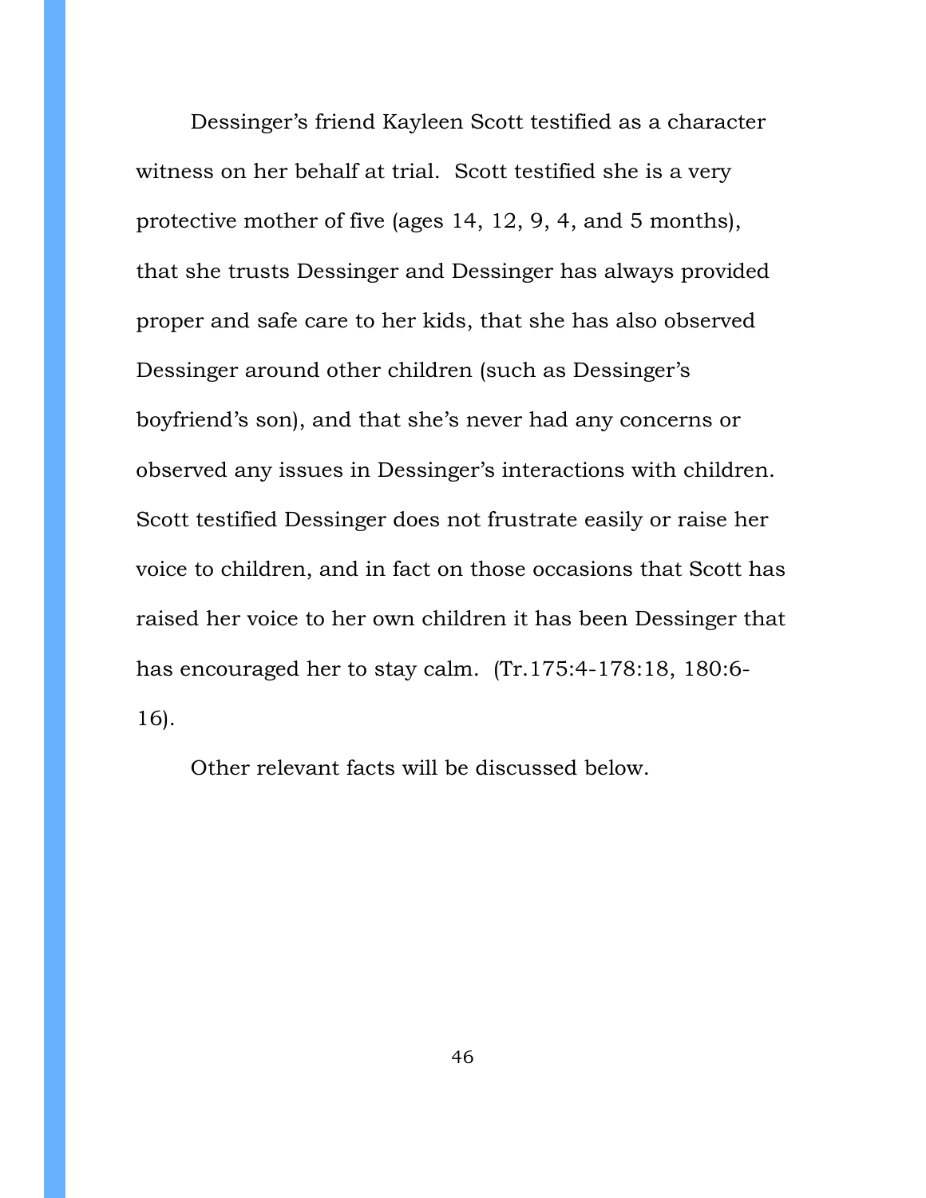Dessinger's friend Kayleen Scott testified as a character witness on her behalf at trial. Scott testified she is a very protective mother of five (ages 14, 12, 9, 4, and 5 months), that she trusts Dessinger and Dessinger has always provided proper and safe care to her kids, that she has also observed Dessinger around other children (such as Dessinger's boyfriend's son), and that she's never had any concerns or observed any issues in Dessinger's interactions with children. Scott testified Dessinger does not frustrate easily or raise her voice to children, and in fact on those occasions that Scott has raised her voice to her own children it has been Dessinger that has encouraged her to stay calm. (Tr.175:4-178:18, 180:6-16).

Other relevant facts will be discussed below.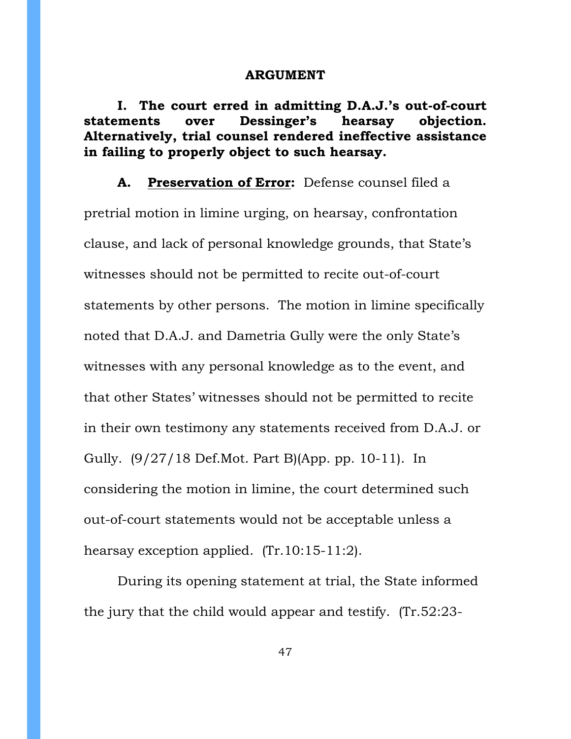## ARGUMENT

### I. The court erred in admitting D.A.J.'s out-of-court statements over Dessinger's hearsay objection. Alternatively, trial counsel rendered ineffective assistance in failing to properly object to such hearsay.

**A. <u>Preservation of Error</u>:** Defense counsel filed a pretrial motion in limine urging, on hearsay, confrontation clause, and lack of personal knowledge grounds, that State's witnesses should not be permitted to recite out-of-court statements by other persons. The motion in limine specifically noted that D.A.J. and Dametria Gully were the only State's witnesses with any personal knowledge as to the event, and that other States' witnesses should not be permitted to recite in their own testimony any statements received from D.A.J. or Gully. (9/27/18 Def.Mot. Part B)(App. pp. 10-11). In considering the motion in limine, the court determined such out-of-court statements would not be acceptable unless a hearsay exception applied. (Tr.10:15-11:2).

During its opening statement at trial, the State informed the jury that the child would appear and testify. (Tr.52:23-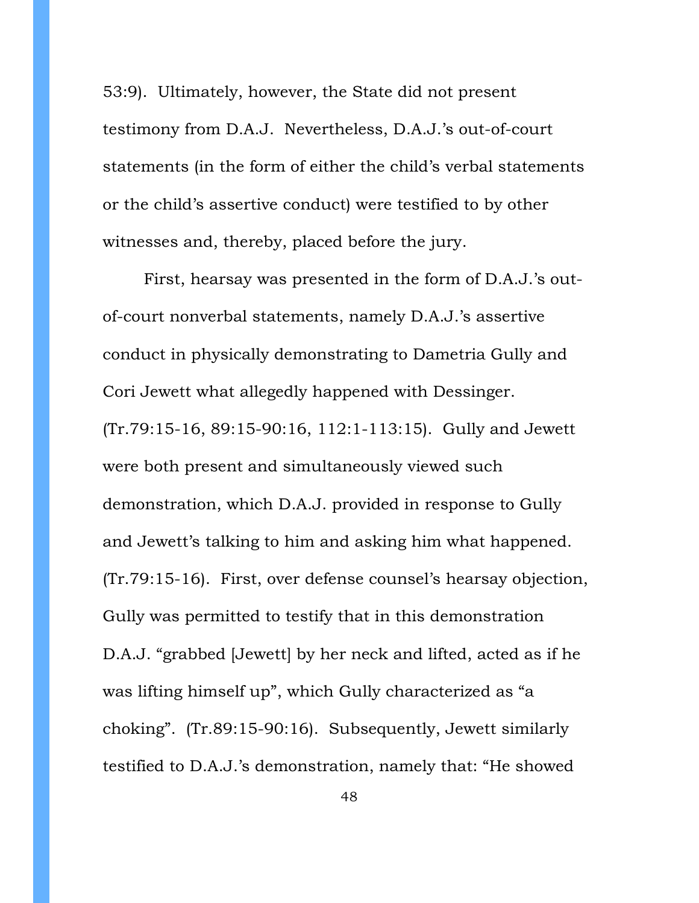53:9). Ultimately, however, the State did not present testimony from D.A.J. Nevertheless, D.A.J.'s out-of-court statements (in the form of either the child's verbal statements or the child's assertive conduct) were testified to by other witnesses and, thereby, placed before the jury.

First, hearsay was presented in the form of D.A.J.'s out-of-court nonverbal statements, namely D.A.J.'s assertive conduct in physically demonstrating to Dametria Gully and Cori Jewett what allegedly happened with Dessinger. (Tr.79:15-16, 89:15-90:16, 112:1-113:15). Gully and Jewett were both present and simultaneously viewed such demonstration, which D.A.J. provided in response to Gully and Jewett's talking to him and asking him what happened. (Tr.79:15-16). First, over defense counsel's hearsay objection, Gully was permitted to testify that in this demonstration D.A.J. "grabbed [Jewett] by her neck and lifted, acted as if he was lifting himself up", which Gully characterized as "a choking". (Tr.89:15-90:16). Subsequently, Jewett similarly testified to D.A.J.'s demonstration, namely that: "He showed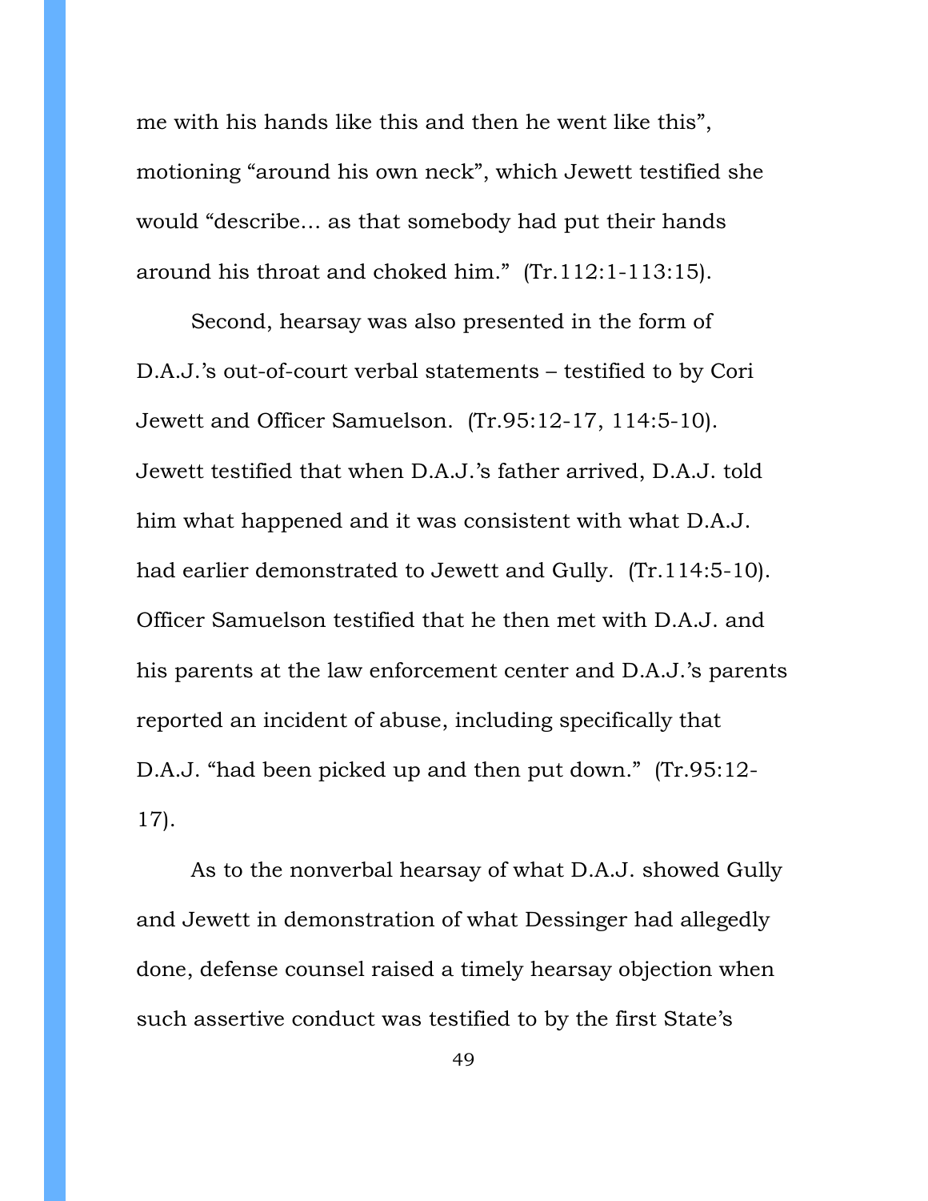me with his hands like this and then he went like this", motioning "around his own neck", which Jewett testified she would "describe… as that somebody had put their hands around his throat and choked him." (Tr.112:1-113:15).

Second, hearsay was also presented in the form of D.A.J.'s out-of-court verbal statements – testified to by Cori Jewett and Officer Samuelson. (Tr.95:12-17, 114:5-10). Jewett testified that when D.A.J.'s father arrived, D.A.J. told him what happened and it was consistent with what D.A.J. had earlier demonstrated to Jewett and Gully. (Tr.114:5-10). Officer Samuelson testified that he then met with D.A.J. and his parents at the law enforcement center and D.A.J.'s parents reported an incident of abuse, including specifically that D.A.J. "had been picked up and then put down." (Tr.95:12-17).

As to the nonverbal hearsay of what D.A.J. showed Gully and Jewett in demonstration of what Dessinger had allegedly done, defense counsel raised a timely hearsay objection when such assertive conduct was testified to by the first State's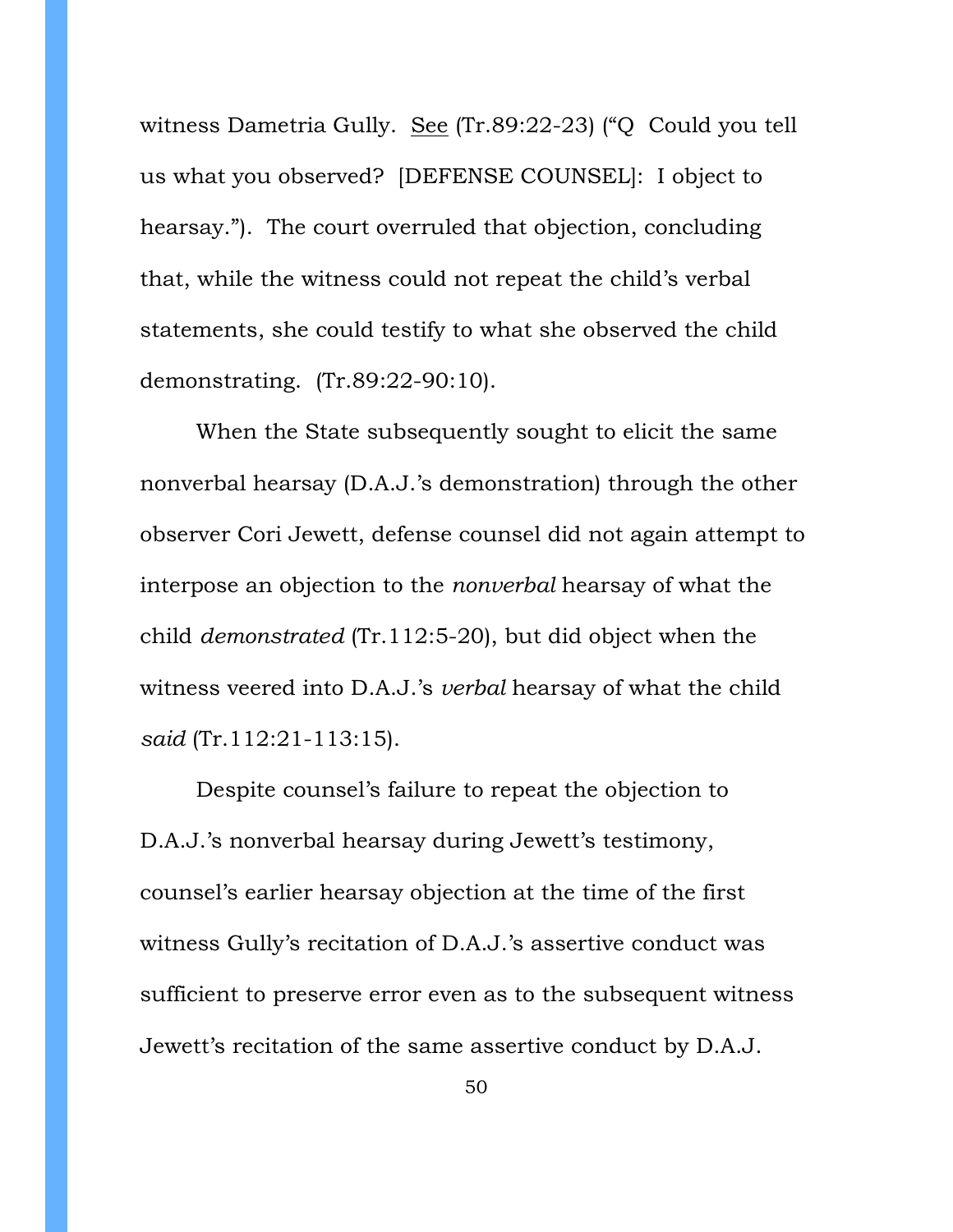witness Dametria Gully. <u>See</u> (Tr.89:22-23) ("Q Could you tell us what you observed? [DEFENSE COUNSEL]: I object to hearsay."). The court overruled that objection, concluding that, while the witness could not repeat the child's verbal statements, she could testify to what she observed the child demonstrating. (Tr.89:22-90:10).

When the State subsequently sought to elicit the same nonverbal hearsay (D.A.J.'s demonstration) through the other observer Cori Jewett, defense counsel did not again attempt to interpose an objection to the *nonverbal* hearsay of what the child *demonstrated* (Tr.112:5-20), but did object when the witness veered into D.A.J.'s *verbal* hearsay of what the child *said* (Tr.112:21-113:15).

Despite counsel's failure to repeat the objection to D.A.J.'s nonverbal hearsay during Jewett's testimony, counsel's earlier hearsay objection at the time of the first witness Gully's recitation of D.A.J.'s assertive conduct was sufficient to preserve error even as to the subsequent witness Jewett's recitation of the same assertive conduct by D.A.J.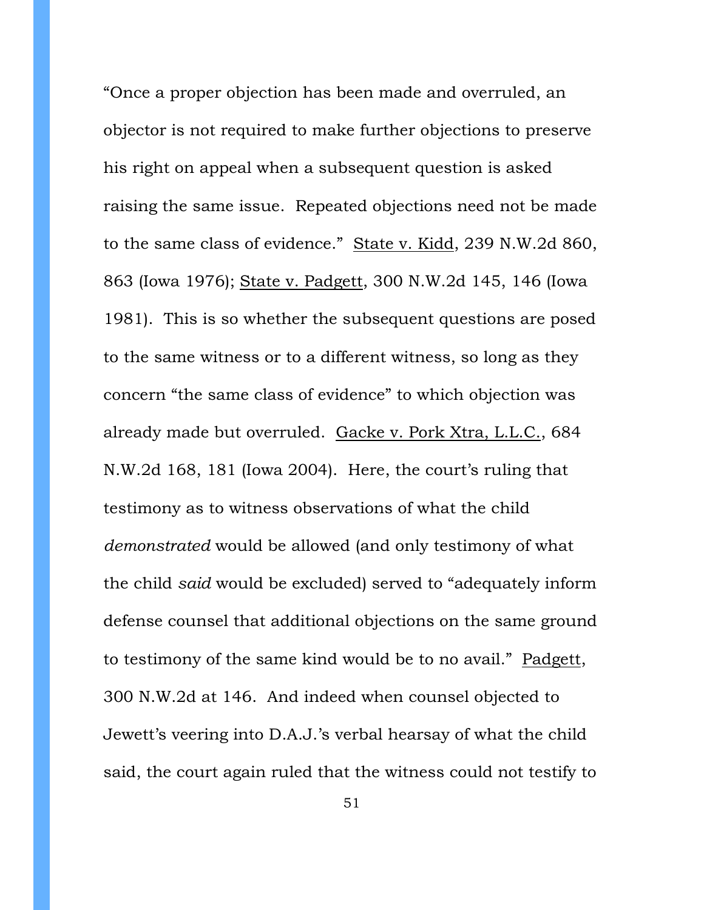"Once a proper objection has been made and overruled, an objector is not required to make further objections to preserve his right on appeal when a subsequent question is asked raising the same issue. Repeated objections need not be made to the same class of evidence." State v. Kidd, 239 N.W.2d 860, 863 (Iowa 1976); State v. Padgett, 300 N.W.2d 145, 146 (Iowa 1981). This is so whether the subsequent questions are posed to the same witness or to a different witness, so long as they concern "the same class of evidence" to which objection was already made but overruled. Gacke v. Pork Xtra, L.L.C., 684 N.W.2d 168, 181 (Iowa 2004). Here, the court's ruling that testimony as to witness observations of what the child *demonstrated* would be allowed (and only testimony of what the child *said* would be excluded) served to "adequately inform defense counsel that additional objections on the same ground to testimony of the same kind would be to no avail." Padgett, 300 N.W.2d at 146. And indeed when counsel objected to Jewett's veering into D.A.J.'s verbal hearsay of what the child said, the court again ruled that the witness could not testify to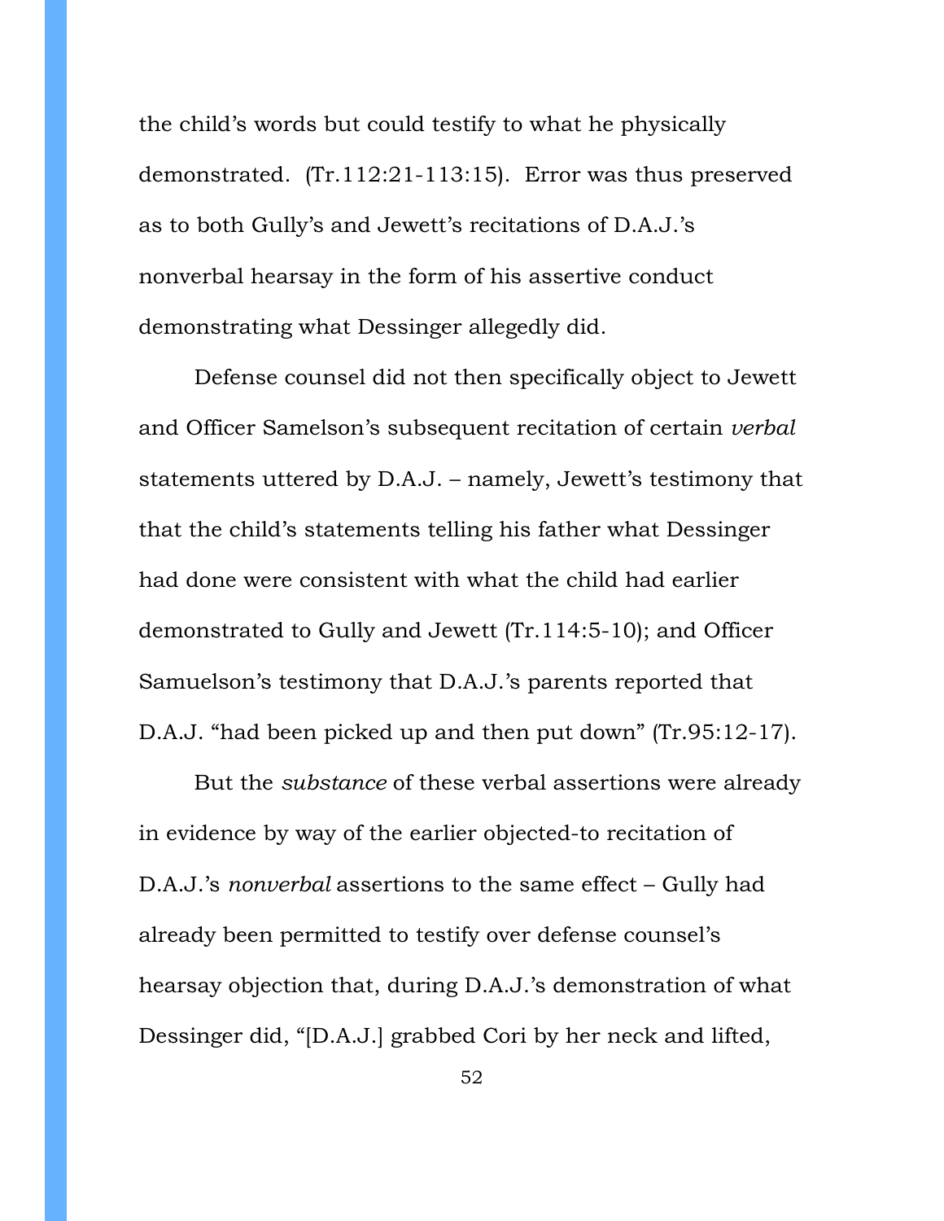the child's words but could testify to what he physically demonstrated. (Tr.112:21-113:15). Error was thus preserved as to both Gully's and Jewett's recitations of D.A.J.'s nonverbal hearsay in the form of his assertive conduct demonstrating what Dessinger allegedly did.

Defense counsel did not then specifically object to Jewett and Officer Samelson's subsequent recitation of certain *verbal* statements uttered by D.A.J. – namely, Jewett's testimony that that the child's statements telling his father what Dessinger had done were consistent with what the child had earlier demonstrated to Gully and Jewett (Tr.114:5-10); and Officer Samuelson's testimony that D.A.J.'s parents reported that D.A.J. "had been picked up and then put down" (Tr.95:12-17).

But the *substance* of these verbal assertions were already in evidence by way of the earlier objected-to recitation of D.A.J.'s *nonverbal* assertions to the same effect – Gully had already been permitted to testify over defense counsel's hearsay objection that, during D.A.J.'s demonstration of what Dessinger did, "[D.A.J.] grabbed Cori by her neck and lifted,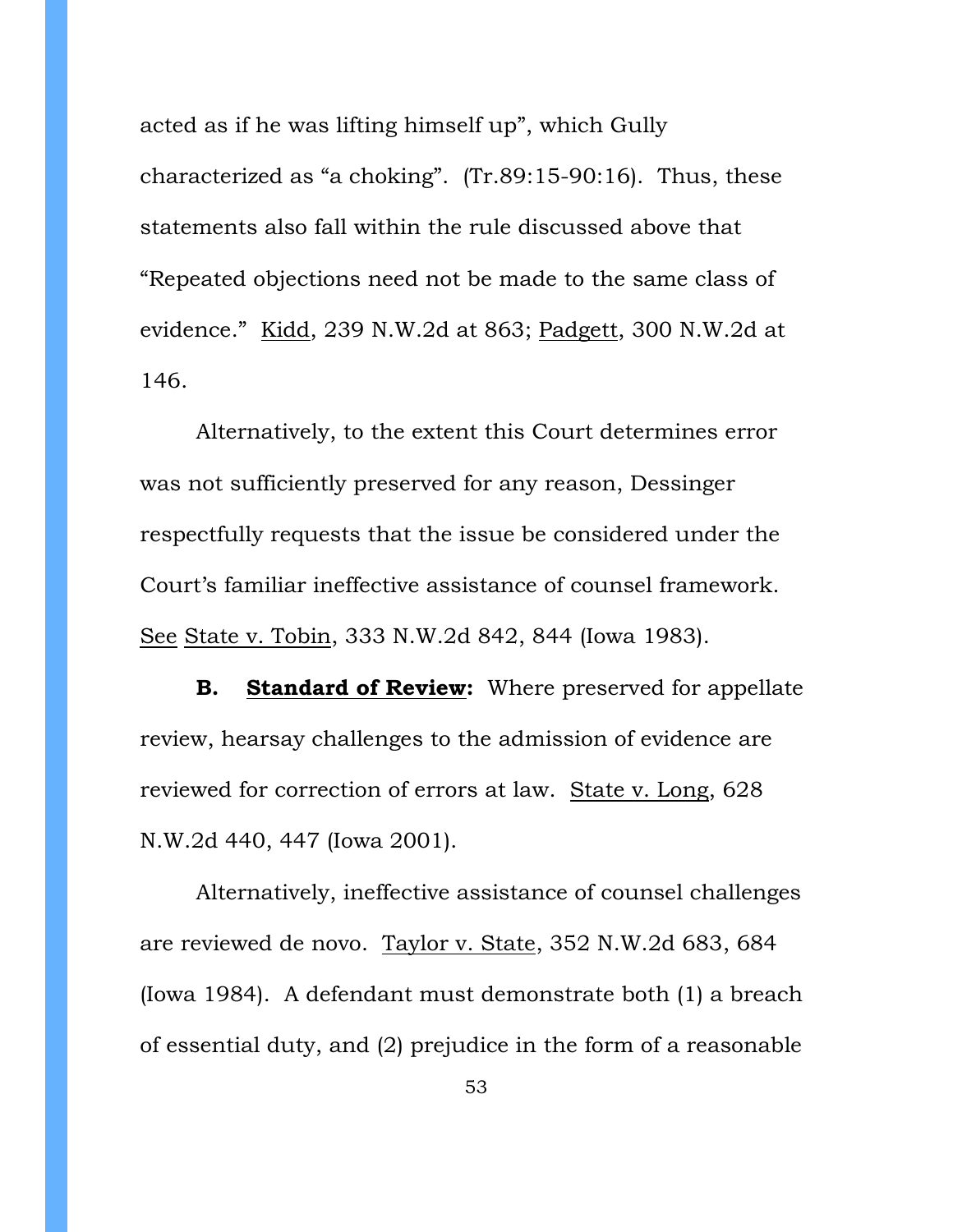acted as if he was lifting himself up", which Gully characterized as "a choking". (Tr.89:15-90:16). Thus, these statements also fall within the rule discussed above that "Repeated objections need not be made to the same class of evidence." Kidd, 239 N.W.2d at 863; Padgett, 300 N.W.2d at 146.

Alternatively, to the extent this Court determines error was not sufficiently preserved for any reason, Dessinger respectfully requests that the issue be considered under the Court's familiar ineffective assistance of counsel framework. See State v. Tobin, 333 N.W.2d 842, 844 (Iowa 1983).

**B. Standard of Review:** Where preserved for appellate review, hearsay challenges to the admission of evidence are reviewed for correction of errors at law. State v. Long, 628 N.W.2d 440, 447 (Iowa 2001).

Alternatively, ineffective assistance of counsel challenges are reviewed de novo. Taylor v. State, 352 N.W.2d 683, 684 (Iowa 1984). A defendant must demonstrate both (1) a breach of essential duty, and (2) prejudice in the form of a reasonable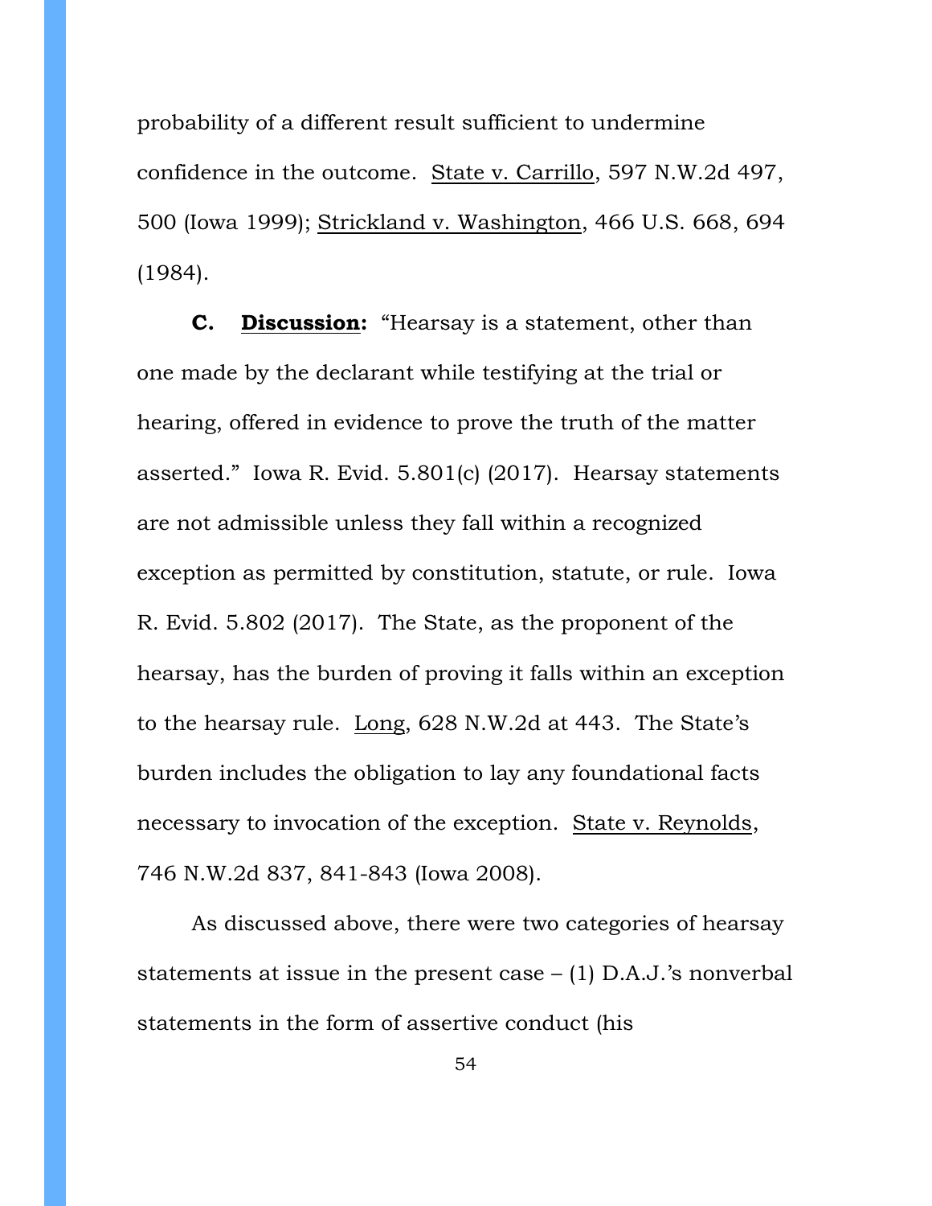probability of a different result sufficient to undermine confidence in the outcome. State v. Carrillo, 597 N.W.2d 497, 500 (Iowa 1999); Strickland v. Washington, 466 U.S. 668, 694 (1984).

**C. Discussion:** "Hearsay is a statement, other than one made by the declarant while testifying at the trial or hearing, offered in evidence to prove the truth of the matter asserted." Iowa R. Evid. 5.801(c) (2017). Hearsay statements are not admissible unless they fall within a recognized exception as permitted by constitution, statute, or rule. Iowa R. Evid. 5.802 (2017). The State, as the proponent of the hearsay, has the burden of proving it falls within an exception to the hearsay rule. Long, 628 N.W.2d at 443. The State's burden includes the obligation to lay any foundational facts necessary to invocation of the exception. State v. Reynolds, 746 N.W.2d 837, 841-843 (Iowa 2008).

As discussed above, there were two categories of hearsay statements at issue in the present case – (1) D.A.J.'s nonverbal statements in the form of assertive conduct (his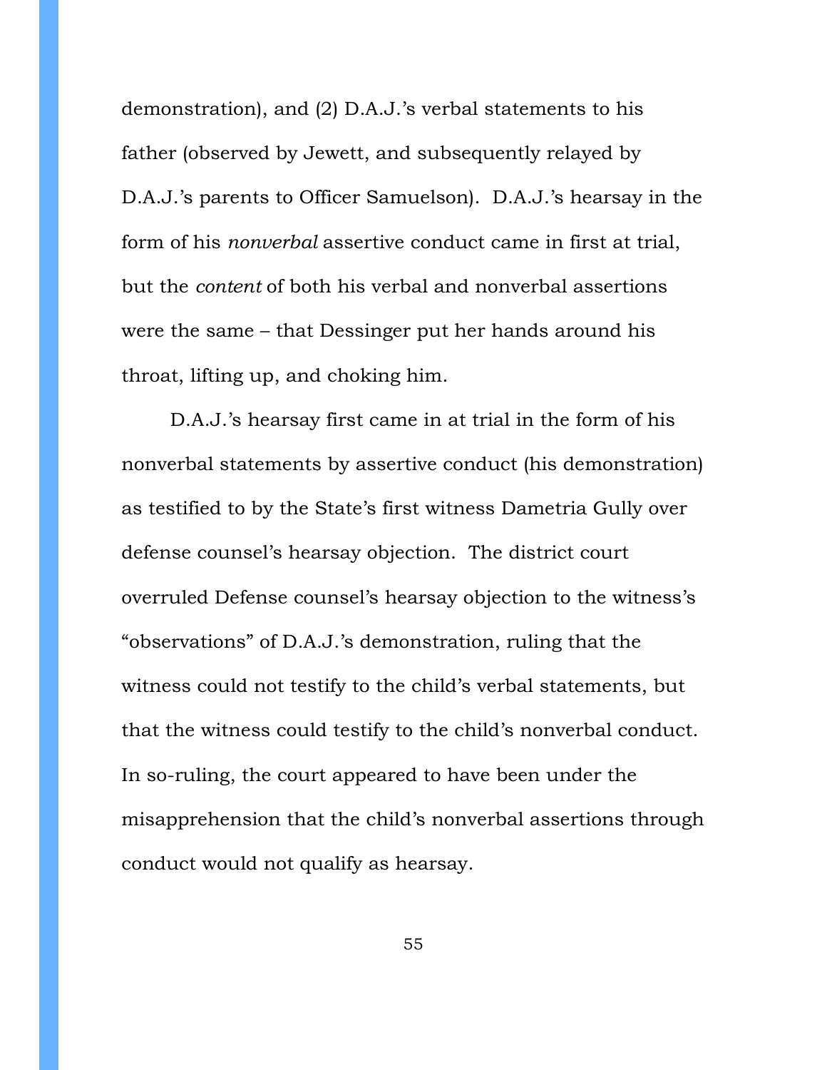demonstration), and (2) D.A.J.'s verbal statements to his father (observed by Jewett, and subsequently relayed by D.A.J.'s parents to Officer Samuelson). D.A.J.'s hearsay in the form of his *nonverbal* assertive conduct came in first at trial, but the *content* of both his verbal and nonverbal assertions were the same – that Dessinger put her hands around his throat, lifting up, and choking him.

D.A.J.'s hearsay first came in at trial in the form of his nonverbal statements by assertive conduct (his demonstration) as testified to by the State's first witness Dametria Gully over defense counsel's hearsay objection. The district court overruled Defense counsel's hearsay objection to the witness's "observations" of D.A.J.'s demonstration, ruling that the witness could not testify to the child's verbal statements, but that the witness could testify to the child's nonverbal conduct. In so-ruling, the court appeared to have been under the misapprehension that the child's nonverbal assertions through conduct would not qualify as hearsay.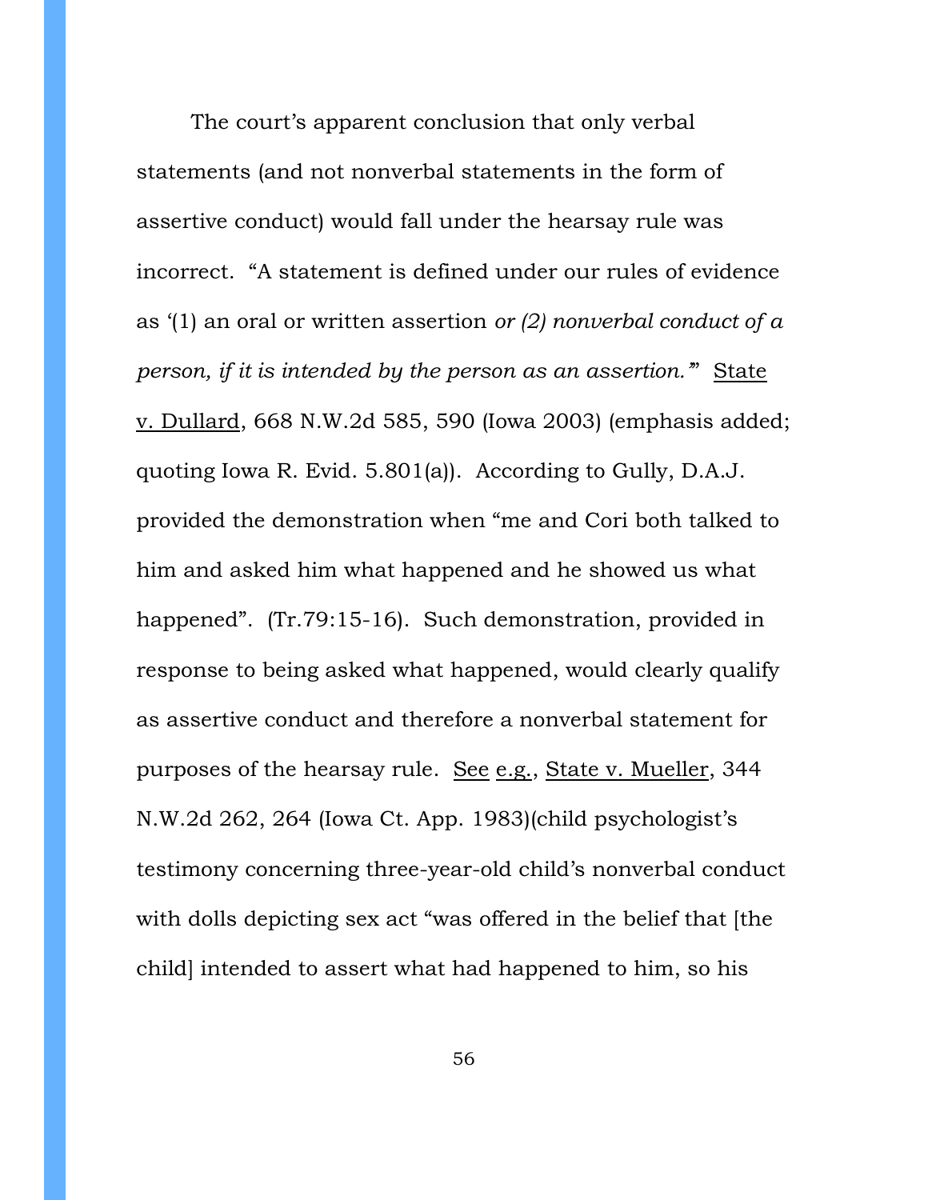The court's apparent conclusion that only verbal statements (and not nonverbal statements in the form of assertive conduct) would fall under the hearsay rule was incorrect. "A statement is defined under our rules of evidence as '(1) an oral or written assertion *or (2) nonverbal conduct of a person, if it is intended by the person as an assertion.*'" State v. Dullard, 668 N.W.2d 585, 590 (Iowa 2003) (emphasis added; quoting Iowa R. Evid. 5.801(a)). According to Gully, D.A.J. provided the demonstration when "me and Cori both talked to him and asked him what happened and he showed us what happened". (Tr.79:15-16). Such demonstration, provided in response to being asked what happened, would clearly qualify as assertive conduct and therefore a nonverbal statement for purposes of the hearsay rule. See e.g., State v. Mueller, 344 N.W.2d 262, 264 (Iowa Ct. App. 1983)(child psychologist's testimony concerning three-year-old child's nonverbal conduct with dolls depicting sex act "was offered in the belief that [the child] intended to assert what had happened to him, so his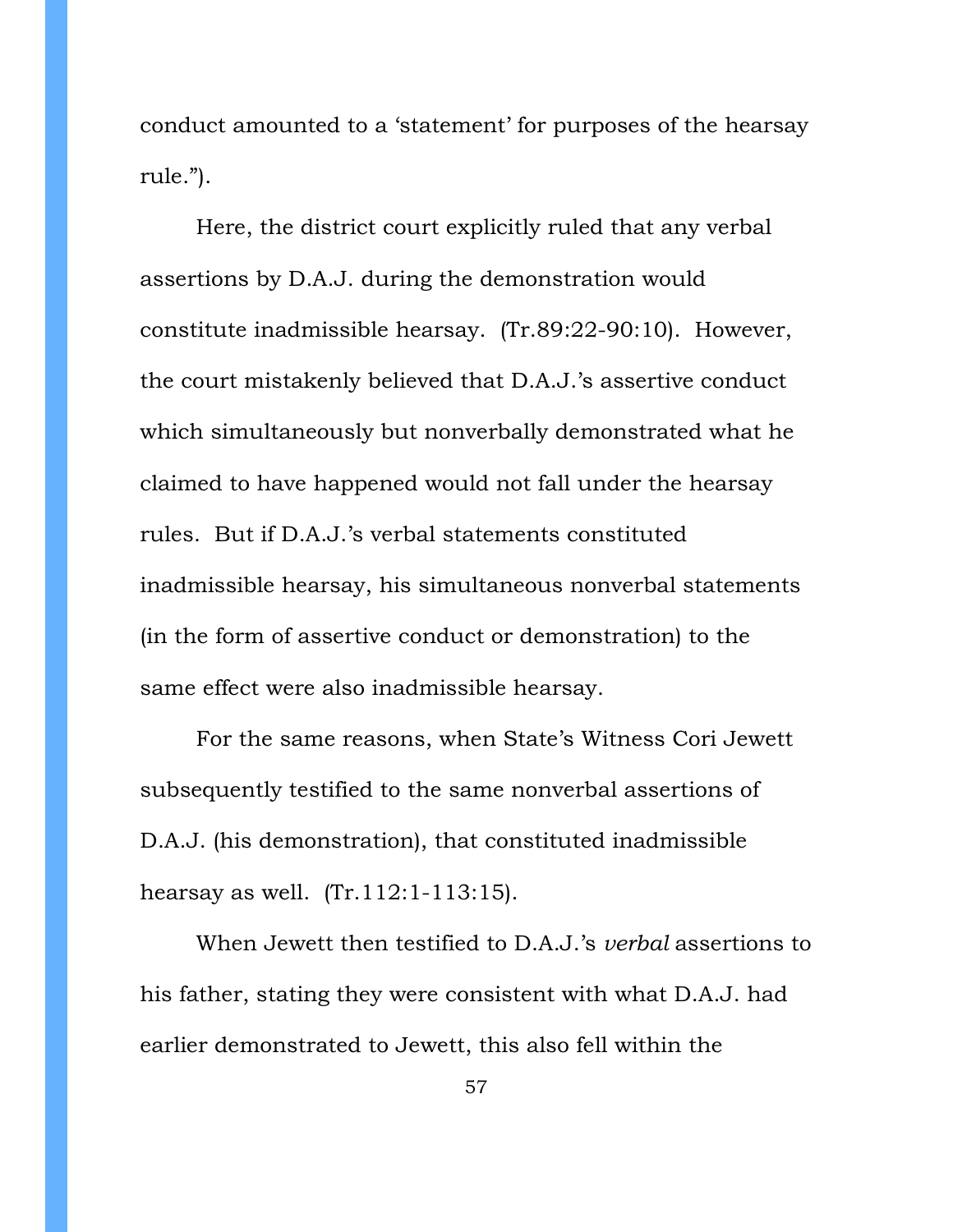conduct amounted to a 'statement' for purposes of the hearsay rule.").

Here, the district court explicitly ruled that any verbal assertions by D.A.J. during the demonstration would constitute inadmissible hearsay. (Tr.89:22-90:10). However, the court mistakenly believed that D.A.J.'s assertive conduct which simultaneously but nonverbally demonstrated what he claimed to have happened would not fall under the hearsay rules. But if D.A.J.'s verbal statements constituted inadmissible hearsay, his simultaneous nonverbal statements (in the form of assertive conduct or demonstration) to the same effect were also inadmissible hearsay.

For the same reasons, when State's Witness Cori Jewett subsequently testified to the same nonverbal assertions of D.A.J. (his demonstration), that constituted inadmissible hearsay as well. (Tr.112:1-113:15).

When Jewett then testified to D.A.J.'s *verbal* assertions to his father, stating they were consistent with what D.A.J. had earlier demonstrated to Jewett, this also fell within the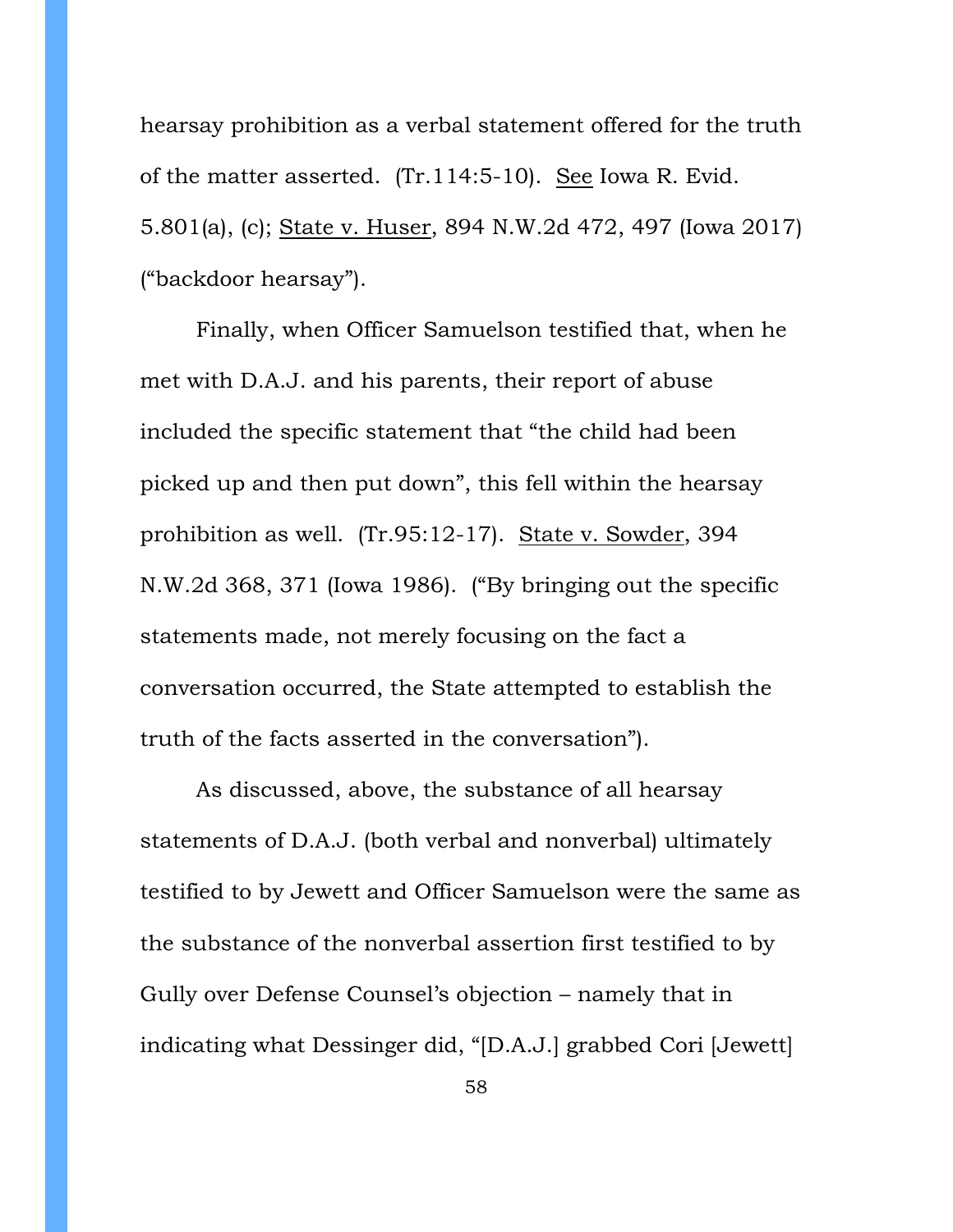hearsay prohibition as a verbal statement offered for the truth of the matter asserted. (Tr.114:5-10). <u>See</u> Iowa R. Evid. 5.801(a), (c); <u>State v. Huser</u>, 894 N.W.2d 472, 497 (Iowa 2017) ("backdoor hearsay").

Finally, when Officer Samuelson testified that, when he met with D.A.J. and his parents, their report of abuse included the specific statement that "the child had been picked up and then put down", this fell within the hearsay prohibition as well. (Tr.95:12-17). <u>State v. Sowder</u>, 394 N.W.2d 368, 371 (Iowa 1986). ("By bringing out the specific statements made, not merely focusing on the fact a conversation occurred, the State attempted to establish the truth of the facts asserted in the conversation").

As discussed, above, the substance of all hearsay statements of D.A.J. (both verbal and nonverbal) ultimately testified to by Jewett and Officer Samuelson were the same as the substance of the nonverbal assertion first testified to by Gully over Defense Counsel's objection – namely that in indicating what Dessinger did, "[D.A.J.] grabbed Cori [Jewett]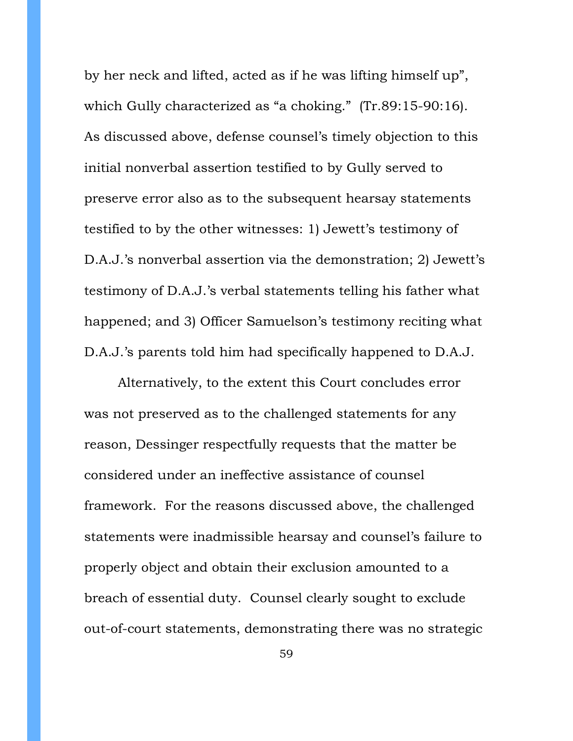by her neck and lifted, acted as if he was lifting himself up", which Gully characterized as "a choking." (Tr.89:15-90:16). As discussed above, defense counsel's timely objection to this initial nonverbal assertion testified to by Gully served to preserve error also as to the subsequent hearsay statements testified to by the other witnesses: 1) Jewett's testimony of D.A.J.'s nonverbal assertion via the demonstration; 2) Jewett's testimony of D.A.J.'s verbal statements telling his father what happened; and 3) Officer Samuelson's testimony reciting what D.A.J.'s parents told him had specifically happened to D.A.J.

Alternatively, to the extent this Court concludes error was not preserved as to the challenged statements for any reason, Dessinger respectfully requests that the matter be considered under an ineffective assistance of counsel framework. For the reasons discussed above, the challenged statements were inadmissible hearsay and counsel's failure to properly object and obtain their exclusion amounted to a breach of essential duty. Counsel clearly sought to exclude out-of-court statements, demonstrating there was no strategic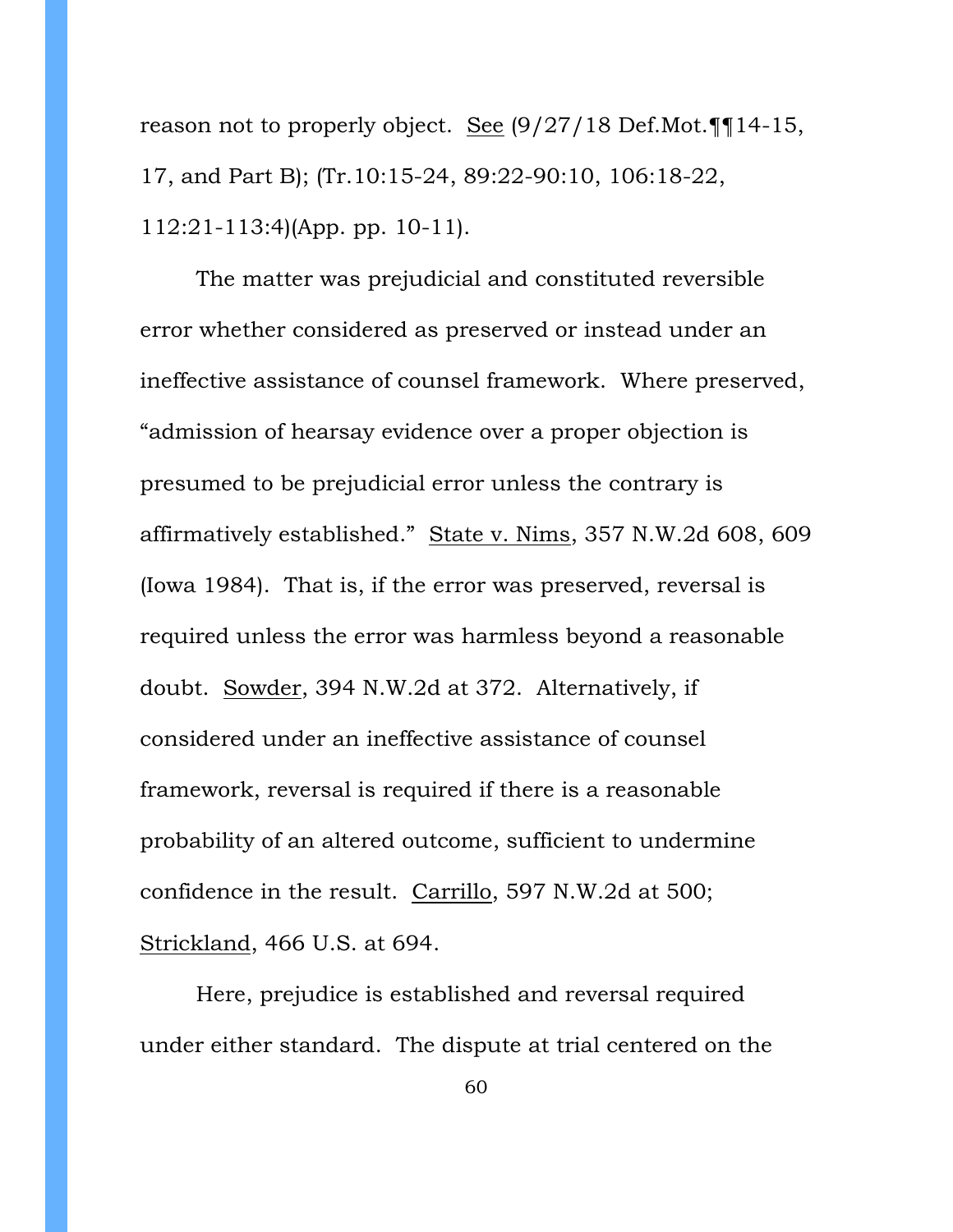reason not to properly object. See (9/27/18 Def.Mot.¶¶14-15, 17, and Part B); (Tr.10:15-24, 89:22-90:10, 106:18-22, 112:21-113:4)(App. pp. 10-11).

The matter was prejudicial and constituted reversible error whether considered as preserved or instead under an ineffective assistance of counsel framework. Where preserved, "admission of hearsay evidence over a proper objection is presumed to be prejudicial error unless the contrary is affirmatively established." State v. Nims, 357 N.W.2d 608, 609 (Iowa 1984). That is, if the error was preserved, reversal is required unless the error was harmless beyond a reasonable doubt. Sowder, 394 N.W.2d at 372. Alternatively, if considered under an ineffective assistance of counsel framework, reversal is required if there is a reasonable probability of an altered outcome, sufficient to undermine confidence in the result. Carrillo, 597 N.W.2d at 500; Strickland, 466 U.S. at 694.

Here, prejudice is established and reversal required under either standard. The dispute at trial centered on the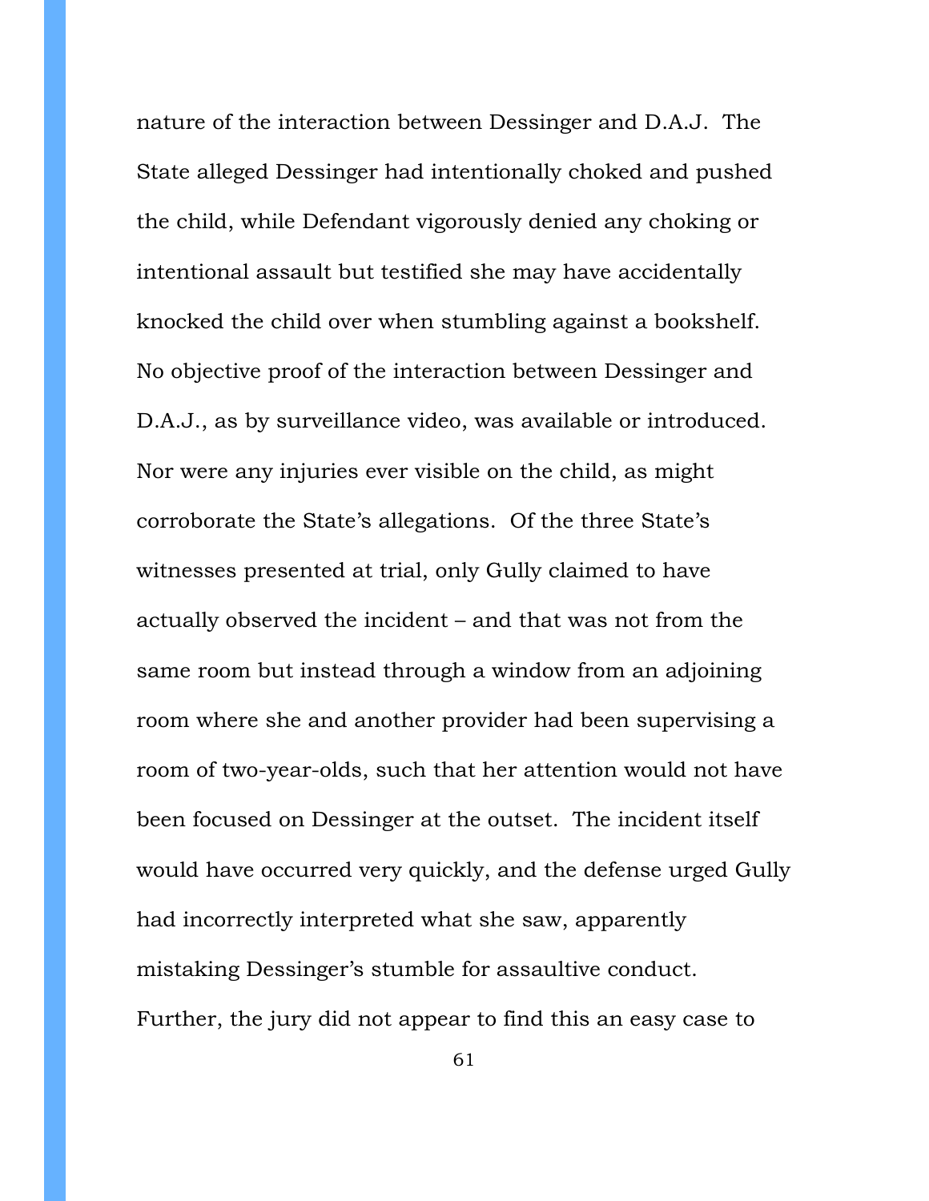nature of the interaction between Dessinger and D.A.J. The State alleged Dessinger had intentionally choked and pushed the child, while Defendant vigorously denied any choking or intentional assault but testified she may have accidentally knocked the child over when stumbling against a bookshelf. No objective proof of the interaction between Dessinger and D.A.J., as by surveillance video, was available or introduced. Nor were any injuries ever visible on the child, as might corroborate the State's allegations. Of the three State's witnesses presented at trial, only Gully claimed to have actually observed the incident – and that was not from the same room but instead through a window from an adjoining room where she and another provider had been supervising a room of two-year-olds, such that her attention would not have been focused on Dessinger at the outset. The incident itself would have occurred very quickly, and the defense urged Gully had incorrectly interpreted what she saw, apparently mistaking Dessinger's stumble for assaultive conduct. Further, the jury did not appear to find this an easy case to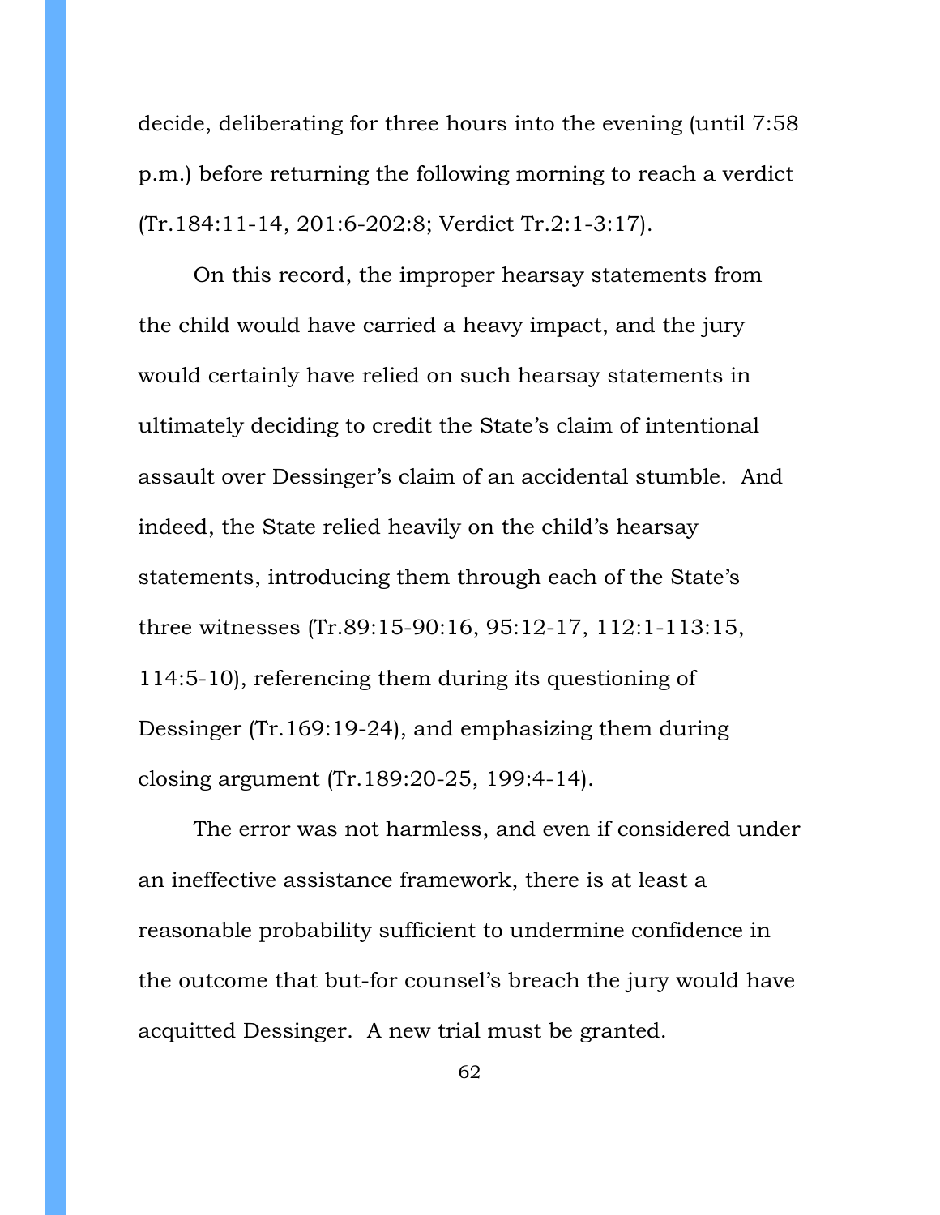decide, deliberating for three hours into the evening (until 7:58 p.m.) before returning the following morning to reach a verdict (Tr.184:11-14, 201:6-202:8; Verdict Tr.2:1-3:17).

On this record, the improper hearsay statements from the child would have carried a heavy impact, and the jury would certainly have relied on such hearsay statements in ultimately deciding to credit the State's claim of intentional assault over Dessinger's claim of an accidental stumble. And indeed, the State relied heavily on the child's hearsay statements, introducing them through each of the State's three witnesses (Tr.89:15-90:16, 95:12-17, 112:1-113:15, 114:5-10), referencing them during its questioning of Dessinger (Tr.169:19-24), and emphasizing them during closing argument (Tr.189:20-25, 199:4-14).

The error was not harmless, and even if considered under an ineffective assistance framework, there is at least a reasonable probability sufficient to undermine confidence in the outcome that but-for counsel's breach the jury would have acquitted Dessinger. A new trial must be granted.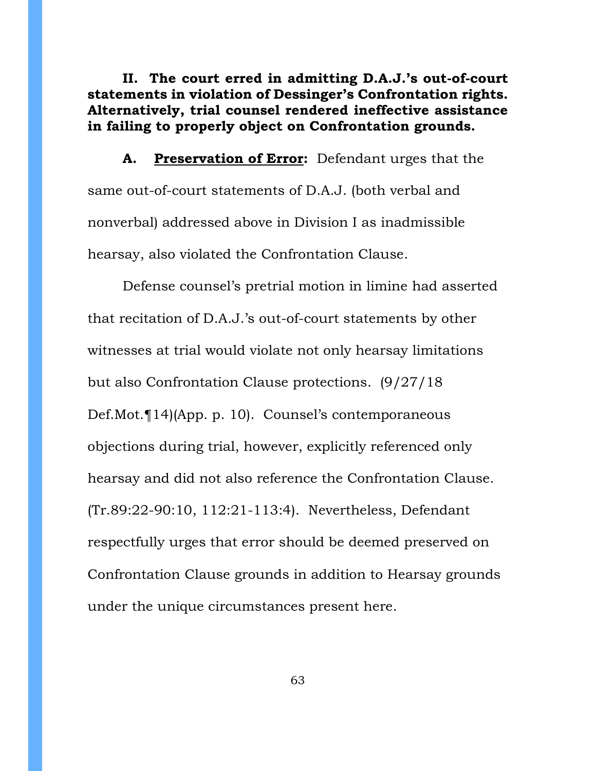**II. The court erred in admitting D.A.J.'s out-of-court statements in violation of Dessinger's Confrontation rights. Alternatively, trial counsel rendered ineffective assistance in failing to properly object on Confrontation grounds.**

**A. <u>Preservation of Error</u>:** Defendant urges that the same out-of-court statements of D.A.J. (both verbal and nonverbal) addressed above in Division I as inadmissible hearsay, also violated the Confrontation Clause.

Defense counsel's pretrial motion in limine had asserted that recitation of D.A.J.'s out-of-court statements by other witnesses at trial would violate not only hearsay limitations but also Confrontation Clause protections. (9/27/18 Def.Mot.¶14)(App. p. 10). Counsel's contemporaneous objections during trial, however, explicitly referenced only hearsay and did not also reference the Confrontation Clause. (Tr.89:22-90:10, 112:21-113:4). Nevertheless, Defendant respectfully urges that error should be deemed preserved on Confrontation Clause grounds in addition to Hearsay grounds under the unique circumstances present here.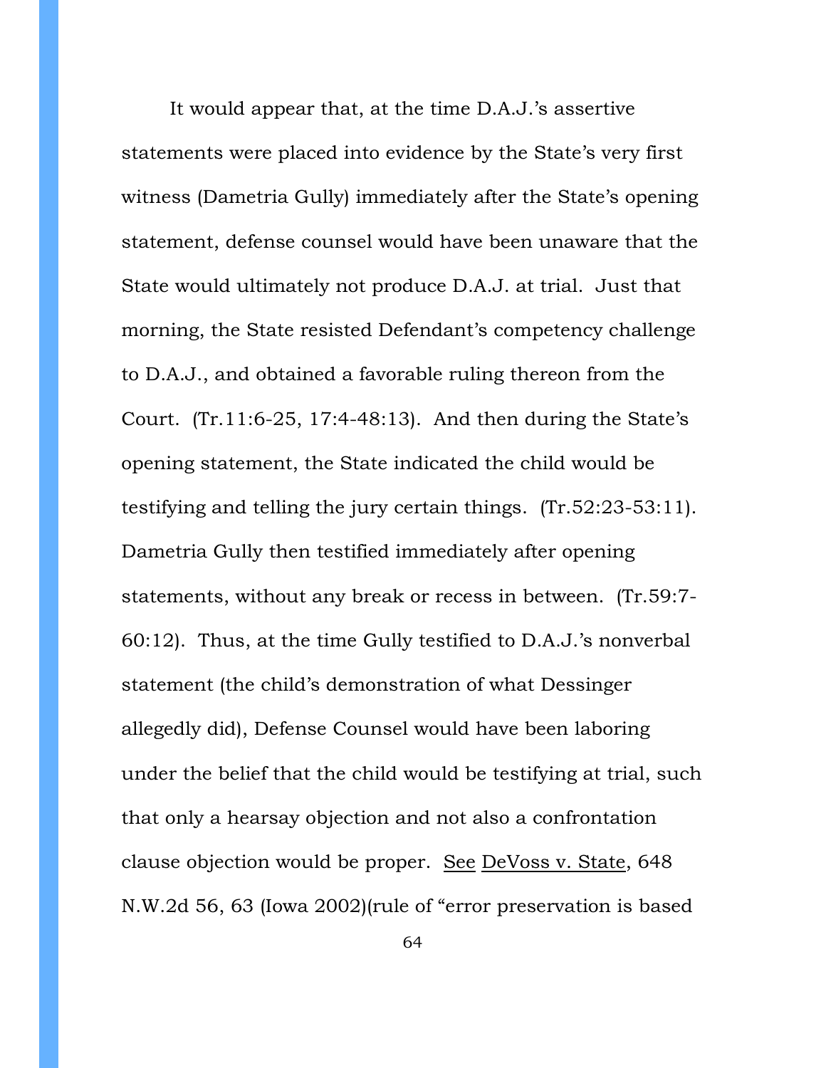It would appear that, at the time D.A.J.'s assertive statements were placed into evidence by the State's very first witness (Dametria Gully) immediately after the State's opening statement, defense counsel would have been unaware that the State would ultimately not produce D.A.J. at trial. Just that morning, the State resisted Defendant's competency challenge to D.A.J., and obtained a favorable ruling thereon from the Court. (Tr.11:6-25, 17:4-48:13). And then during the State's opening statement, the State indicated the child would be testifying and telling the jury certain things. (Tr.52:23-53:11). Dametria Gully then testified immediately after opening statements, without any break or recess in between. (Tr.59:7-60:12). Thus, at the time Gully testified to D.A.J.'s nonverbal statement (the child's demonstration of what Dessinger allegedly did), Defense Counsel would have been laboring under the belief that the child would be testifying at trial, such that only a hearsay objection and not also a confrontation clause objection would be proper. See DeVoss v. State, 648 N.W.2d 56, 63 (Iowa 2002)(rule of "error preservation is based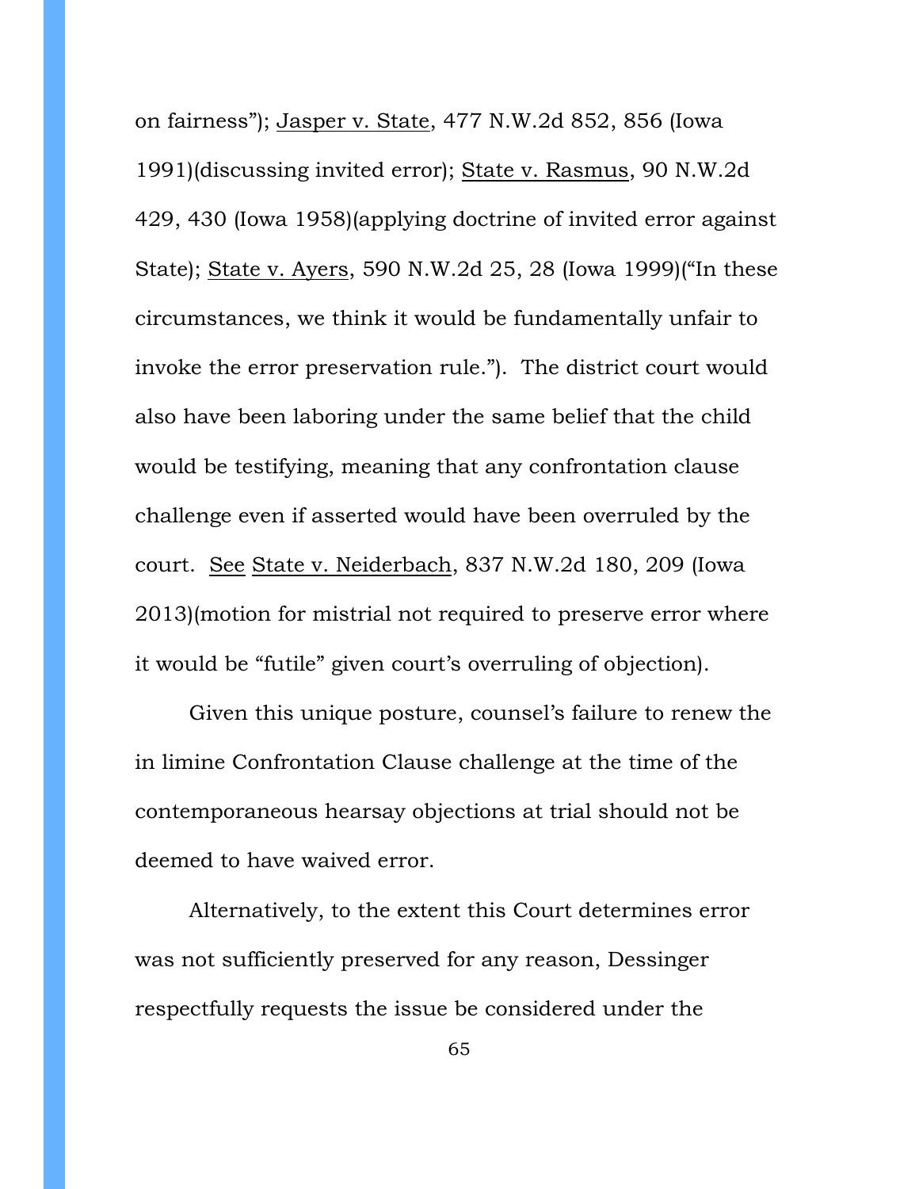on fairness"); Jasper v. State, 477 N.W.2d 852, 856 (Iowa 1991)(discussing invited error); State v. Rasmus, 90 N.W.2d 429, 430 (Iowa 1958)(applying doctrine of invited error against State); State v. Ayers, 590 N.W.2d 25, 28 (Iowa 1999)("In these circumstances, we think it would be fundamentally unfair to invoke the error preservation rule."). The district court would also have been laboring under the same belief that the child would be testifying, meaning that any confrontation clause challenge even if asserted would have been overruled by the court. See State v. Neiderbach, 837 N.W.2d 180, 209 (Iowa 2013)(motion for mistrial not required to preserve error where it would be "futile" given court's overruling of objection).

Given this unique posture, counsel's failure to renew the in limine Confrontation Clause challenge at the time of the contemporaneous hearsay objections at trial should not be deemed to have waived error.

Alternatively, to the extent this Court determines error was not sufficiently preserved for any reason, Dessinger respectfully requests the issue be considered under the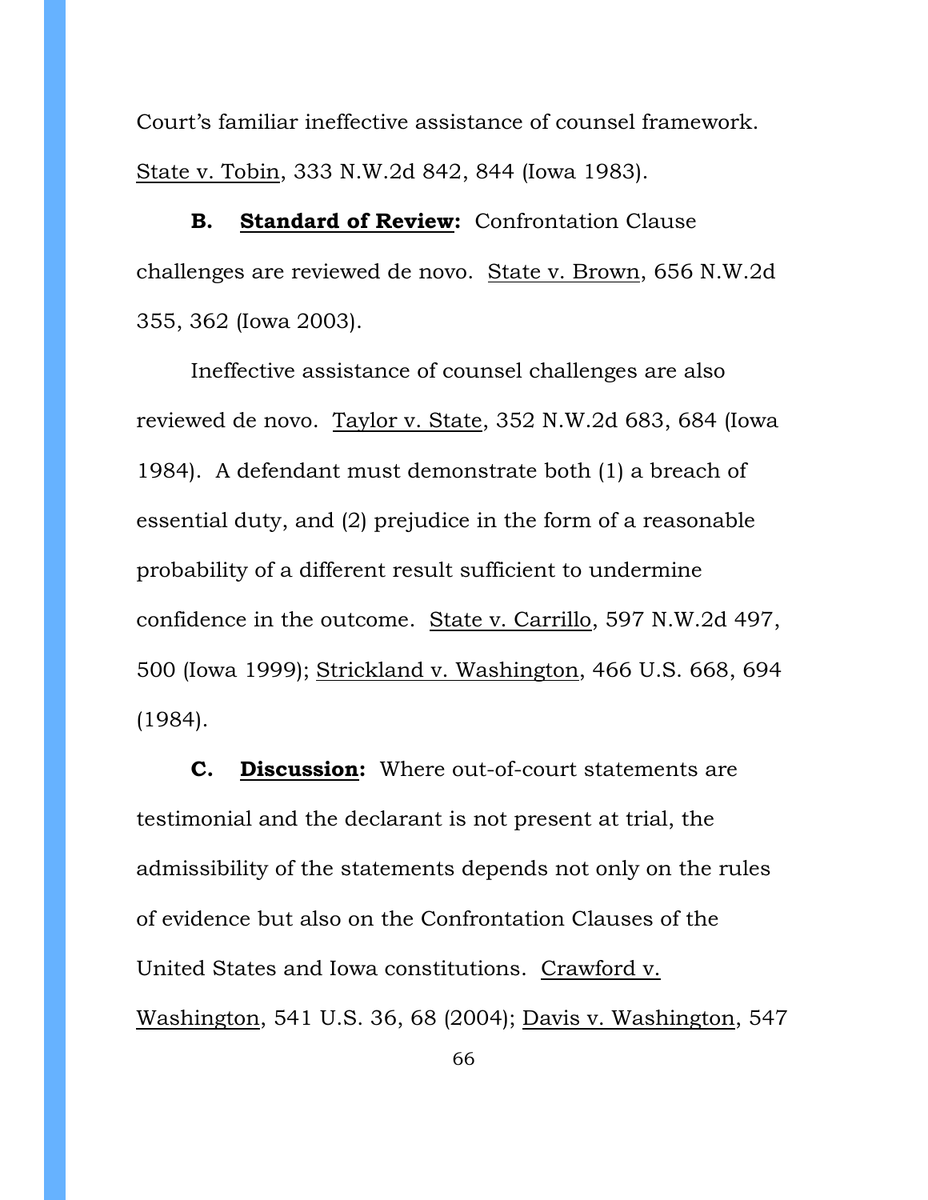Court's familiar ineffective assistance of counsel framework. State v. Tobin, 333 N.W.2d 842, 844 (Iowa 1983).

**B. Standard of Review:** Confrontation Clause challenges are reviewed de novo. State v. Brown, 656 N.W.2d 355, 362 (Iowa 2003).

Ineffective assistance of counsel challenges are also reviewed de novo. Taylor v. State, 352 N.W.2d 683, 684 (Iowa 1984). A defendant must demonstrate both (1) a breach of essential duty, and (2) prejudice in the form of a reasonable probability of a different result sufficient to undermine confidence in the outcome. State v. Carrillo, 597 N.W.2d 497, 500 (Iowa 1999); Strickland v. Washington, 466 U.S. 668, 694 (1984).

**C. Discussion:** Where out-of-court statements are testimonial and the declarant is not present at trial, the admissibility of the statements depends not only on the rules of evidence but also on the Confrontation Clauses of the United States and Iowa constitutions. Crawford v. Washington, 541 U.S. 36, 68 (2004); Davis v. Washington, 547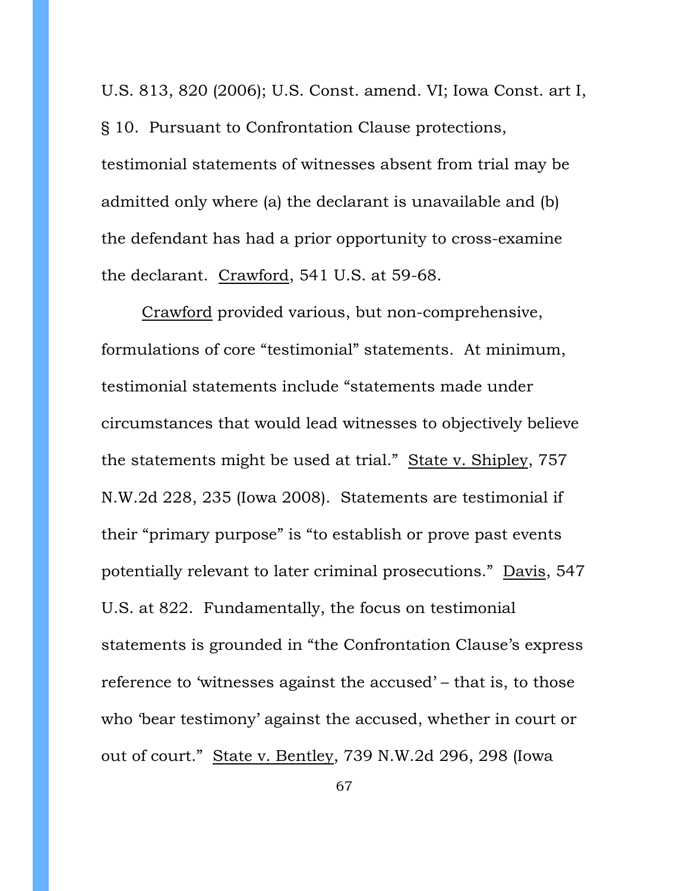U.S. 813, 820 (2006); U.S. Const. amend. VI; Iowa Const. art I, § 10. Pursuant to Confrontation Clause protections, testimonial statements of witnesses absent from trial may be admitted only where (a) the declarant is unavailable and (b) the defendant has had a prior opportunity to cross-examine the declarant. Crawford, 541 U.S. at 59-68.

Crawford provided various, but non-comprehensive, formulations of core "testimonial" statements. At minimum, testimonial statements include "statements made under circumstances that would lead witnesses to objectively believe the statements might be used at trial." State v. Shipley, 757 N.W.2d 228, 235 (Iowa 2008). Statements are testimonial if their "primary purpose" is "to establish or prove past events potentially relevant to later criminal prosecutions." Davis, 547 U.S. at 822. Fundamentally, the focus on testimonial statements is grounded in "the Confrontation Clause's express reference to 'witnesses against the accused' – that is, to those who 'bear testimony' against the accused, whether in court or out of court." State v. Bentley, 739 N.W.2d 296, 298 (Iowa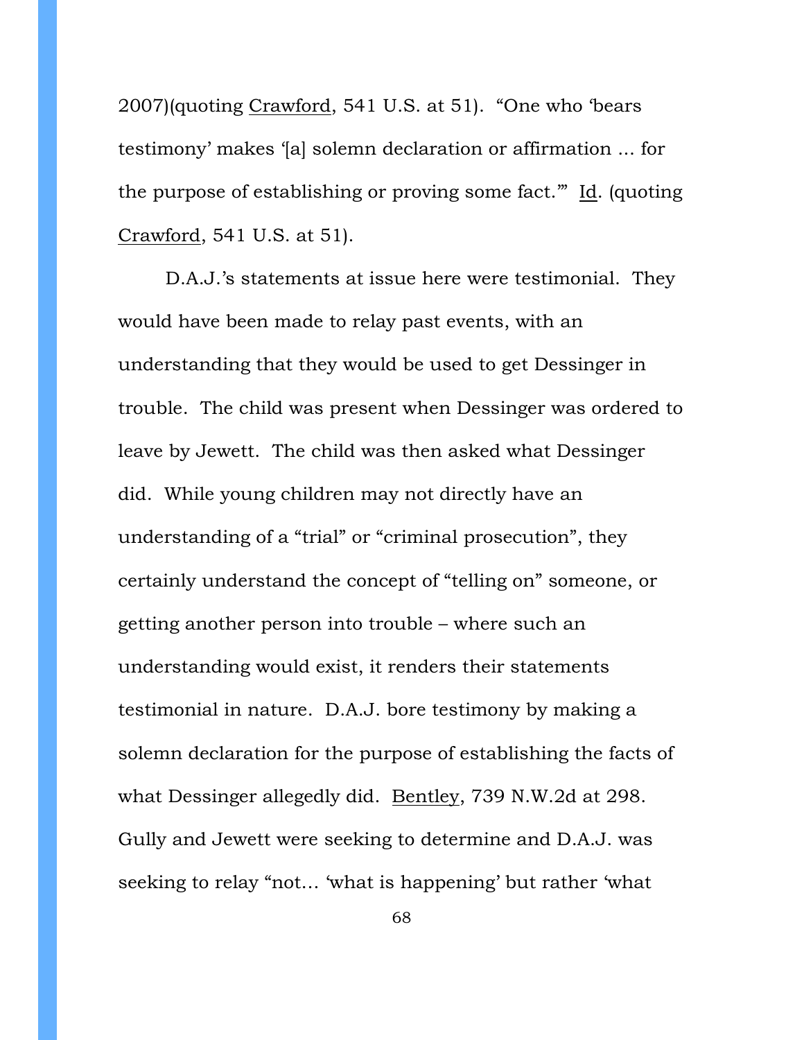2007)(quoting Crawford, 541 U.S. at 51). "One who 'bears testimony' makes '[a] solemn declaration or affirmation ... for the purpose of establishing or proving some fact.'" Id. (quoting Crawford, 541 U.S. at 51).

D.A.J.'s statements at issue here were testimonial. They would have been made to relay past events, with an understanding that they would be used to get Dessinger in trouble. The child was present when Dessinger was ordered to leave by Jewett. The child was then asked what Dessinger did. While young children may not directly have an understanding of a "trial" or "criminal prosecution", they certainly understand the concept of "telling on" someone, or getting another person into trouble – where such an understanding would exist, it renders their statements testimonial in nature. D.A.J. bore testimony by making a solemn declaration for the purpose of establishing the facts of what Dessinger allegedly did. Bentley, 739 N.W.2d at 298. Gully and Jewett were seeking to determine and D.A.J. was seeking to relay "not… 'what is happening' but rather 'what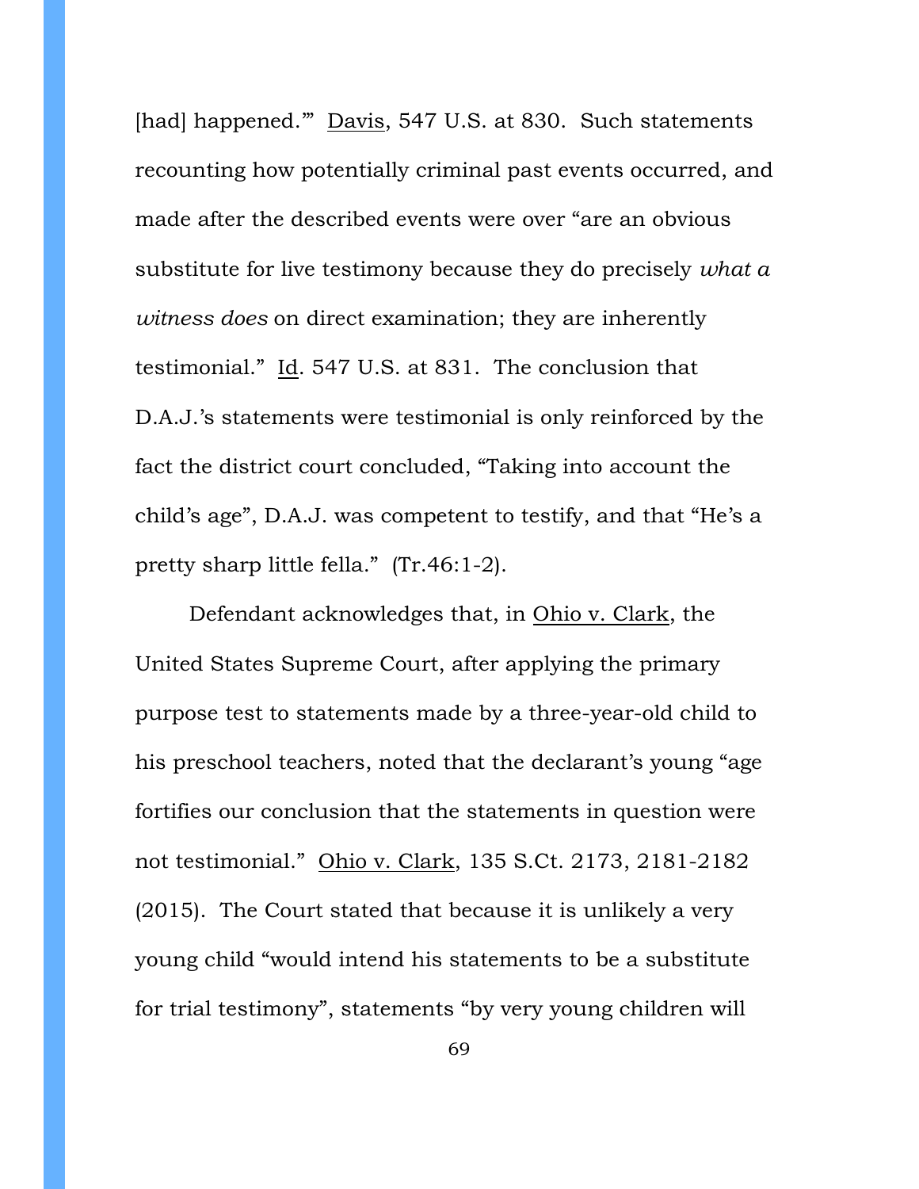[had] happened.'" Davis, 547 U.S. at 830. Such statements recounting how potentially criminal past events occurred, and made after the described events were over "are an obvious substitute for live testimony because they do precisely *what a witness does* on direct examination; they are inherently testimonial." Id. 547 U.S. at 831. The conclusion that D.A.J.'s statements were testimonial is only reinforced by the fact the district court concluded, "Taking into account the child's age", D.A.J. was competent to testify, and that "He's a pretty sharp little fella." (Tr.46:1-2).

Defendant acknowledges that, in Ohio v. Clark, the United States Supreme Court, after applying the primary purpose test to statements made by a three-year-old child to his preschool teachers, noted that the declarant's young "age fortifies our conclusion that the statements in question were not testimonial." Ohio v. Clark, 135 S.Ct. 2173, 2181-2182 (2015). The Court stated that because it is unlikely a very young child "would intend his statements to be a substitute for trial testimony", statements "by very young children will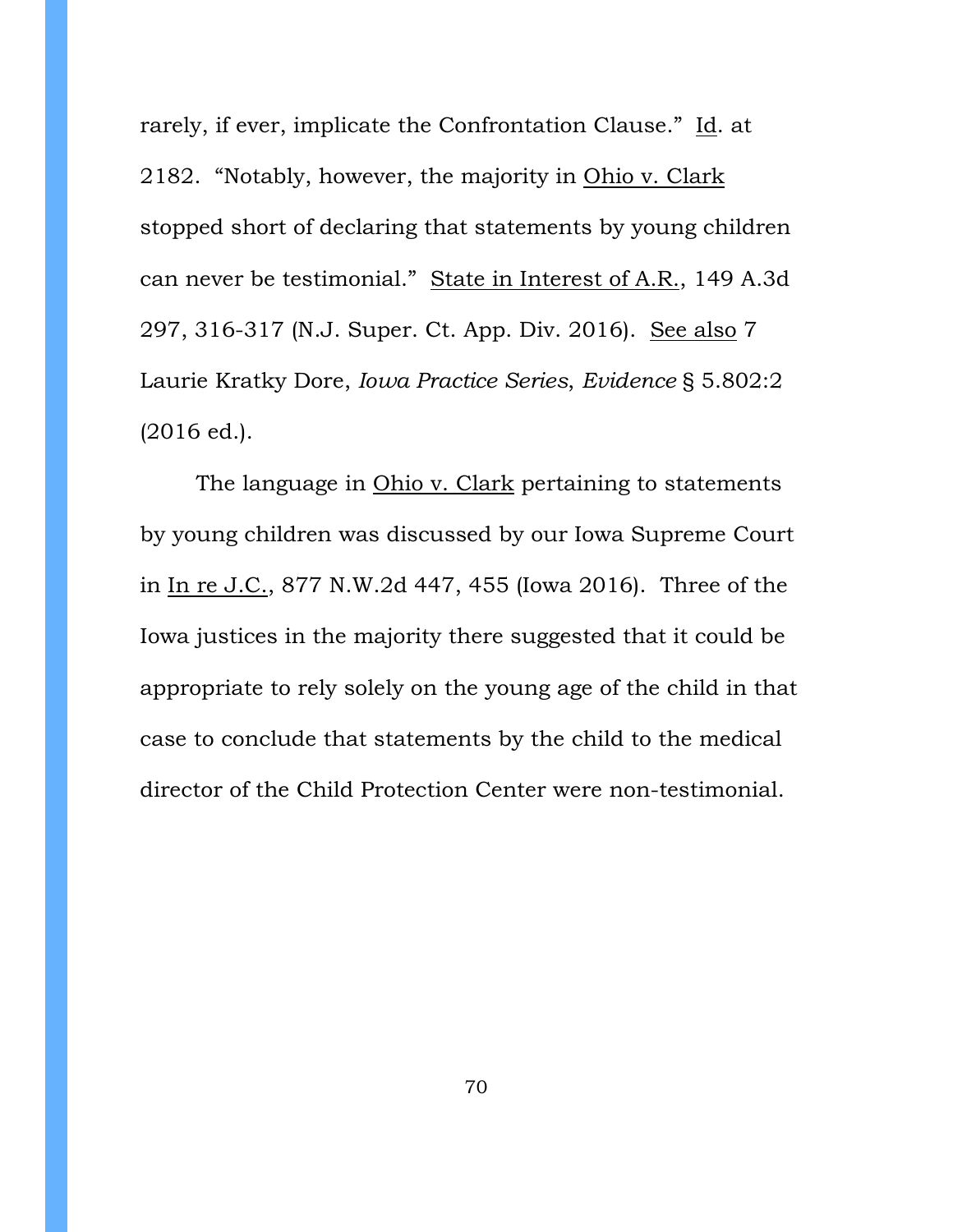rarely, if ever, implicate the Confrontation Clause." Id. at 2182. "Notably, however, the majority in Ohio v. Clark stopped short of declaring that statements by young children can never be testimonial." State in Interest of A.R., 149 A.3d 297, 316-317 (N.J. Super. Ct. App. Div. 2016). See also 7 Laurie Kratky Dore, *Iowa Practice Series, Evidence* § 5.802:2 (2016 ed.).

The language in Ohio v. Clark pertaining to statements by young children was discussed by our Iowa Supreme Court in In re J.C., 877 N.W.2d 447, 455 (Iowa 2016). Three of the Iowa justices in the majority there suggested that it could be appropriate to rely solely on the young age of the child in that case to conclude that statements by the child to the medical director of the Child Protection Center were non-testimonial.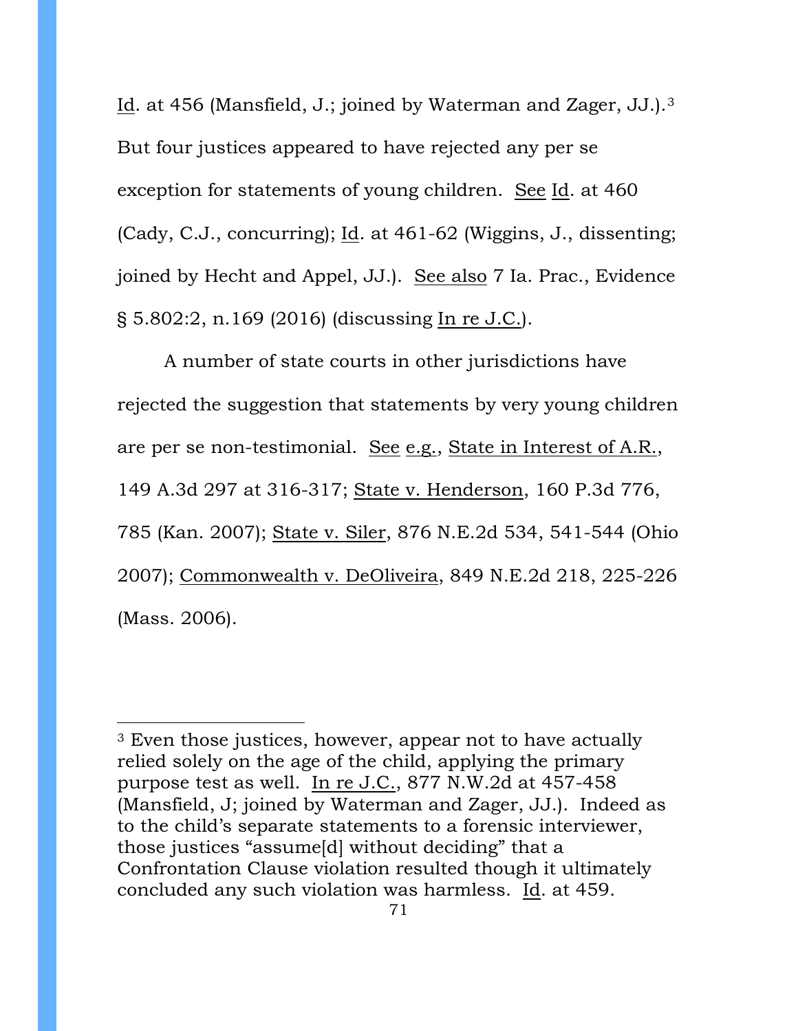Id. at 456 (Mansfield, J.; joined by Waterman and Zager, JJ.).[3] But four justices appeared to have rejected any per se exception for statements of young children. See Id. at 460 (Cady, C.J., concurring); Id. at 461-62 (Wiggins, J., dissenting; joined by Hecht and Appel, JJ.). See also 7 Ia. Prac., Evidence § 5.802:2, n.169 (2016) (discussing In re J.C.).

A number of state courts in other jurisdictions have rejected the suggestion that statements by very young children are per se non-testimonial. See e.g., State in Interest of A.R., 149 A.3d 297 at 316-317; State v. Henderson, 160 P.3d 776, 785 (Kan. 2007); State v. Siler, 876 N.E.2d 534, 541-544 (Ohio 2007); Commonwealth v. DeOliveira, 849 N.E.2d 218, 225-226 (Mass. 2006).

---

[3] Even those justices, however, appear not to have actually relied solely on the age of the child, applying the primary purpose test as well. In re J.C., 877 N.W.2d at 457-458 (Mansfield, J; joined by Waterman and Zager, JJ.). Indeed as to the child's separate statements to a forensic interviewer, those justices "assume[d] without deciding" that a Confrontation Clause violation resulted though it ultimately concluded any such violation was harmless. Id. at 459.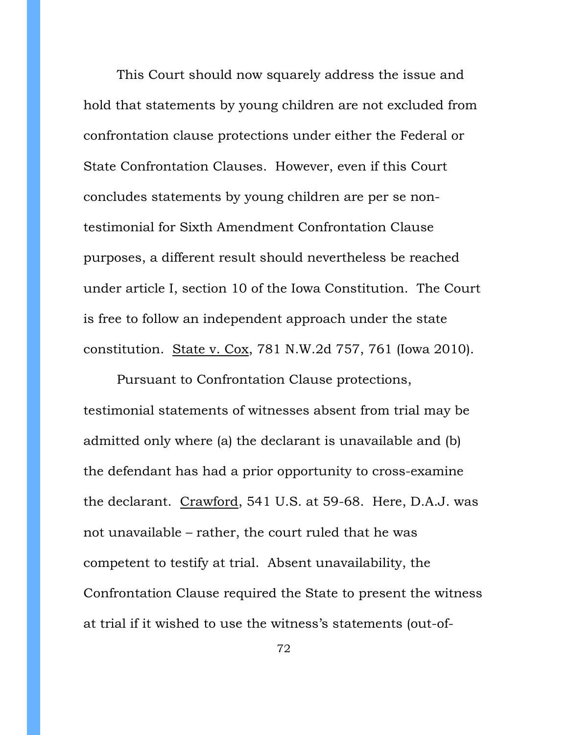This Court should now squarely address the issue and hold that statements by young children are not excluded from confrontation clause protections under either the Federal or State Confrontation Clauses. However, even if this Court concludes statements by young children are per se non-testimonial for Sixth Amendment Confrontation Clause purposes, a different result should nevertheless be reached under article I, section 10 of the Iowa Constitution. The Court is free to follow an independent approach under the state constitution. State v. Cox, 781 N.W.2d 757, 761 (Iowa 2010).

Pursuant to Confrontation Clause protections, testimonial statements of witnesses absent from trial may be admitted only where (a) the declarant is unavailable and (b) the defendant has had a prior opportunity to cross-examine the declarant. Crawford, 541 U.S. at 59-68. Here, D.A.J. was not unavailable – rather, the court ruled that he was competent to testify at trial. Absent unavailability, the Confrontation Clause required the State to present the witness at trial if it wished to use the witness's statements (out-of-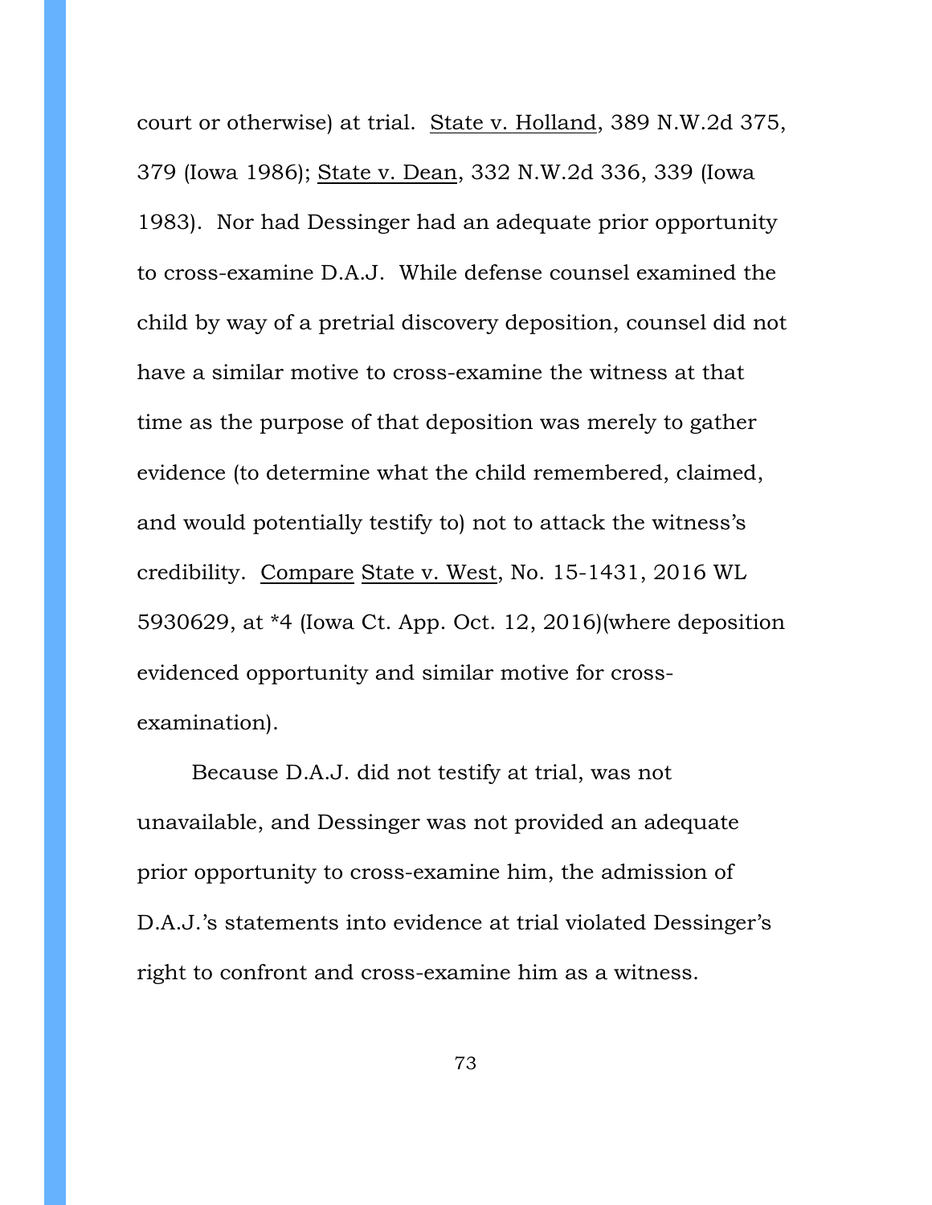court or otherwise) at trial. State v. Holland, 389 N.W.2d 375, 379 (Iowa 1986); State v. Dean, 332 N.W.2d 336, 339 (Iowa 1983). Nor had Dessinger had an adequate prior opportunity to cross-examine D.A.J. While defense counsel examined the child by way of a pretrial discovery deposition, counsel did not have a similar motive to cross-examine the witness at that time as the purpose of that deposition was merely to gather evidence (to determine what the child remembered, claimed, and would potentially testify to) not to attack the witness's credibility. Compare State v. West, No. 15-1431, 2016 WL 5930629, at *4 (Iowa Ct. App. Oct. 12, 2016)(where deposition evidenced opportunity and similar motive for cross-examination).

Because D.A.J. did not testify at trial, was not unavailable, and Dessinger was not provided an adequate prior opportunity to cross-examine him, the admission of D.A.J.'s statements into evidence at trial violated Dessinger's right to confront and cross-examine him as a witness.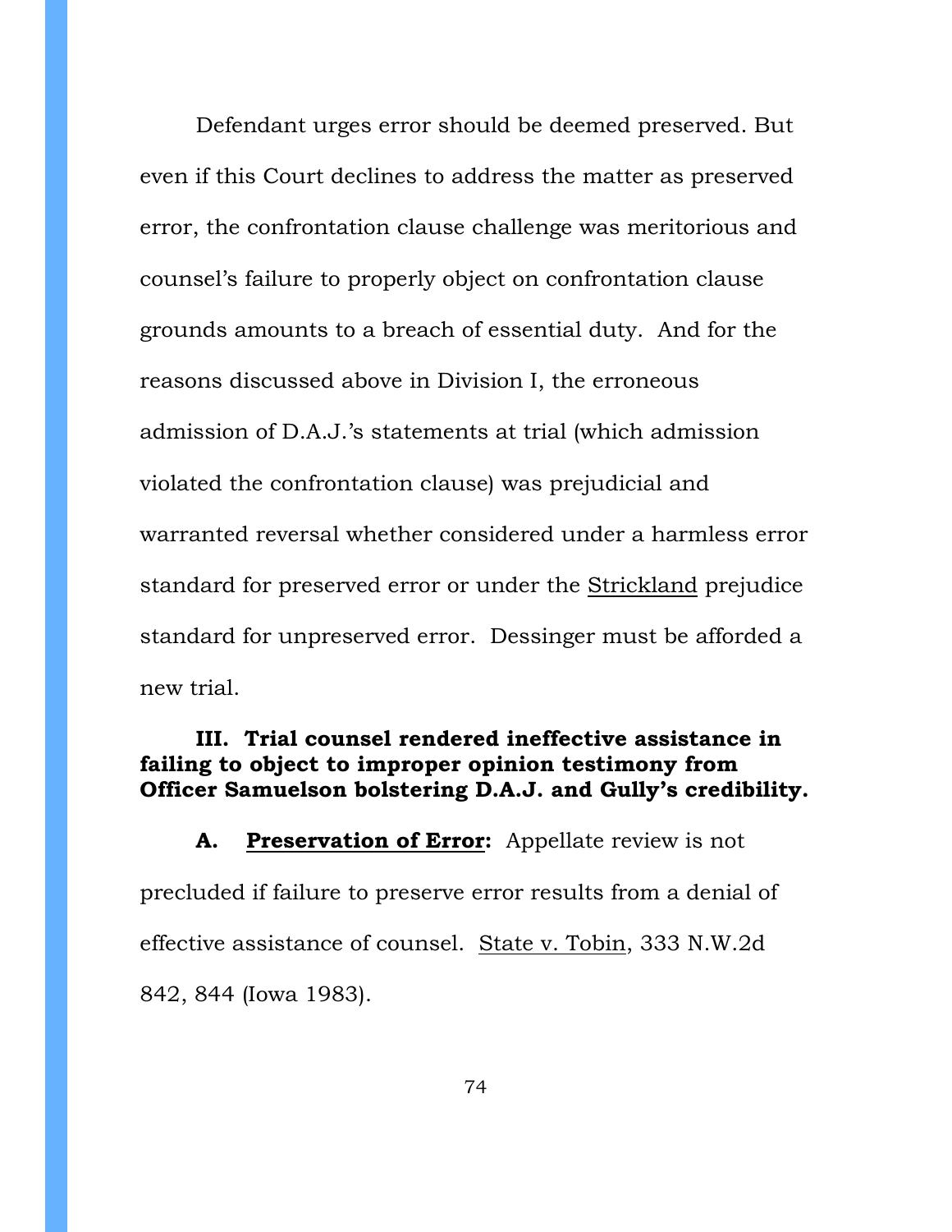Defendant urges error should be deemed preserved. But even if this Court declines to address the matter as preserved error, the confrontation clause challenge was meritorious and counsel's failure to properly object on confrontation clause grounds amounts to a breach of essential duty. And for the reasons discussed above in Division I, the erroneous admission of D.A.J.'s statements at trial (which admission violated the confrontation clause) was prejudicial and warranted reversal whether considered under a harmless error standard for preserved error or under the Strickland prejudice standard for unpreserved error. Dessinger must be afforded a new trial.

## III. Trial counsel rendered ineffective assistance in failing to object to improper opinion testimony from Officer Samuelson bolstering D.A.J. and Gully's credibility.

**A. Preservation of Error:** Appellate review is not precluded if failure to preserve error results from a denial of effective assistance of counsel. State v. Tobin, 333 N.W.2d 842, 844 (Iowa 1983).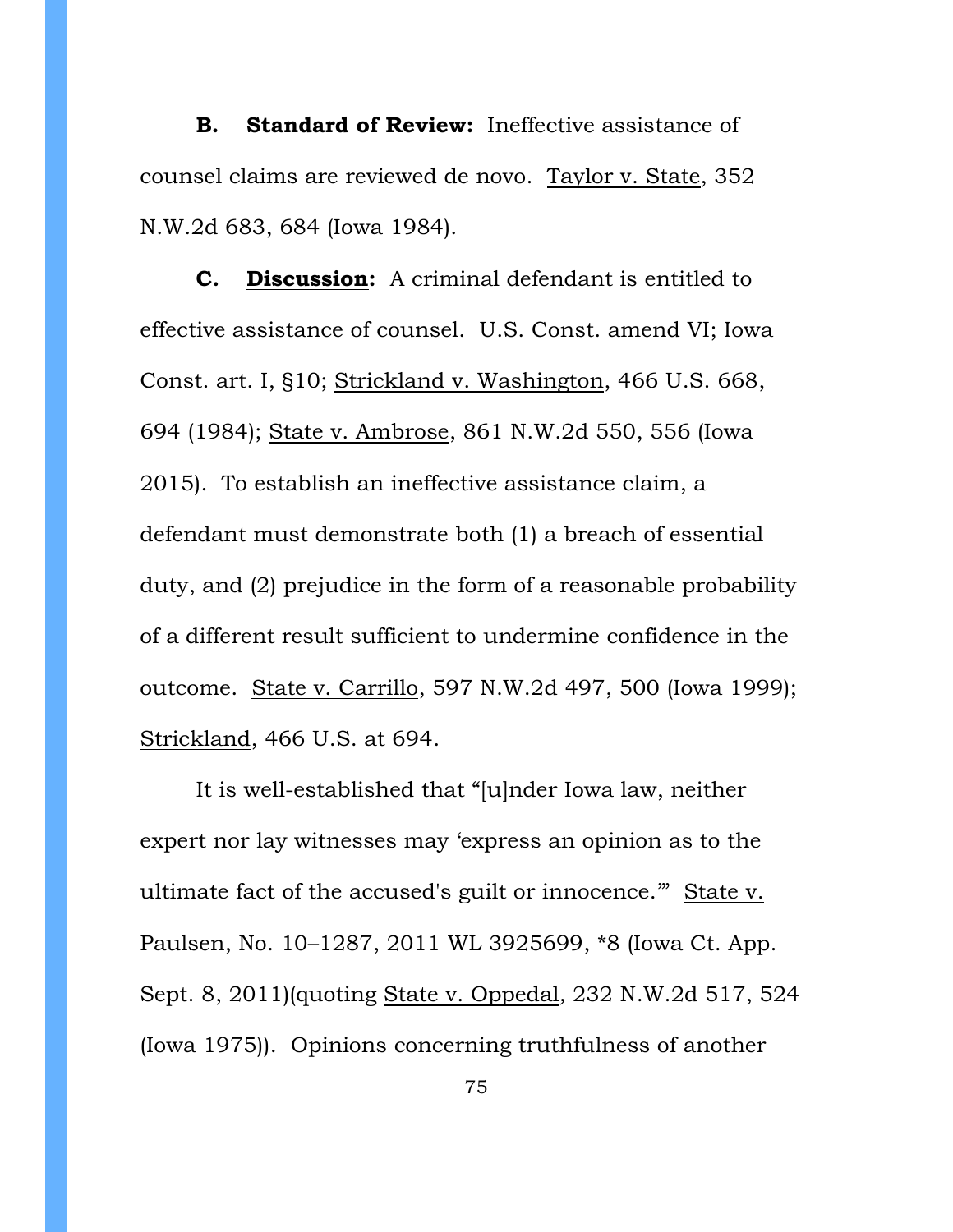**B. Standard of Review:** Ineffective assistance of counsel claims are reviewed de novo. Taylor v. State, 352 N.W.2d 683, 684 (Iowa 1984).

**C. Discussion:** A criminal defendant is entitled to effective assistance of counsel. U.S. Const. amend VI; Iowa Const. art. I, §10; Strickland v. Washington, 466 U.S. 668, 694 (1984); State v. Ambrose, 861 N.W.2d 550, 556 (Iowa 2015). To establish an ineffective assistance claim, a defendant must demonstrate both (1) a breach of essential duty, and (2) prejudice in the form of a reasonable probability of a different result sufficient to undermine confidence in the outcome. State v. Carrillo, 597 N.W.2d 497, 500 (Iowa 1999); Strickland, 466 U.S. at 694.

It is well-established that "[u]nder Iowa law, neither expert nor lay witnesses may 'express an opinion as to the ultimate fact of the accused's guilt or innocence.'" State v. Paulsen, No. 10–1287, 2011 WL 3925699, *8 (Iowa Ct. App. Sept. 8, 2011)(quoting State v. Oppedal, 232 N.W.2d 517, 524 (Iowa 1975)). Opinions concerning truthfulness of another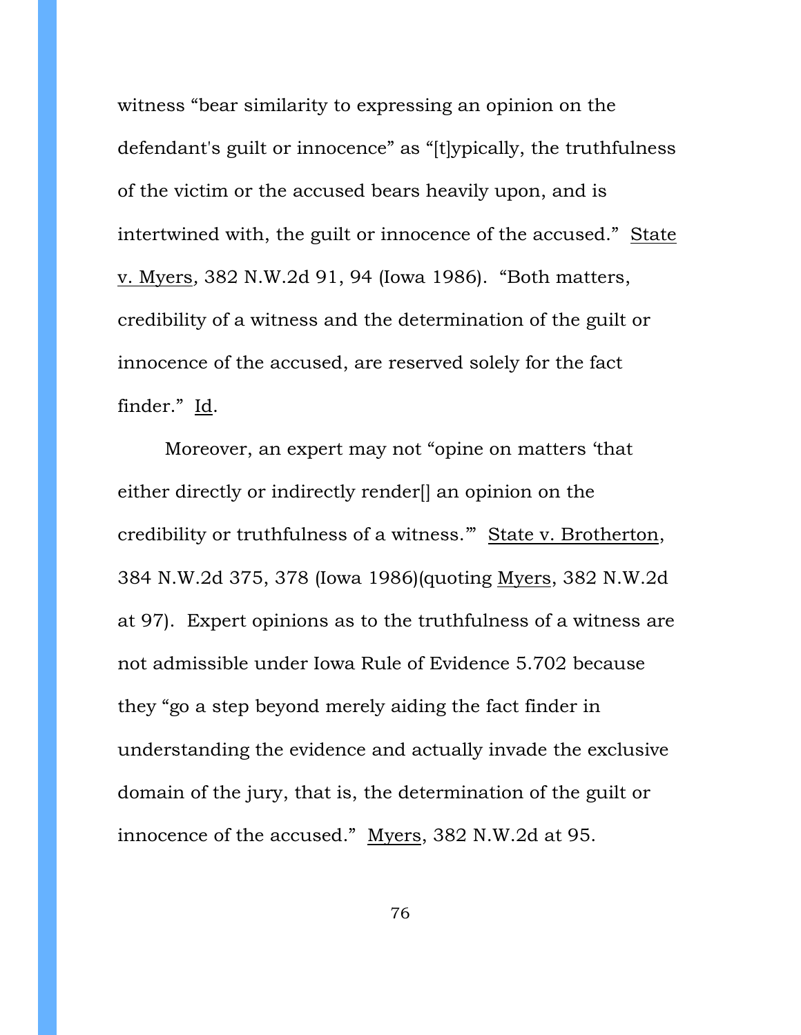witness "bear similarity to expressing an opinion on the defendant's guilt or innocence" as "[t]ypically, the truthfulness of the victim or the accused bears heavily upon, and is intertwined with, the guilt or innocence of the accused." State v. Myers, 382 N.W.2d 91, 94 (Iowa 1986). "Both matters, credibility of a witness and the determination of the guilt or innocence of the accused, are reserved solely for the fact finder." Id.

Moreover, an expert may not "opine on matters 'that either directly or indirectly render[] an opinion on the credibility or truthfulness of a witness.'" State v. Brotherton, 384 N.W.2d 375, 378 (Iowa 1986)(quoting Myers, 382 N.W.2d at 97). Expert opinions as to the truthfulness of a witness are not admissible under Iowa Rule of Evidence 5.702 because they "go a step beyond merely aiding the fact finder in understanding the evidence and actually invade the exclusive domain of the jury, that is, the determination of the guilt or innocence of the accused." Myers, 382 N.W.2d at 95.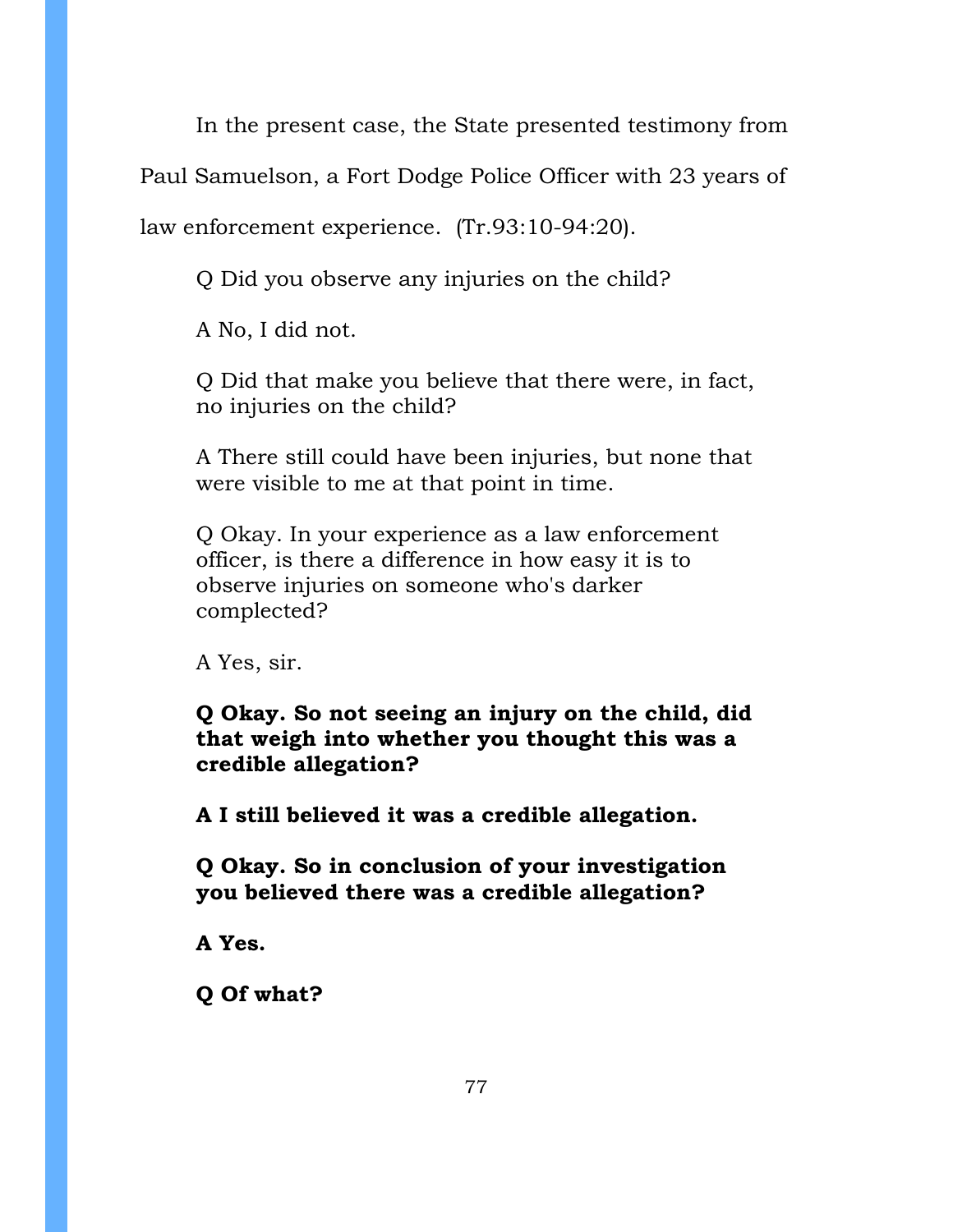In the present case, the State presented testimony from Paul Samuelson, a Fort Dodge Police Officer with 23 years of law enforcement experience. (Tr.93:10-94:20).

> Q Did you observe any injuries on the child?
>
> A No, I did not.
>
> Q Did that make you believe that there were, in fact, no injuries on the child?
>
> A There still could have been injuries, but none that were visible to me at that point in time.
>
> Q Okay. In your experience as a law enforcement officer, is there a difference in how easy it is to observe injuries on someone who's darker complected?
>
> A Yes, sir.
>
> **Q Okay. So not seeing an injury on the child, did that weigh into whether you thought this was a credible allegation?**
>
> **A I still believed it was a credible allegation.**
>
> **Q Okay. So in conclusion of your investigation you believed there was a credible allegation?**
>
> **A Yes.**
>
> **Q Of what?**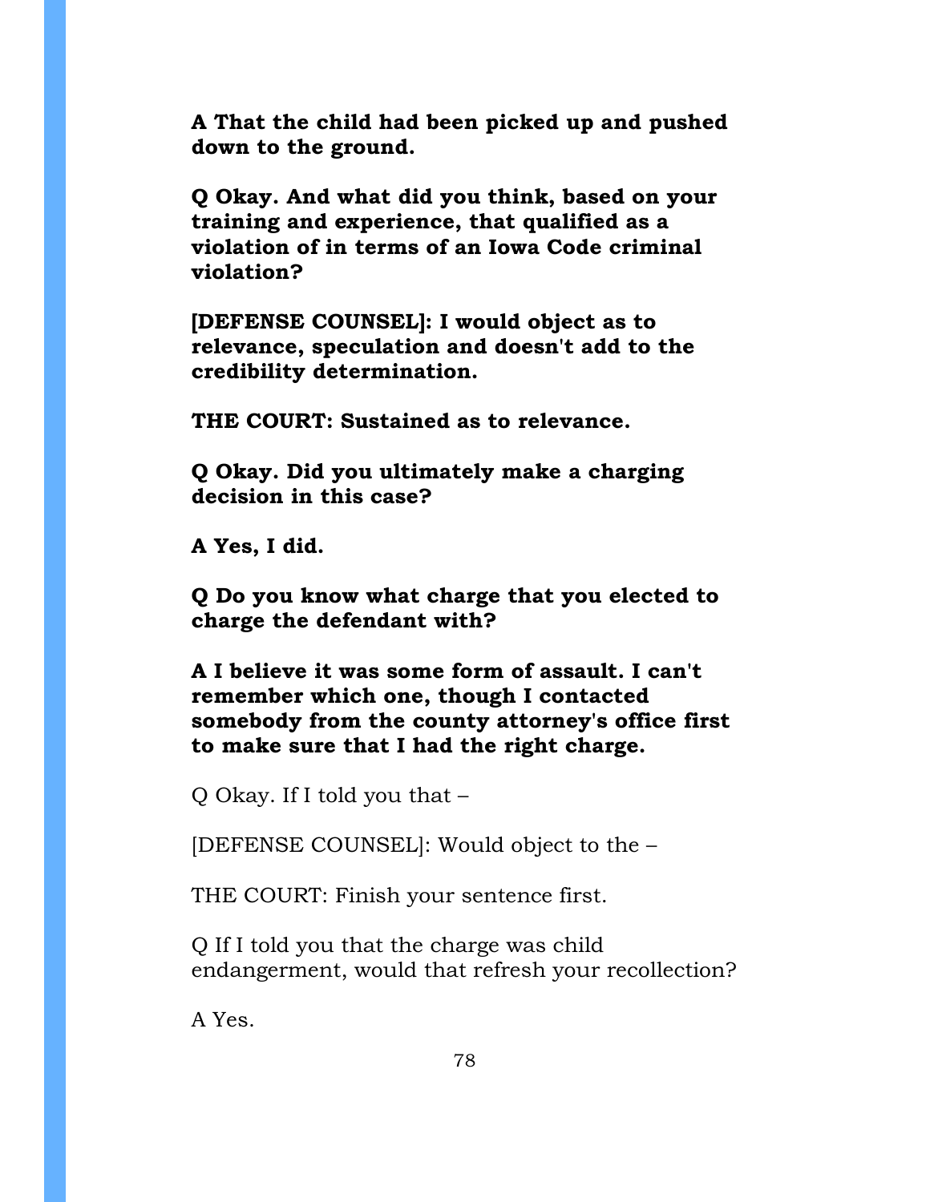**A That the child had been picked up and pushed down to the ground.**

**Q Okay. And what did you think, based on your training and experience, that qualified as a violation of in terms of an Iowa Code criminal violation?**

**[DEFENSE COUNSEL]: I would object as to relevance, speculation and doesn't add to the credibility determination.**

**THE COURT: Sustained as to relevance.**

**Q Okay. Did you ultimately make a charging decision in this case?**

**A Yes, I did.**

**Q Do you know what charge that you elected to charge the defendant with?**

**A I believe it was some form of assault. I can't remember which one, though I contacted somebody from the county attorney's office first to make sure that I had the right charge.**

Q Okay. If I told you that –

[DEFENSE COUNSEL]: Would object to the –

THE COURT: Finish your sentence first.

Q If I told you that the charge was child endangerment, would that refresh your recollection?

A Yes.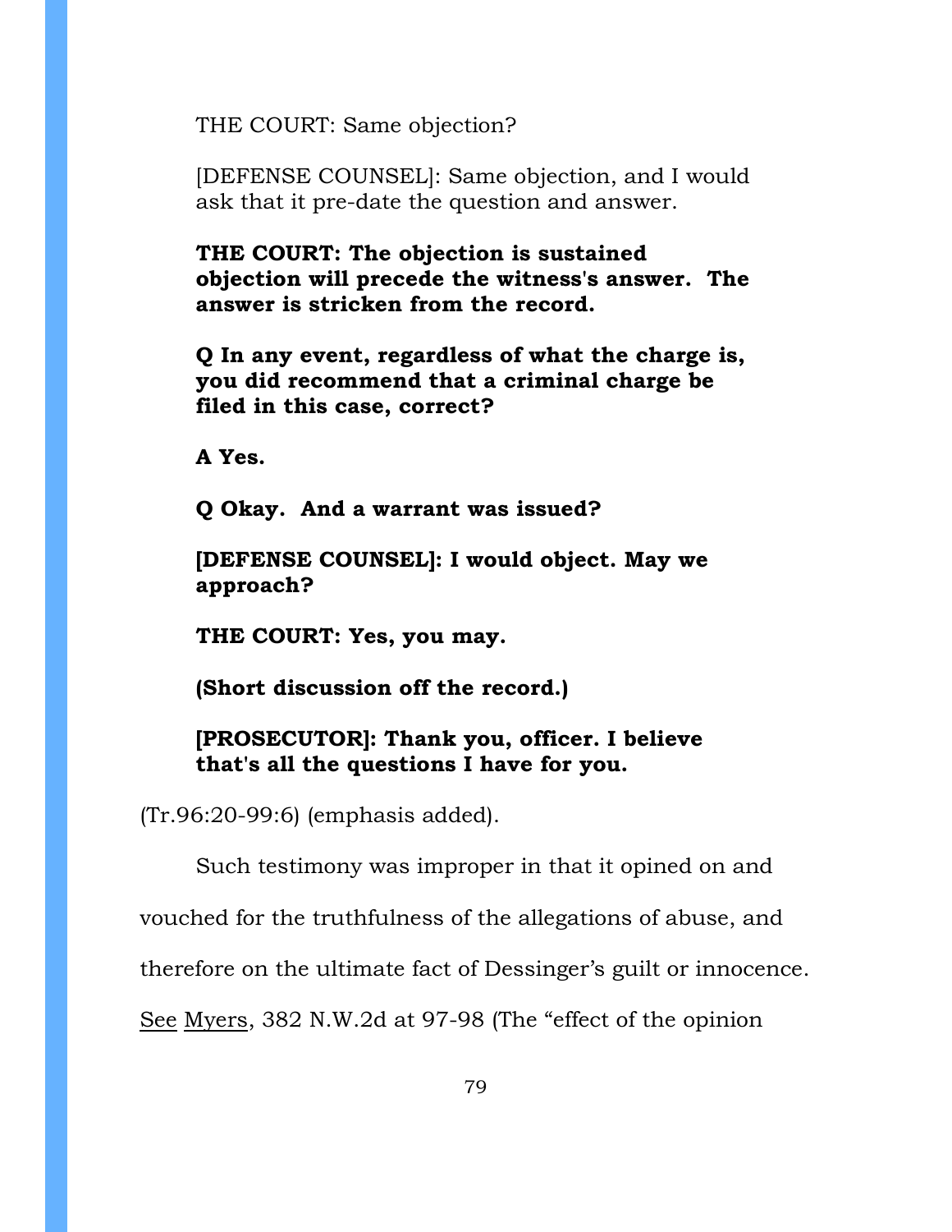THE COURT: Same objection?

[DEFENSE COUNSEL]: Same objection, and I would ask that it pre-date the question and answer.

**THE COURT: The objection is sustained objection will precede the witness's answer. The answer is stricken from the record.**

**Q In any event, regardless of what the charge is, you did recommend that a criminal charge be filed in this case, correct?**

**A Yes.**

**Q Okay. And a warrant was issued?**

**[DEFENSE COUNSEL]: I would object. May we approach?**

**THE COURT: Yes, you may.**

**(Short discussion off the record.)**

**[PROSECUTOR]: Thank you, officer. I believe that's all the questions I have for you.**

(Tr.96:20-99:6) (emphasis added).

Such testimony was improper in that it opined on and vouched for the truthfulness of the allegations of abuse, and therefore on the ultimate fact of Dessinger's guilt or innocence. See Myers, 382 N.W.2d at 97-98 (The "effect of the opinion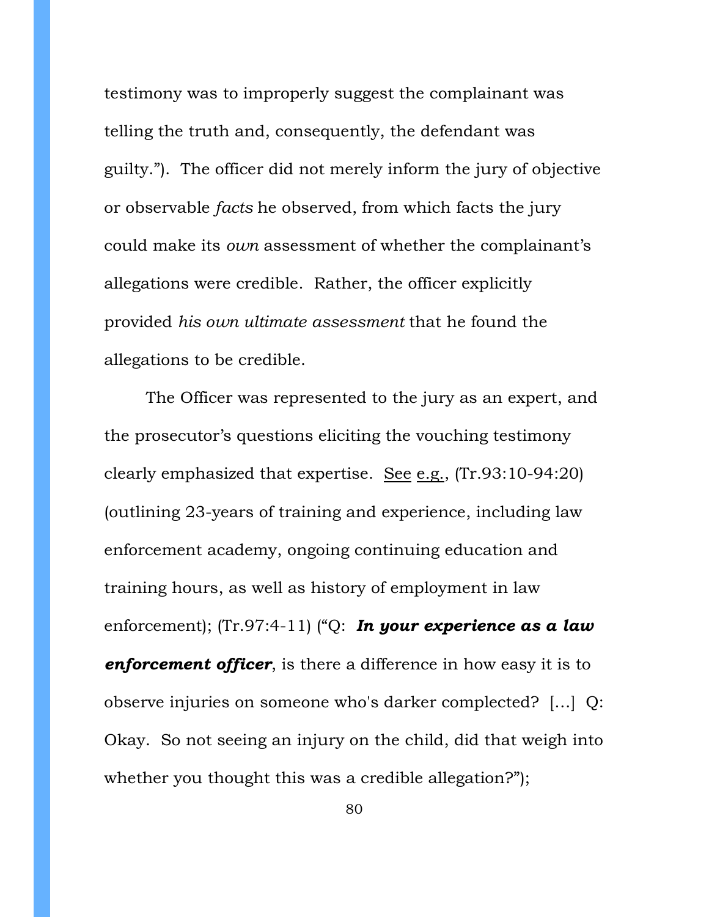testimony was to improperly suggest the complainant was telling the truth and, consequently, the defendant was guilty."). The officer did not merely inform the jury of objective or observable *facts* he observed, from which facts the jury could make its *own* assessment of whether the complainant's allegations were credible. Rather, the officer explicitly provided *his own ultimate assessment* that he found the allegations to be credible.

The Officer was represented to the jury as an expert, and the prosecutor's questions eliciting the vouching testimony clearly emphasized that expertise. <u>See</u> <u>e.g.</u>, (Tr.93:10-94:20) (outlining 23-years of training and experience, including law enforcement academy, ongoing continuing education and training hours, as well as history of employment in law enforcement); (Tr.97:4-11) ("Q: ***In your experience as a law enforcement officer***, is there a difference in how easy it is to observe injuries on someone who's darker complected? [...] Q: Okay. So not seeing an injury on the child, did that weigh into whether you thought this was a credible allegation?");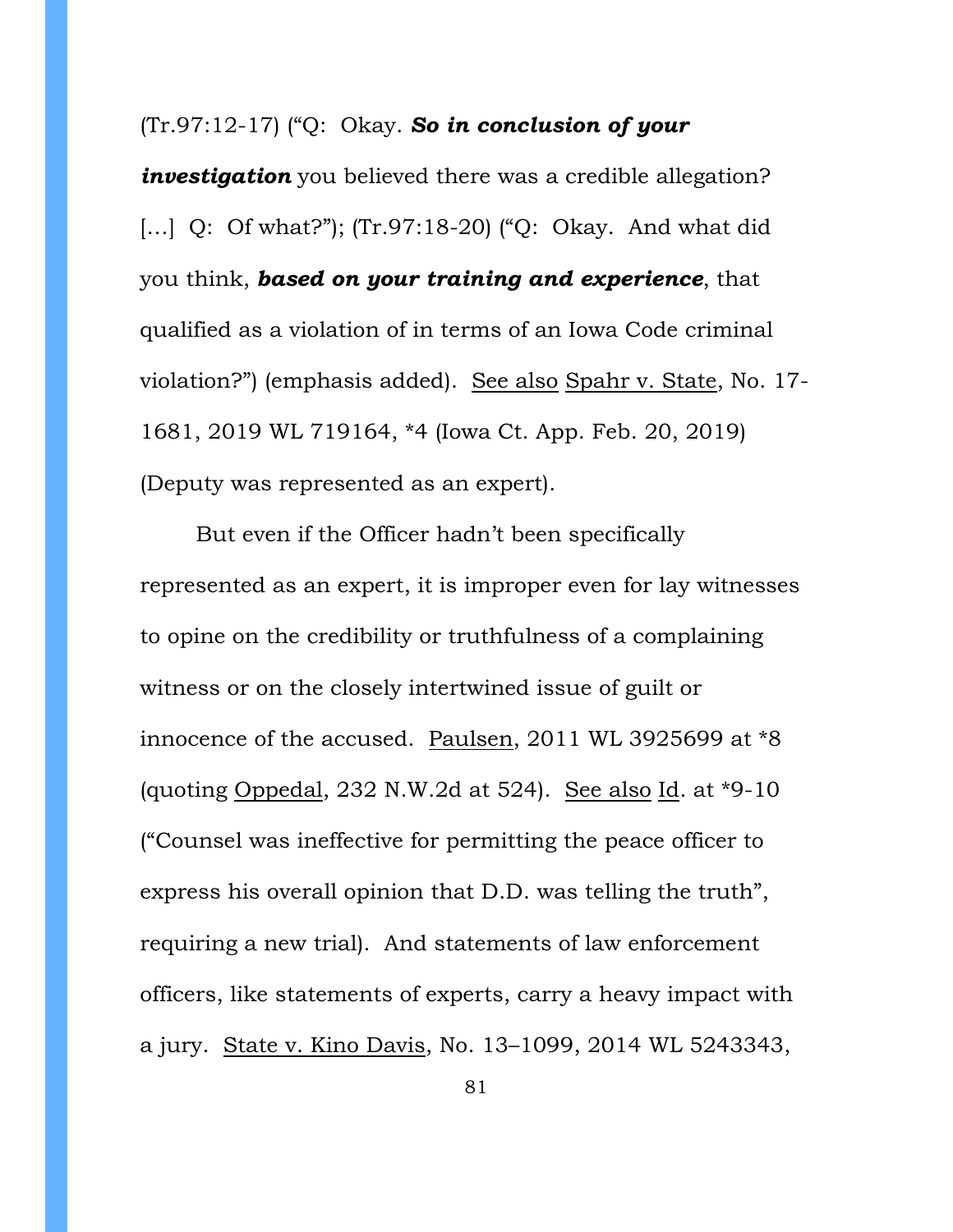(Tr.97:12-17) ("Q: Okay. ***So in conclusion of your investigation*** you believed there was a credible allegation? [...] Q: Of what?"); (Tr.97:18-20) ("Q: Okay. And what did you think, ***based on your training and experience***, that qualified as a violation of in terms of an Iowa Code criminal violation?") (emphasis added). <u>See also</u> <u>Spahr v. State</u>, No. 17-1681, 2019 WL 719164, *4 (Iowa Ct. App. Feb. 20, 2019) (Deputy was represented as an expert).

But even if the Officer hadn't been specifically represented as an expert, it is improper even for lay witnesses to opine on the credibility or truthfulness of a complaining witness or on the closely intertwined issue of guilt or innocence of the accused. <u>Paulsen</u>, 2011 WL 3925699 at *8 (quoting <u>Oppedal</u>, 232 N.W.2d at 524). <u>See also</u> <u>Id</u>. at *9-10 ("Counsel was ineffective for permitting the peace officer to express his overall opinion that D.D. was telling the truth", requiring a new trial). And statements of law enforcement officers, like statements of experts, carry a heavy impact with a jury. <u>State v. Kino Davis</u>, No. 13–1099, 2014 WL 5243343,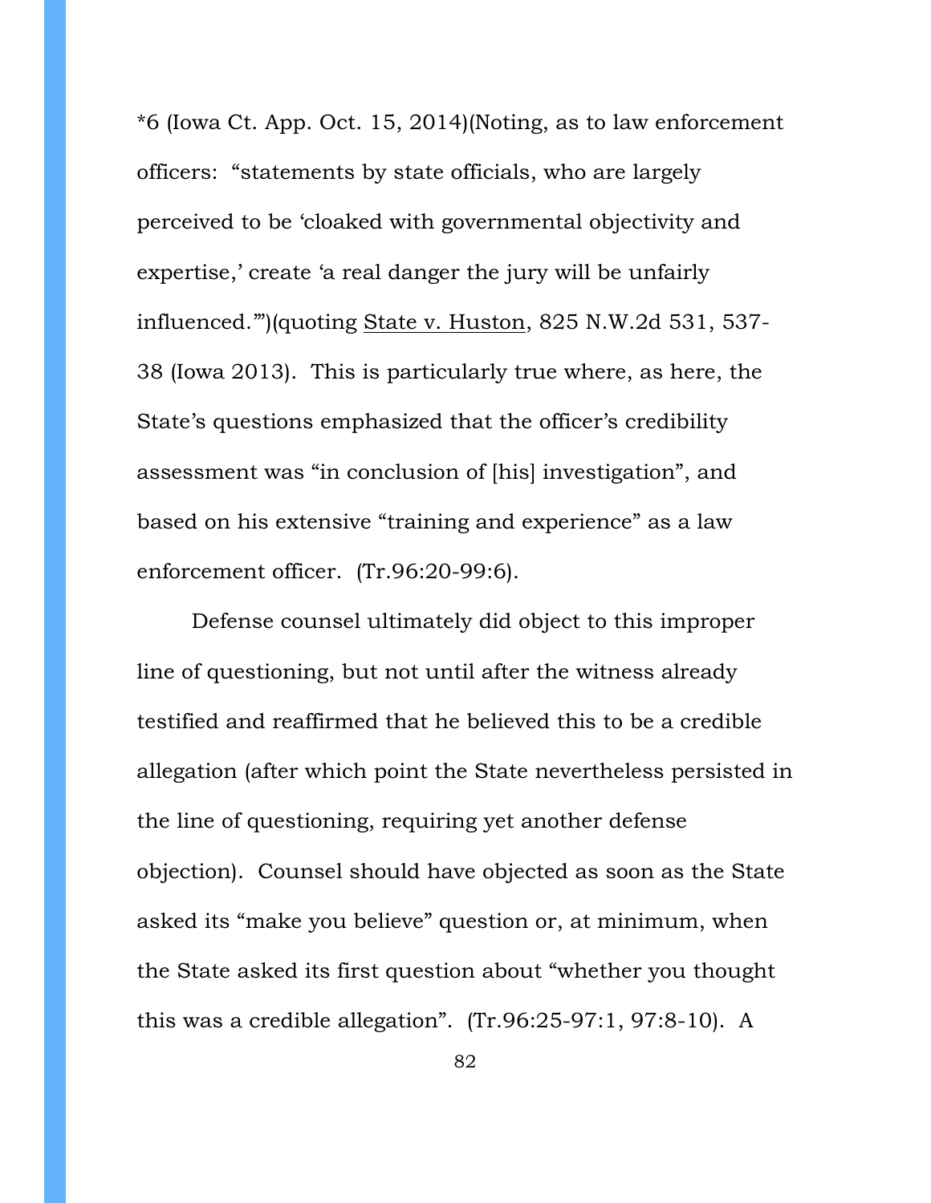*6 (Iowa Ct. App. Oct. 15, 2014)(Noting, as to law enforcement officers: "statements by state officials, who are largely perceived to be 'cloaked with governmental objectivity and expertise,' create 'a real danger the jury will be unfairly influenced.'")(quoting State v. Huston, 825 N.W.2d 531, 537-38 (Iowa 2013). This is particularly true where, as here, the State's questions emphasized that the officer's credibility assessment was "in conclusion of [his] investigation", and based on his extensive "training and experience" as a law enforcement officer. (Tr.96:20-99:6).

Defense counsel ultimately did object to this improper line of questioning, but not until after the witness already testified and reaffirmed that he believed this to be a credible allegation (after which point the State nevertheless persisted in the line of questioning, requiring yet another defense objection). Counsel should have objected as soon as the State asked its "make you believe" question or, at minimum, when the State asked its first question about "whether you thought this was a credible allegation". (Tr.96:25-97:1, 97:8-10). A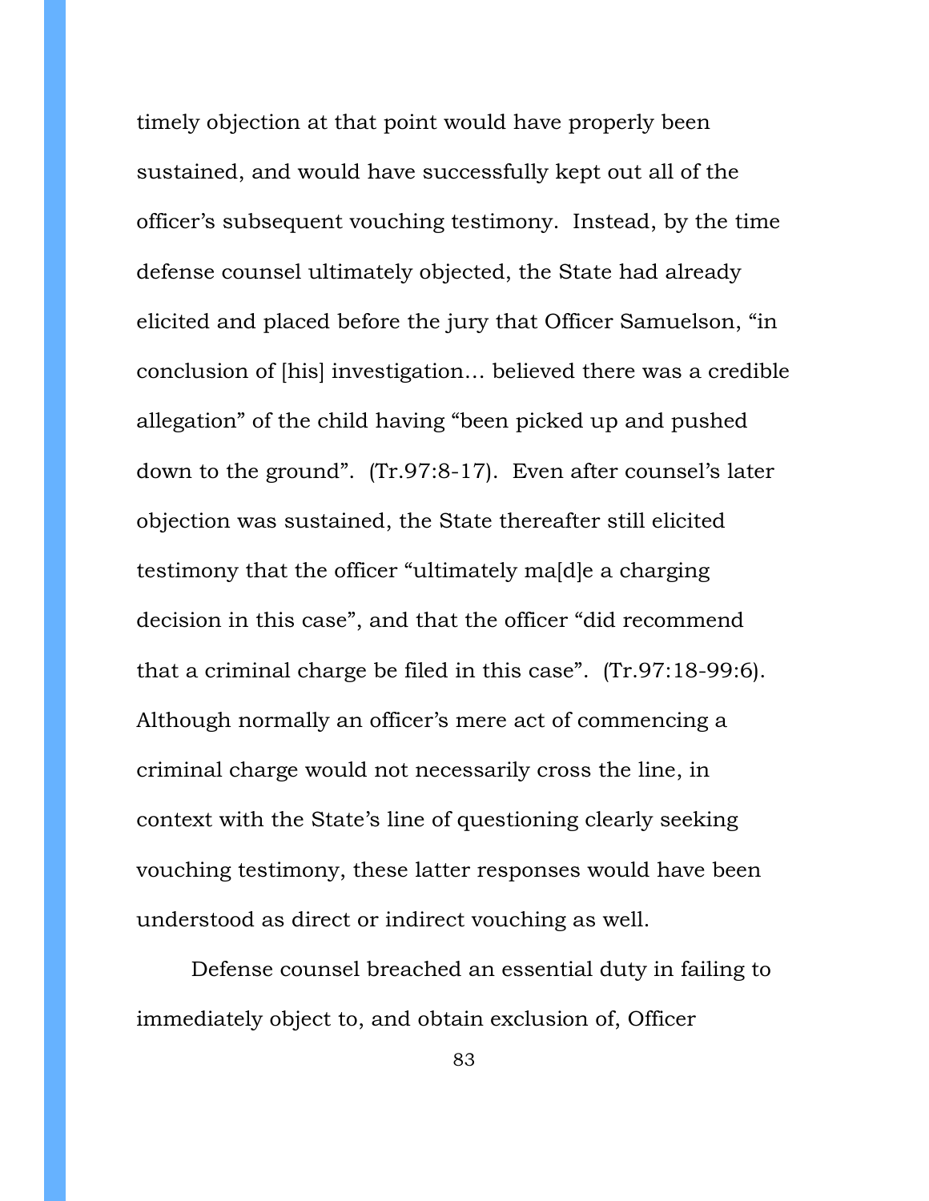timely objection at that point would have properly been sustained, and would have successfully kept out all of the officer's subsequent vouching testimony. Instead, by the time defense counsel ultimately objected, the State had already elicited and placed before the jury that Officer Samuelson, "in conclusion of [his] investigation… believed there was a credible allegation" of the child having "been picked up and pushed down to the ground". (Tr.97:8-17). Even after counsel's later objection was sustained, the State thereafter still elicited testimony that the officer "ultimately ma[d]e a charging decision in this case", and that the officer "did recommend that a criminal charge be filed in this case". (Tr.97:18-99:6). Although normally an officer's mere act of commencing a criminal charge would not necessarily cross the line, in context with the State's line of questioning clearly seeking vouching testimony, these latter responses would have been understood as direct or indirect vouching as well.

Defense counsel breached an essential duty in failing to immediately object to, and obtain exclusion of, Officer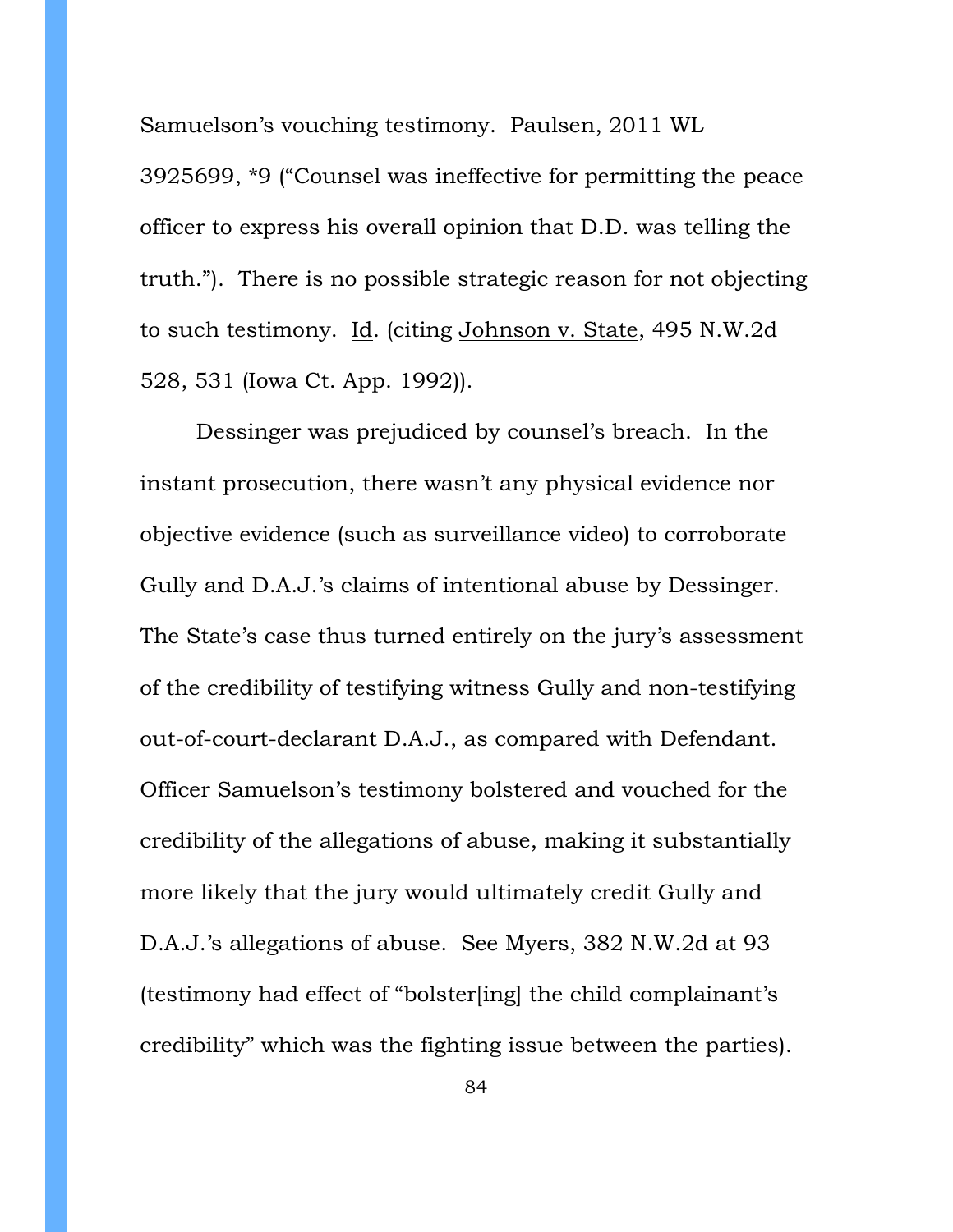Samuelson's vouching testimony. Paulsen, 2011 WL 3925699, *9 ("Counsel was ineffective for permitting the peace officer to express his overall opinion that D.D. was telling the truth."). There is no possible strategic reason for not objecting to such testimony. Id. (citing Johnson v. State, 495 N.W.2d 528, 531 (Iowa Ct. App. 1992)).

Dessinger was prejudiced by counsel's breach. In the instant prosecution, there wasn't any physical evidence nor objective evidence (such as surveillance video) to corroborate Gully and D.A.J.'s claims of intentional abuse by Dessinger. The State's case thus turned entirely on the jury's assessment of the credibility of testifying witness Gully and non-testifying out-of-court-declarant D.A.J., as compared with Defendant. Officer Samuelson's testimony bolstered and vouched for the credibility of the allegations of abuse, making it substantially more likely that the jury would ultimately credit Gully and D.A.J.'s allegations of abuse. See Myers, 382 N.W.2d at 93 (testimony had effect of "bolster[ing] the child complainant's credibility" which was the fighting issue between the parties).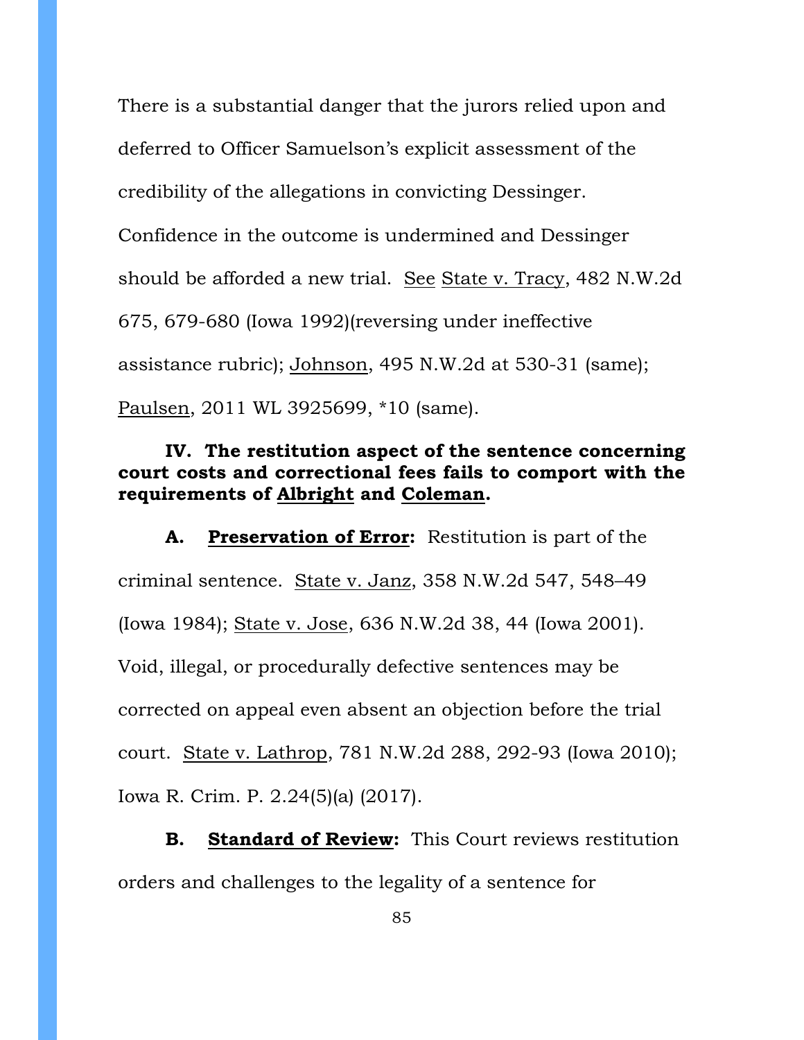There is a substantial danger that the jurors relied upon and deferred to Officer Samuelson's explicit assessment of the credibility of the allegations in convicting Dessinger. Confidence in the outcome is undermined and Dessinger should be afforded a new trial. See State v. Tracy, 482 N.W.2d 675, 679-680 (Iowa 1992)(reversing under ineffective assistance rubric); Johnson, 495 N.W.2d at 530-31 (same); Paulsen, 2011 WL 3925699, *10 (same).

### IV. The restitution aspect of the sentence concerning court costs and correctional fees fails to comport with the requirements of Albright and Coleman.

**A. Preservation of Error:** Restitution is part of the criminal sentence. State v. Janz, 358 N.W.2d 547, 548–49 (Iowa 1984); State v. Jose, 636 N.W.2d 38, 44 (Iowa 2001). Void, illegal, or procedurally defective sentences may be corrected on appeal even absent an objection before the trial court. State v. Lathrop, 781 N.W.2d 288, 292-93 (Iowa 2010); Iowa R. Crim. P. 2.24(5)(a) (2017).

**B. Standard of Review:** This Court reviews restitution orders and challenges to the legality of a sentence for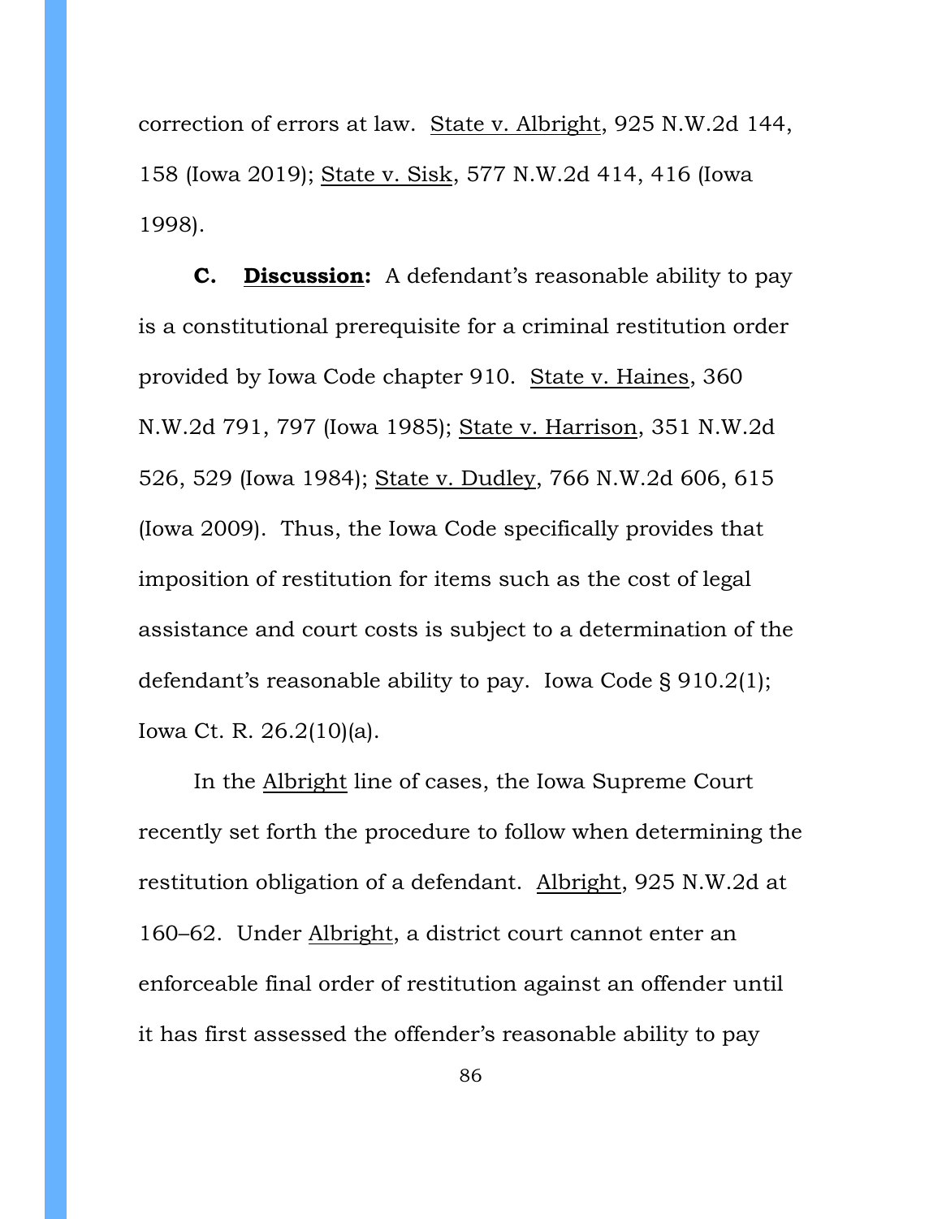correction of errors at law. State v. Albright, 925 N.W.2d 144, 158 (Iowa 2019); State v. Sisk, 577 N.W.2d 414, 416 (Iowa 1998).

**C. Discussion:** A defendant's reasonable ability to pay is a constitutional prerequisite for a criminal restitution order provided by Iowa Code chapter 910. State v. Haines, 360 N.W.2d 791, 797 (Iowa 1985); State v. Harrison, 351 N.W.2d 526, 529 (Iowa 1984); State v. Dudley, 766 N.W.2d 606, 615 (Iowa 2009). Thus, the Iowa Code specifically provides that imposition of restitution for items such as the cost of legal assistance and court costs is subject to a determination of the defendant's reasonable ability to pay. Iowa Code § 910.2(1); Iowa Ct. R. 26.2(10)(a).

In the Albright line of cases, the Iowa Supreme Court recently set forth the procedure to follow when determining the restitution obligation of a defendant. Albright, 925 N.W.2d at 160–62. Under Albright, a district court cannot enter an enforceable final order of restitution against an offender until it has first assessed the offender's reasonable ability to pay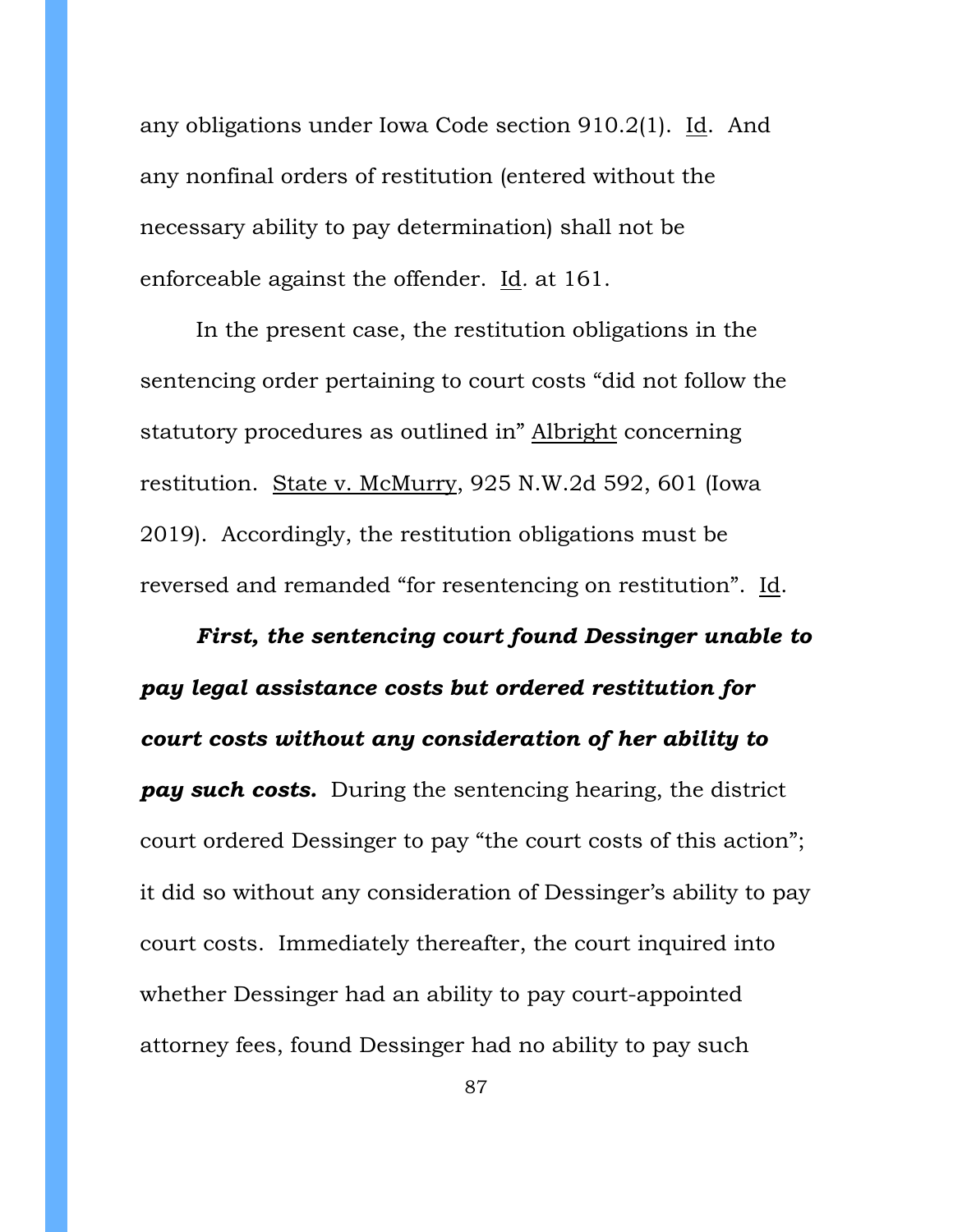any obligations under Iowa Code section 910.2(1). Id. And any nonfinal orders of restitution (entered without the necessary ability to pay determination) shall not be enforceable against the offender. Id. at 161.

In the present case, the restitution obligations in the sentencing order pertaining to court costs "did not follow the statutory procedures as outlined in" Albright concerning restitution. State v. McMurry, 925 N.W.2d 592, 601 (Iowa 2019). Accordingly, the restitution obligations must be reversed and remanded "for resentencing on restitution". Id.

***First, the sentencing court found Dessinger unable to pay legal assistance costs but ordered restitution for court costs without any consideration of her ability to pay such costs.*** During the sentencing hearing, the district court ordered Dessinger to pay "the court costs of this action"; it did so without any consideration of Dessinger's ability to pay court costs. Immediately thereafter, the court inquired into whether Dessinger had an ability to pay court-appointed attorney fees, found Dessinger had no ability to pay such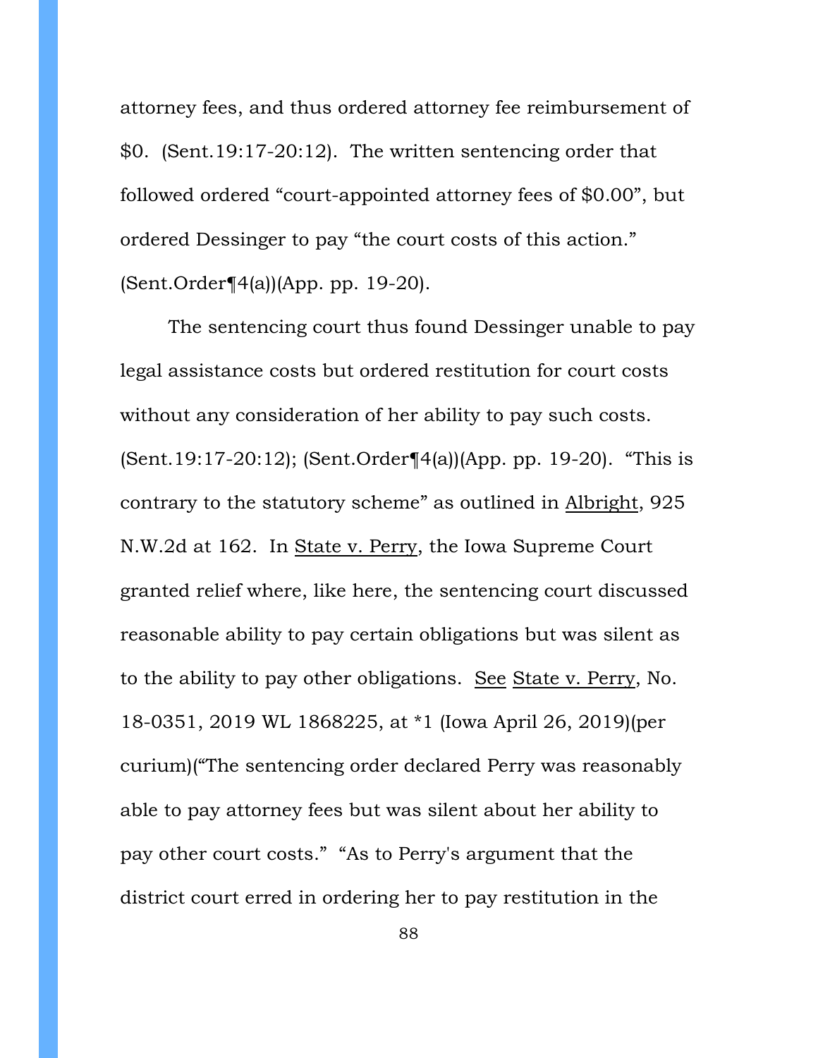attorney fees, and thus ordered attorney fee reimbursement of $0. (Sent.19:17-20:12). The written sentencing order that followed ordered "court-appointed attorney fees of $0.00", but ordered Dessinger to pay "the court costs of this action." (Sent.Order¶4(a))(App. pp. 19-20).

The sentencing court thus found Dessinger unable to pay legal assistance costs but ordered restitution for court costs without any consideration of her ability to pay such costs. (Sent.19:17-20:12); (Sent.Order¶4(a))(App. pp. 19-20). "This is contrary to the statutory scheme" as outlined in Albright, 925 N.W.2d at 162. In State v. Perry, the Iowa Supreme Court granted relief where, like here, the sentencing court discussed reasonable ability to pay certain obligations but was silent as to the ability to pay other obligations. See State v. Perry, No. 18-0351, 2019 WL 1868225, at *1 (Iowa April 26, 2019)(per curium)("The sentencing order declared Perry was reasonably able to pay attorney fees but was silent about her ability to pay other court costs." "As to Perry's argument that the district court erred in ordering her to pay restitution in the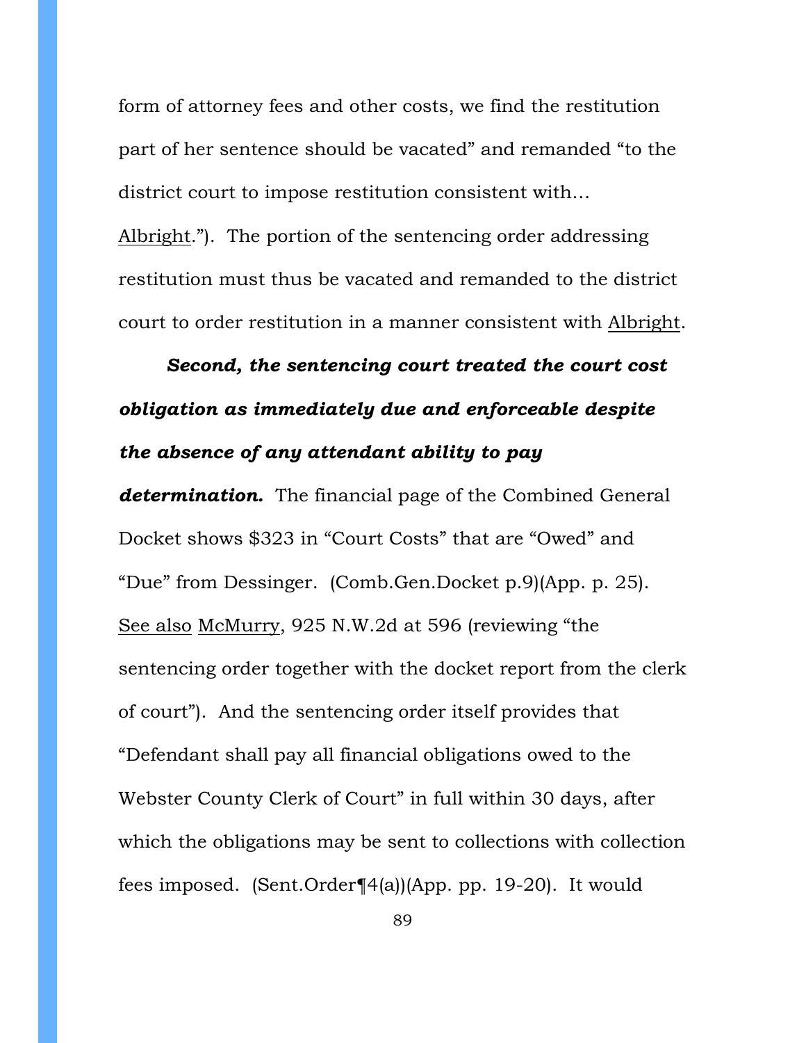form of attorney fees and other costs, we find the restitution part of her sentence should be vacated" and remanded "to the district court to impose restitution consistent with… Albright."). The portion of the sentencing order addressing restitution must thus be vacated and remanded to the district court to order restitution in a manner consistent with Albright.

***Second, the sentencing court treated the court cost obligation as immediately due and enforceable despite the absence of any attendant ability to pay determination.*** The financial page of the Combined General Docket shows $323 in "Court Costs" that are "Owed" and "Due" from Dessinger. (Comb.Gen.Docket p.9)(App. p. 25). See also McMurry, 925 N.W.2d at 596 (reviewing "the sentencing order together with the docket report from the clerk of court"). And the sentencing order itself provides that "Defendant shall pay all financial obligations owed to the Webster County Clerk of Court" in full within 30 days, after which the obligations may be sent to collections with collection fees imposed. (Sent.Order¶4(a))(App. pp. 19-20). It would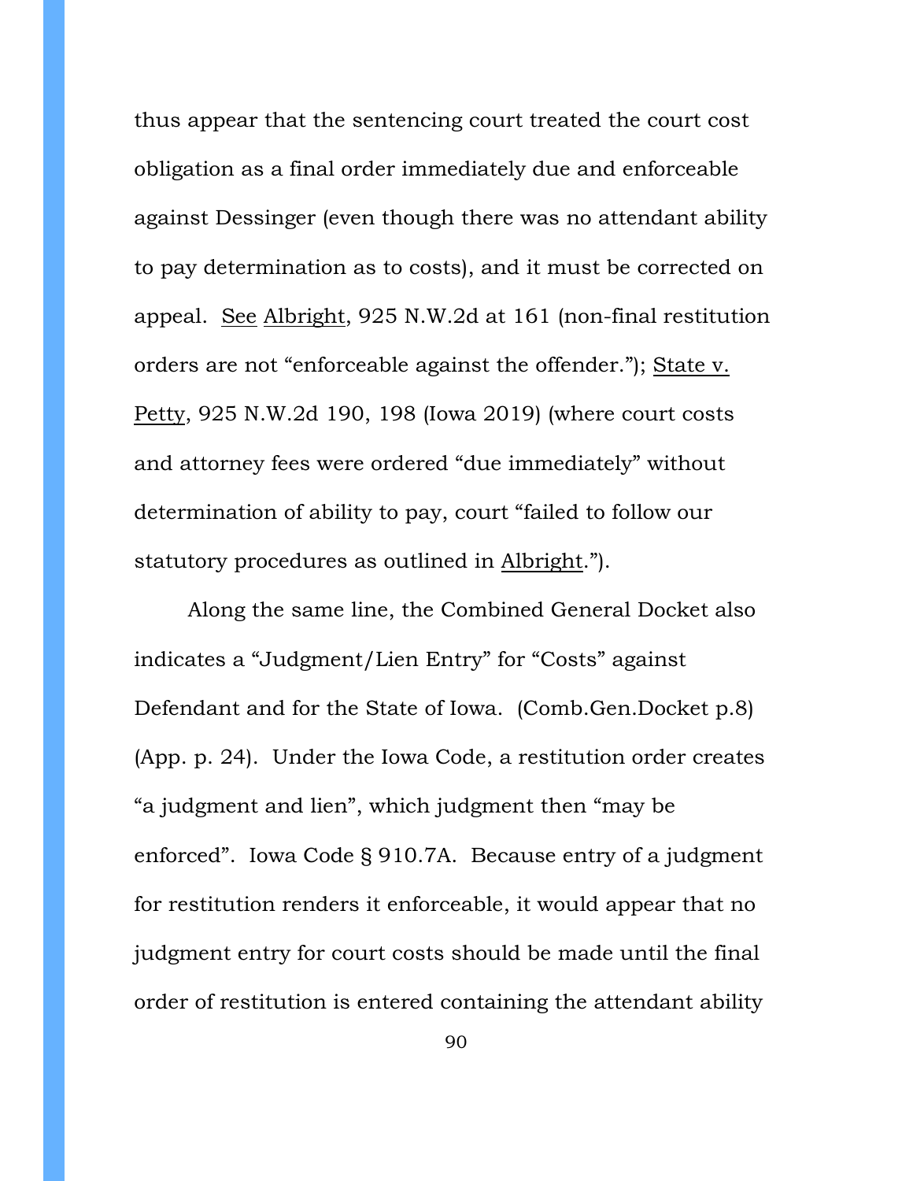thus appear that the sentencing court treated the court cost obligation as a final order immediately due and enforceable against Dessinger (even though there was no attendant ability to pay determination as to costs), and it must be corrected on appeal. See Albright, 925 N.W.2d at 161 (non-final restitution orders are not "enforceable against the offender."); State v. Petty, 925 N.W.2d 190, 198 (Iowa 2019) (where court costs and attorney fees were ordered "due immediately" without determination of ability to pay, court "failed to follow our statutory procedures as outlined in Albright.").

Along the same line, the Combined General Docket also indicates a "Judgment/Lien Entry" for "Costs" against Defendant and for the State of Iowa. (Comb.Gen.Docket p.8) (App. p. 24). Under the Iowa Code, a restitution order creates "a judgment and lien", which judgment then "may be enforced". Iowa Code § 910.7A. Because entry of a judgment for restitution renders it enforceable, it would appear that no judgment entry for court costs should be made until the final order of restitution is entered containing the attendant ability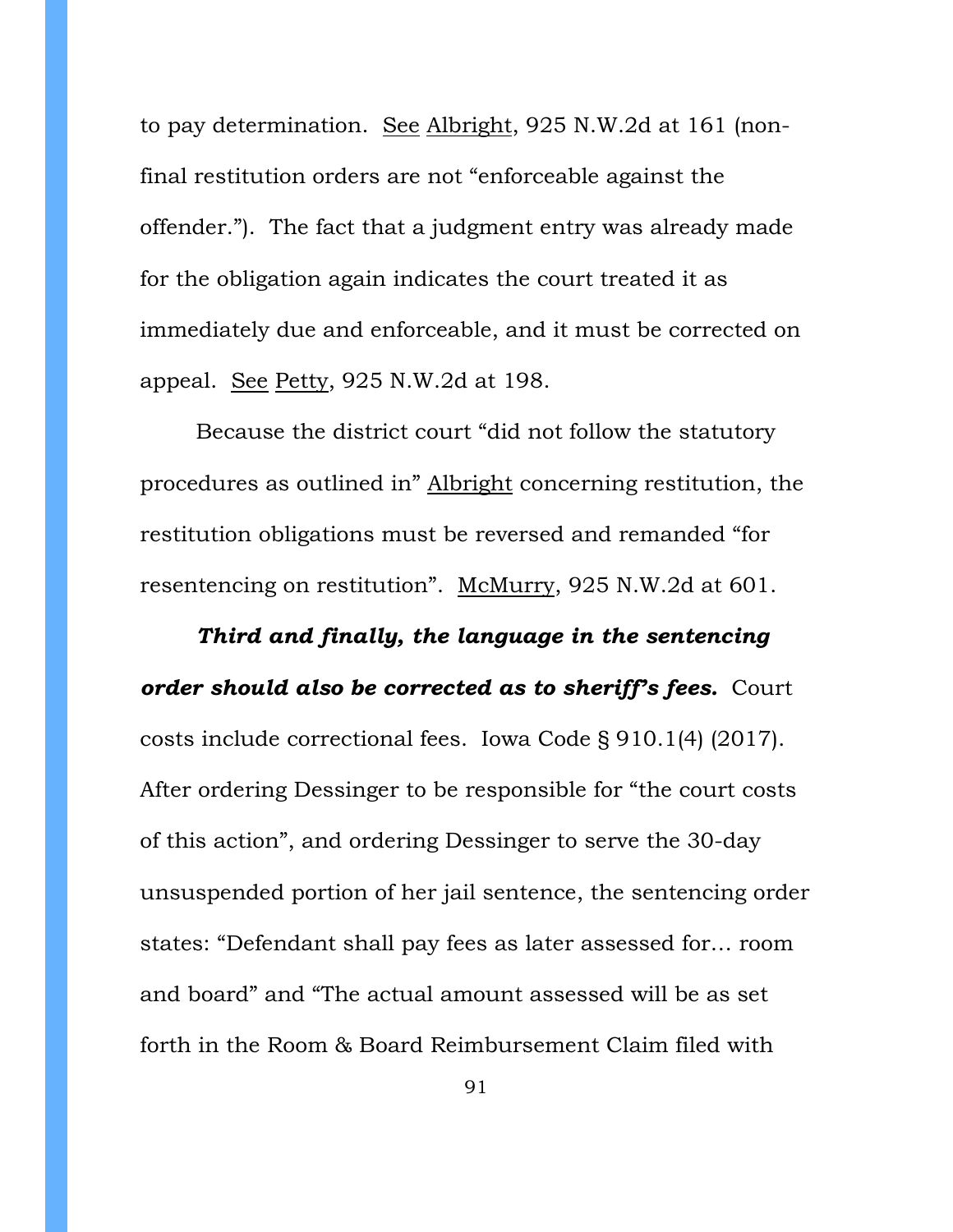to pay determination. <u>See</u> <u>Albright</u>, 925 N.W.2d at 161 (non-final restitution orders are not "enforceable against the offender."). The fact that a judgment entry was already made for the obligation again indicates the court treated it as immediately due and enforceable, and it must be corrected on appeal. <u>See</u> <u>Petty</u>, 925 N.W.2d at 198.

Because the district court "did not follow the statutory procedures as outlined in" <u>Albright</u> concerning restitution, the restitution obligations must be reversed and remanded "for resentencing on restitution". <u>McMurry</u>, 925 N.W.2d at 601.

***Third and finally, the language in the sentencing order should also be corrected as to sheriff's fees.*** Court costs include correctional fees. Iowa Code § 910.1(4) (2017). After ordering Dessinger to be responsible for "the court costs of this action", and ordering Dessinger to serve the 30-day unsuspended portion of her jail sentence, the sentencing order states: "Defendant shall pay fees as later assessed for… room and board" and "The actual amount assessed will be as set forth in the Room & Board Reimbursement Claim filed with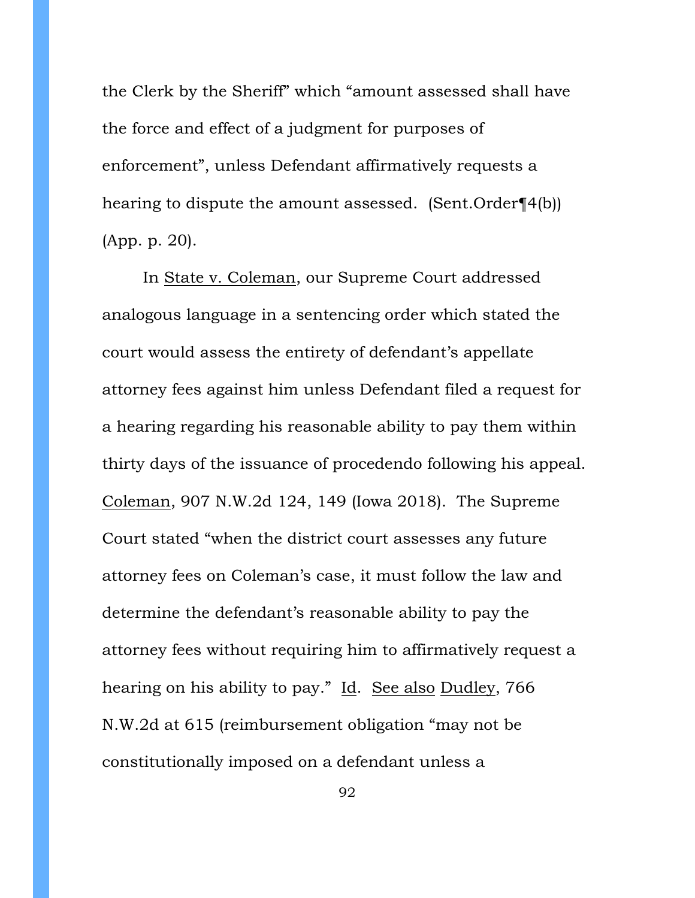the Clerk by the Sheriff" which "amount assessed shall have the force and effect of a judgment for purposes of enforcement", unless Defendant affirmatively requests a hearing to dispute the amount assessed. (Sent.Order¶4(b)) (App. p. 20).

In State v. Coleman, our Supreme Court addressed analogous language in a sentencing order which stated the court would assess the entirety of defendant's appellate attorney fees against him unless Defendant filed a request for a hearing regarding his reasonable ability to pay them within thirty days of the issuance of procedendo following his appeal. Coleman, 907 N.W.2d 124, 149 (Iowa 2018). The Supreme Court stated "when the district court assesses any future attorney fees on Coleman's case, it must follow the law and determine the defendant's reasonable ability to pay the attorney fees without requiring him to affirmatively request a hearing on his ability to pay." Id. See also Dudley, 766 N.W.2d at 615 (reimbursement obligation "may not be constitutionally imposed on a defendant unless a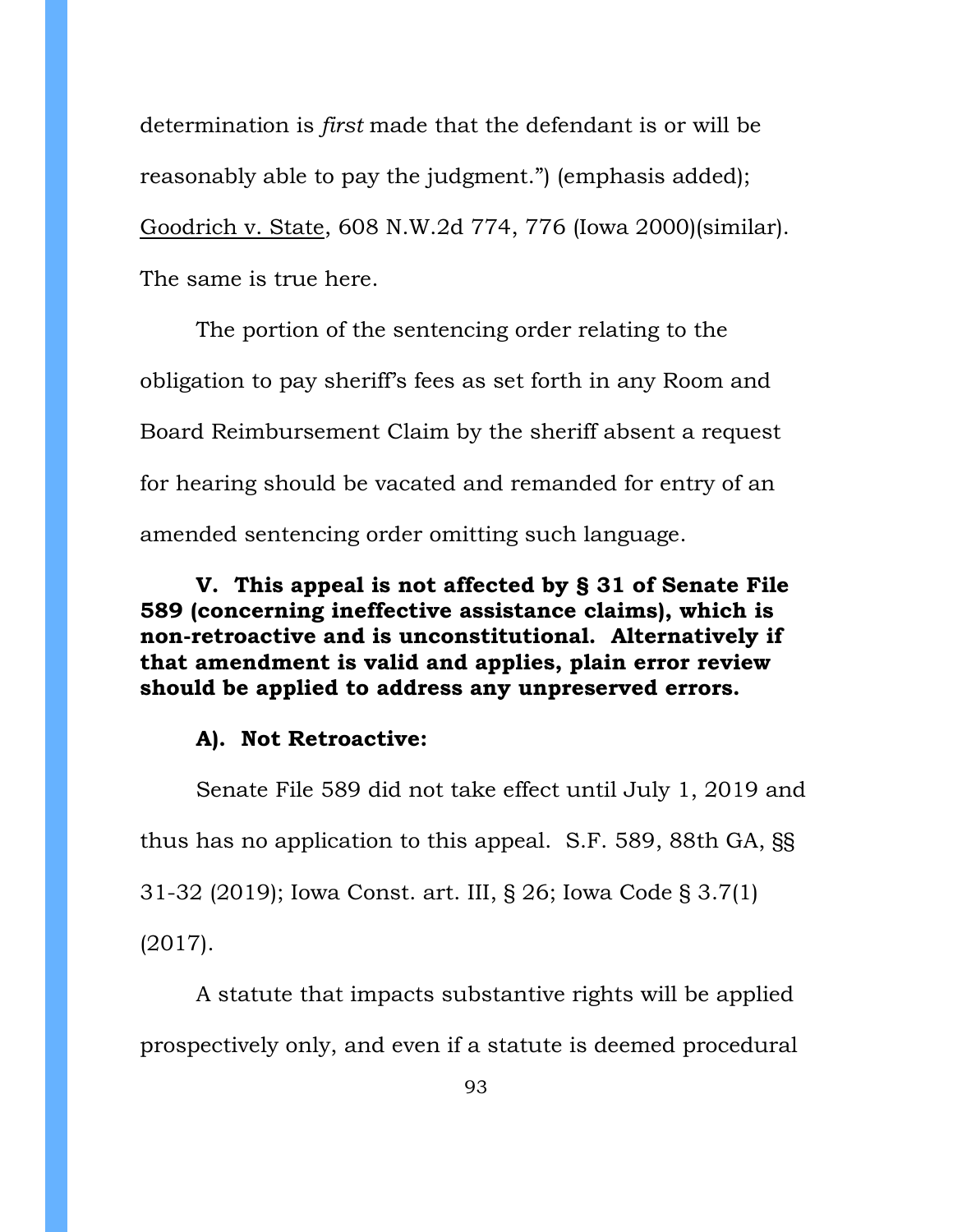determination is *first* made that the defendant is or will be reasonably able to pay the judgment.") (emphasis added); Goodrich v. State, 608 N.W.2d 774, 776 (Iowa 2000)(similar). The same is true here.

The portion of the sentencing order relating to the obligation to pay sheriff's fees as set forth in any Room and Board Reimbursement Claim by the sheriff absent a request for hearing should be vacated and remanded for entry of an amended sentencing order omitting such language.

**V. This appeal is not affected by § 31 of Senate File 589 (concerning ineffective assistance claims), which is non-retroactive and is unconstitutional. Alternatively if that amendment is valid and applies, plain error review should be applied to address any unpreserved errors.**

**A). Not Retroactive:**

Senate File 589 did not take effect until July 1, 2019 and thus has no application to this appeal. S.F. 589, 88th GA, §§ 31-32 (2019); Iowa Const. art. III, § 26; Iowa Code § 3.7(1) (2017).

A statute that impacts substantive rights will be applied prospectively only, and even if a statute is deemed procedural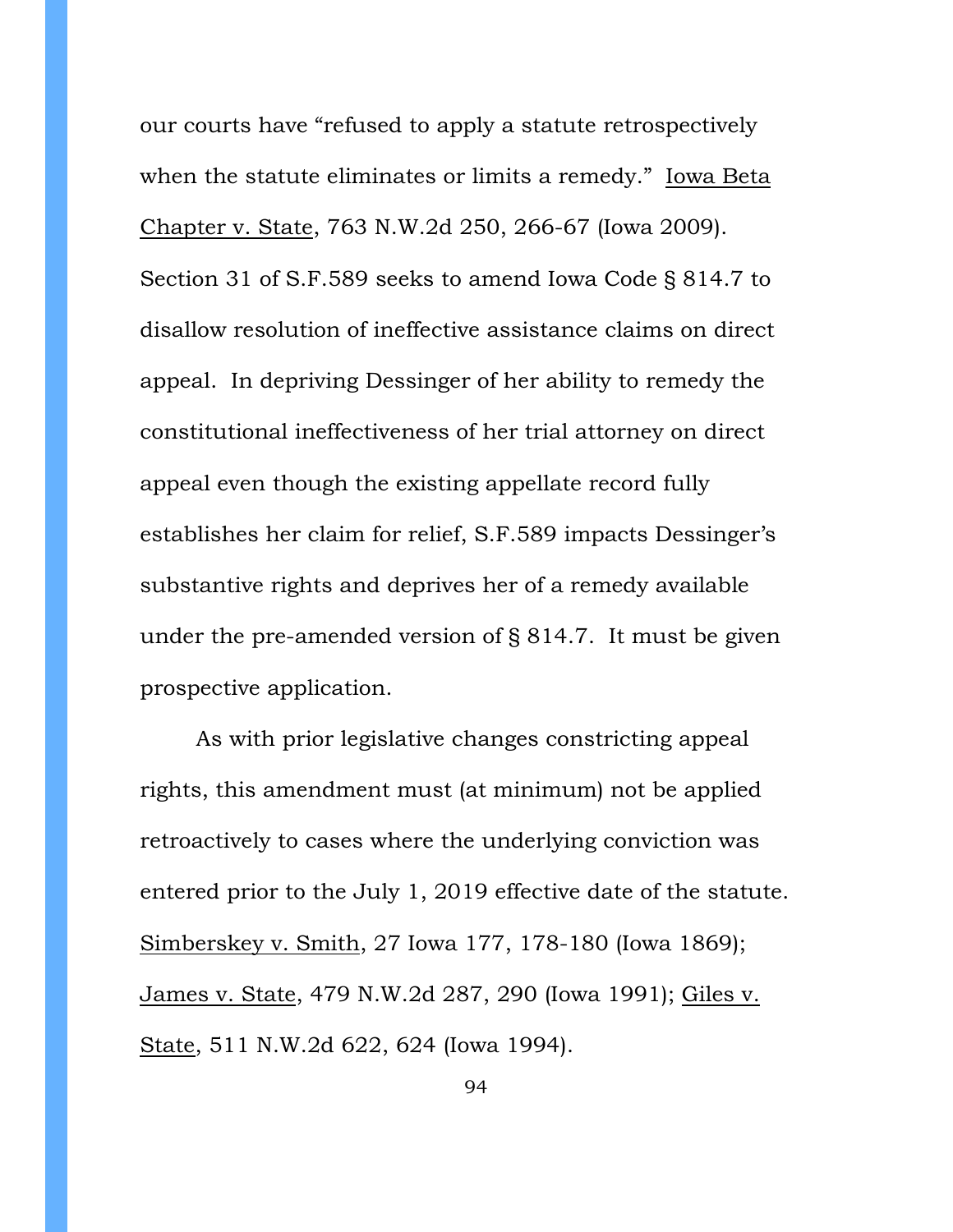our courts have "refused to apply a statute retrospectively when the statute eliminates or limits a remedy." Iowa Beta Chapter v. State, 763 N.W.2d 250, 266-67 (Iowa 2009). Section 31 of S.F.589 seeks to amend Iowa Code § 814.7 to disallow resolution of ineffective assistance claims on direct appeal. In depriving Dessinger of her ability to remedy the constitutional ineffectiveness of her trial attorney on direct appeal even though the existing appellate record fully establishes her claim for relief, S.F.589 impacts Dessinger's substantive rights and deprives her of a remedy available under the pre-amended version of § 814.7. It must be given prospective application.

As with prior legislative changes constricting appeal rights, this amendment must (at minimum) not be applied retroactively to cases where the underlying conviction was entered prior to the July 1, 2019 effective date of the statute. Simberskey v. Smith, 27 Iowa 177, 178-180 (Iowa 1869); James v. State, 479 N.W.2d 287, 290 (Iowa 1991); Giles v. State, 511 N.W.2d 622, 624 (Iowa 1994).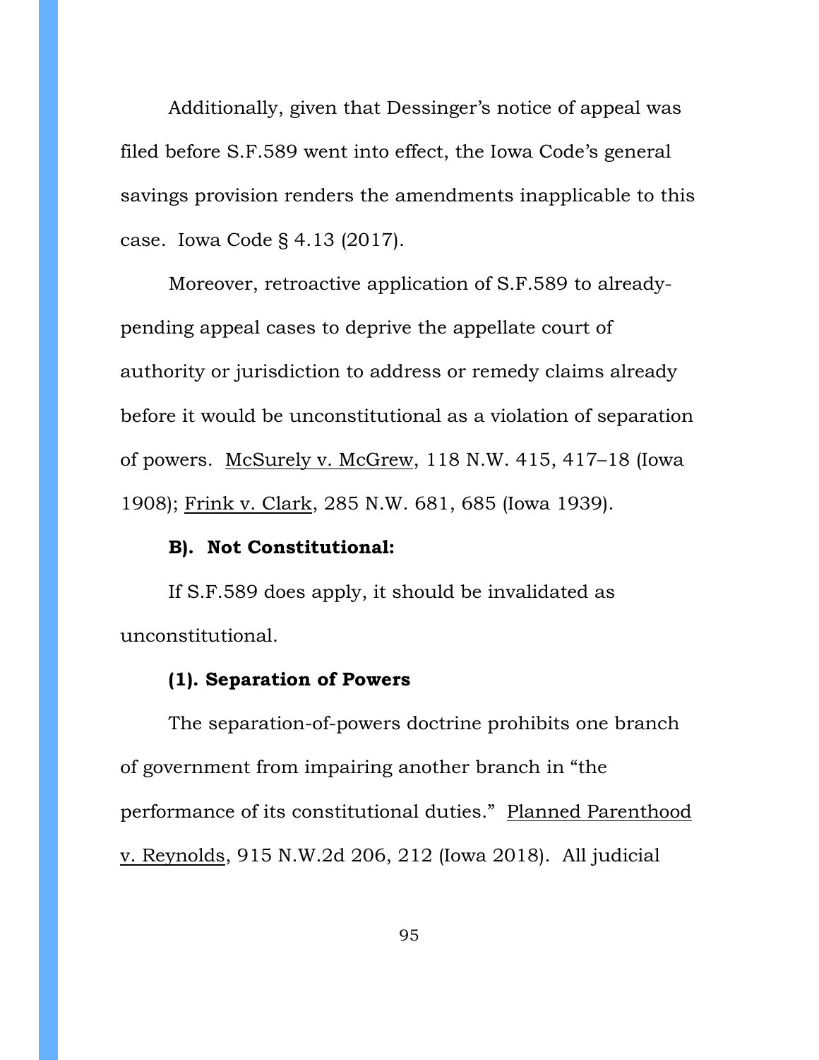Additionally, given that Dessinger's notice of appeal was filed before S.F.589 went into effect, the Iowa Code's general savings provision renders the amendments inapplicable to this case. Iowa Code § 4.13 (2017).

Moreover, retroactive application of S.F.589 to already-pending appeal cases to deprive the appellate court of authority or jurisdiction to address or remedy claims already before it would be unconstitutional as a violation of separation of powers. McSurely v. McGrew, 118 N.W. 415, 417–18 (Iowa 1908); Frink v. Clark, 285 N.W. 681, 685 (Iowa 1939).

**B). Not Constitutional:**

If S.F.589 does apply, it should be invalidated as unconstitutional.

**(1). Separation of Powers**

The separation-of-powers doctrine prohibits one branch of government from impairing another branch in "the performance of its constitutional duties." Planned Parenthood v. Reynolds, 915 N.W.2d 206, 212 (Iowa 2018). All judicial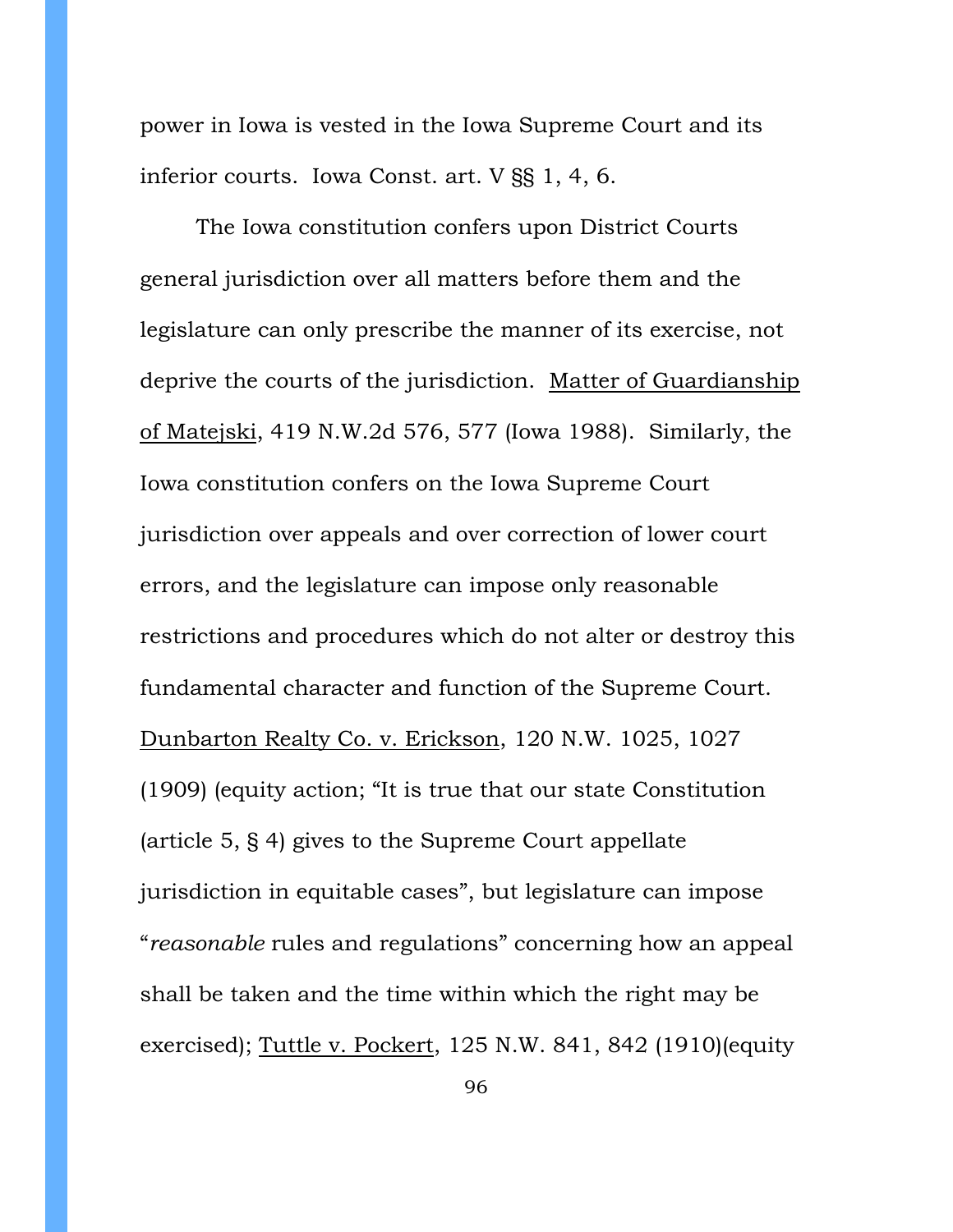power in Iowa is vested in the Iowa Supreme Court and its inferior courts. Iowa Const. art. V §§ 1, 4, 6.

The Iowa constitution confers upon District Courts general jurisdiction over all matters before them and the legislature can only prescribe the manner of its exercise, not deprive the courts of the jurisdiction. Matter of Guardianship of Matejski, 419 N.W.2d 576, 577 (Iowa 1988). Similarly, the Iowa constitution confers on the Iowa Supreme Court jurisdiction over appeals and over correction of lower court errors, and the legislature can impose only reasonable restrictions and procedures which do not alter or destroy this fundamental character and function of the Supreme Court. Dunbarton Realty Co. v. Erickson, 120 N.W. 1025, 1027 (1909) (equity action; "It is true that our state Constitution (article 5, § 4) gives to the Supreme Court appellate jurisdiction in equitable cases", but legislature can impose "*reasonable* rules and regulations" concerning how an appeal shall be taken and the time within which the right may be exercised); Tuttle v. Pockert, 125 N.W. 841, 842 (1910)(equity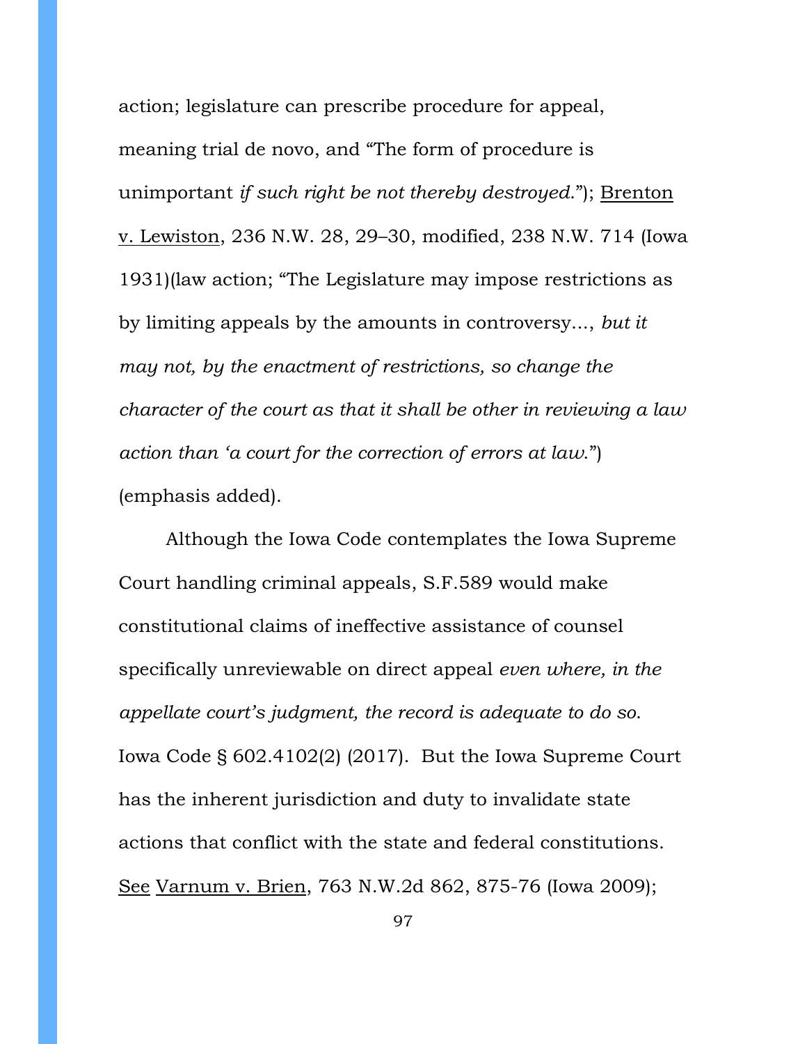action; legislature can prescribe procedure for appeal, meaning trial de novo, and "The form of procedure is unimportant *if such right be not thereby destroyed*."); Brenton v. Lewiston, 236 N.W. 28, 29–30, modified, 238 N.W. 714 (Iowa 1931)(law action; "The Legislature may impose restrictions as by limiting appeals by the amounts in controversy..., *but it may not, by the enactment of restrictions, so change the character of the court as that it shall be other in reviewing a law action than 'a court for the correction of errors at law.*") (emphasis added).

Although the Iowa Code contemplates the Iowa Supreme Court handling criminal appeals, S.F.589 would make constitutional claims of ineffective assistance of counsel specifically unreviewable on direct appeal *even where, in the appellate court's judgment, the record is adequate to do so.* Iowa Code § 602.4102(2) (2017). But the Iowa Supreme Court has the inherent jurisdiction and duty to invalidate state actions that conflict with the state and federal constitutions. See Varnum v. Brien, 763 N.W.2d 862, 875-76 (Iowa 2009);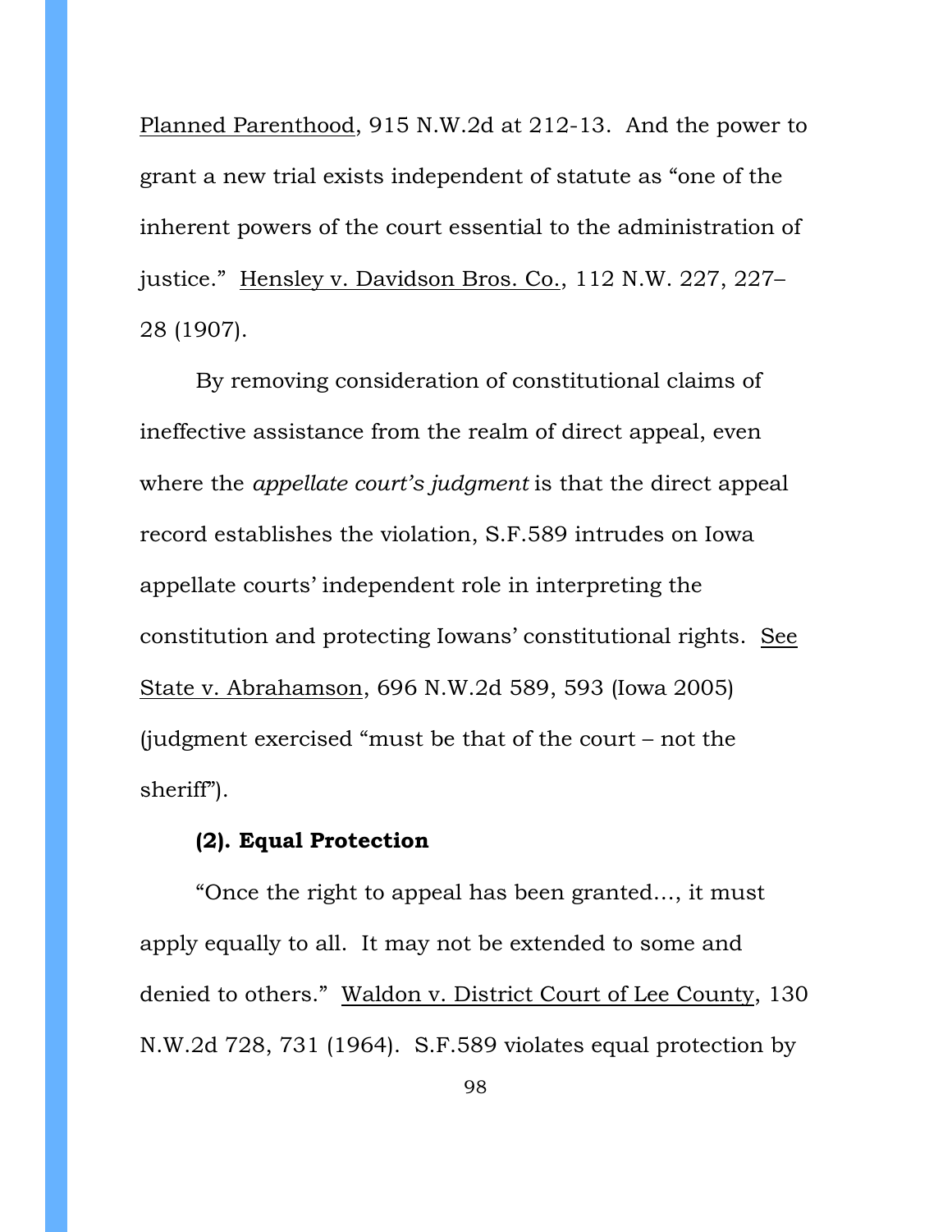Planned Parenthood, 915 N.W.2d at 212-13. And the power to grant a new trial exists independent of statute as "one of the inherent powers of the court essential to the administration of justice." Hensley v. Davidson Bros. Co., 112 N.W. 227, 227–28 (1907).

By removing consideration of constitutional claims of ineffective assistance from the realm of direct appeal, even where the *appellate court's judgment* is that the direct appeal record establishes the violation, S.F.589 intrudes on Iowa appellate courts' independent role in interpreting the constitution and protecting Iowans' constitutional rights. See State v. Abrahamson, 696 N.W.2d 589, 593 (Iowa 2005) (judgment exercised "must be that of the court – not the sheriff").

**(2). Equal Protection**

"Once the right to appeal has been granted…, it must apply equally to all. It may not be extended to some and denied to others." Waldon v. District Court of Lee County, 130 N.W.2d 728, 731 (1964). S.F.589 violates equal protection by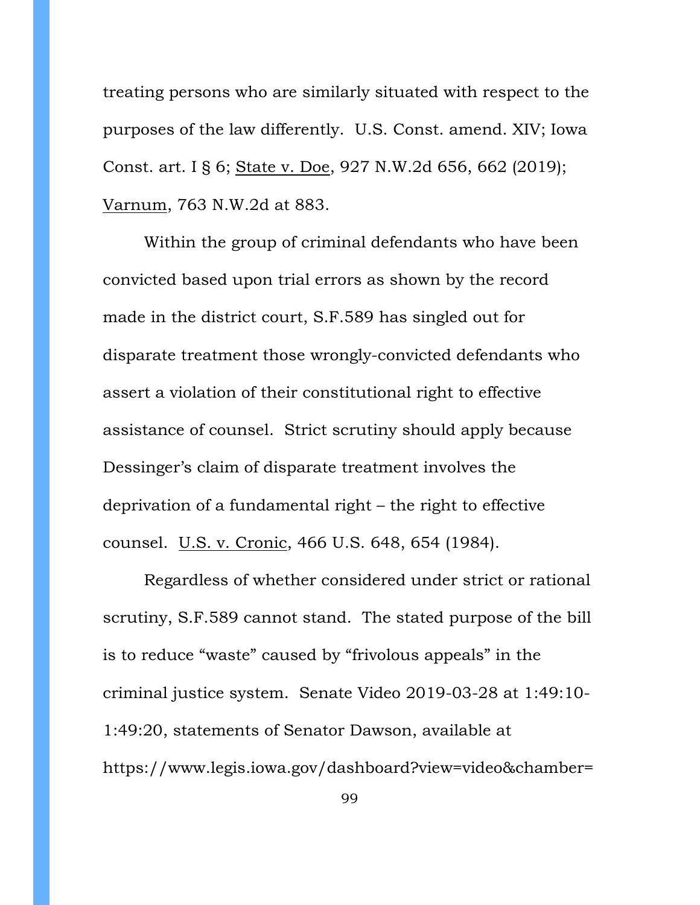treating persons who are similarly situated with respect to the purposes of the law differently. U.S. Const. amend. XIV; Iowa Const. art. I § 6; State v. Doe, 927 N.W.2d 656, 662 (2019); Varnum, 763 N.W.2d at 883.

Within the group of criminal defendants who have been convicted based upon trial errors as shown by the record made in the district court, S.F.589 has singled out for disparate treatment those wrongly-convicted defendants who assert a violation of their constitutional right to effective assistance of counsel. Strict scrutiny should apply because Dessinger's claim of disparate treatment involves the deprivation of a fundamental right – the right to effective counsel. U.S. v. Cronic, 466 U.S. 648, 654 (1984).

Regardless of whether considered under strict or rational scrutiny, S.F.589 cannot stand. The stated purpose of the bill is to reduce "waste" caused by "frivolous appeals" in the criminal justice system. Senate Video 2019-03-28 at 1:49:10-1:49:20, statements of Senator Dawson, available at https://www.legis.iowa.gov/dashboard?view=video&chamber=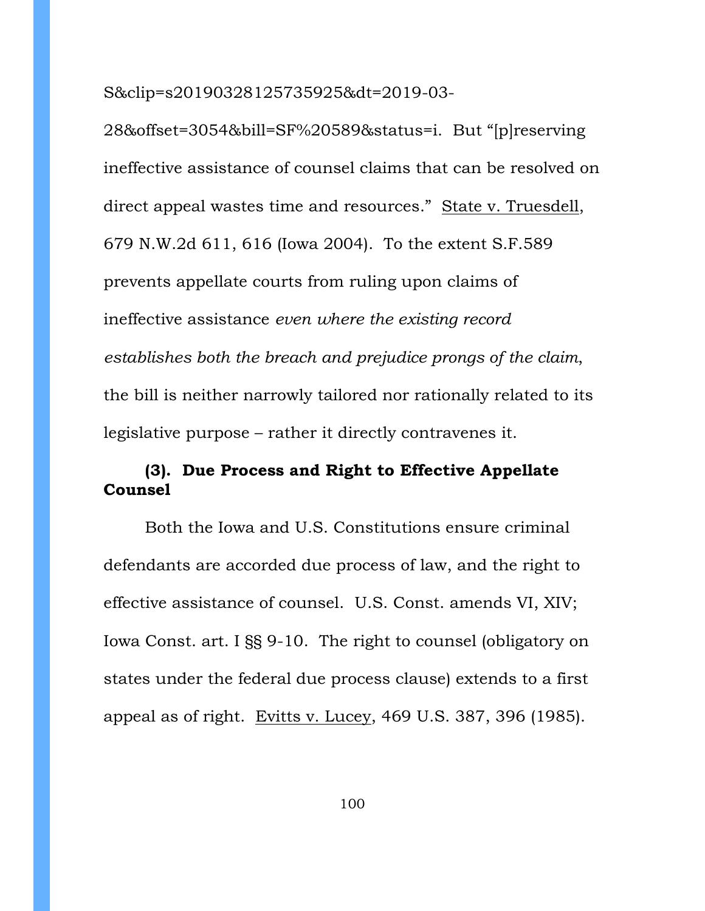S&clip=s20190328125735925&dt=2019-03-28&offset=3054&bill=SF%20589&status=i. But "[p]reserving ineffective assistance of counsel claims that can be resolved on direct appeal wastes time and resources." State v. Truesdell, 679 N.W.2d 611, 616 (Iowa 2004). To the extent S.F.589 prevents appellate courts from ruling upon claims of ineffective assistance *even where the existing record establishes both the breach and prejudice prongs of the claim*, the bill is neither narrowly tailored nor rationally related to its legislative purpose – rather it directly contravenes it.

### (3). Due Process and Right to Effective Appellate Counsel

Both the Iowa and U.S. Constitutions ensure criminal defendants are accorded due process of law, and the right to effective assistance of counsel. U.S. Const. amends VI, XIV; Iowa Const. art. I §§ 9-10. The right to counsel (obligatory on states under the federal due process clause) extends to a first appeal as of right. Evitts v. Lucey, 469 U.S. 387, 396 (1985).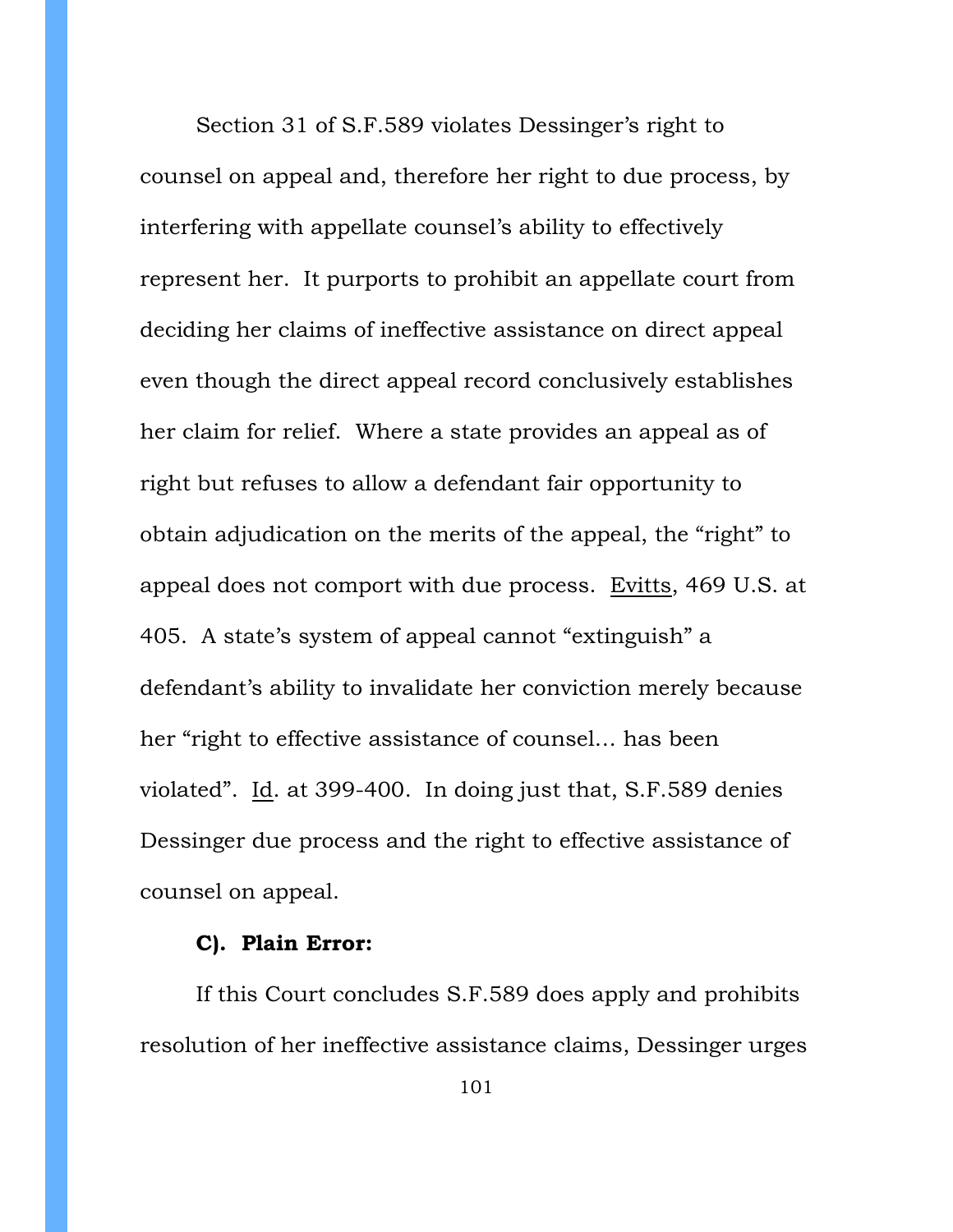Section 31 of S.F.589 violates Dessinger's right to counsel on appeal and, therefore her right to due process, by interfering with appellate counsel's ability to effectively represent her. It purports to prohibit an appellate court from deciding her claims of ineffective assistance on direct appeal even though the direct appeal record conclusively establishes her claim for relief. Where a state provides an appeal as of right but refuses to allow a defendant fair opportunity to obtain adjudication on the merits of the appeal, the "right" to appeal does not comport with due process. Evitts, 469 U.S. at 405. A state's system of appeal cannot "extinguish" a defendant's ability to invalidate her conviction merely because her "right to effective assistance of counsel… has been violated". Id. at 399-400. In doing just that, S.F.589 denies Dessinger due process and the right to effective assistance of counsel on appeal.

**C). Plain Error:**

If this Court concludes S.F.589 does apply and prohibits resolution of her ineffective assistance claims, Dessinger urges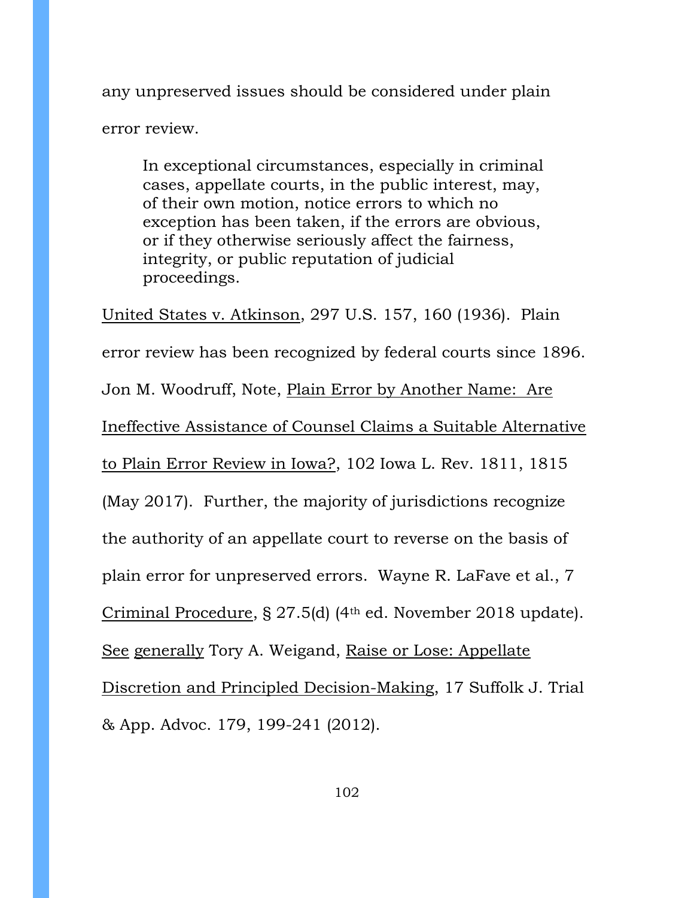any unpreserved issues should be considered under plain error review.

> In exceptional circumstances, especially in criminal cases, appellate courts, in the public interest, may, of their own motion, notice errors to which no exception has been taken, if the errors are obvious, or if they otherwise seriously affect the fairness, integrity, or public reputation of judicial proceedings.

United States v. Atkinson, 297 U.S. 157, 160 (1936). Plain error review has been recognized by federal courts since 1896. Jon M. Woodruff, Note, Plain Error by Another Name: Are Ineffective Assistance of Counsel Claims a Suitable Alternative to Plain Error Review in Iowa?, 102 Iowa L. Rev. 1811, 1815 (May 2017). Further, the majority of jurisdictions recognize the authority of an appellate court to reverse on the basis of plain error for unpreserved errors. Wayne R. LaFave et al., 7 Criminal Procedure, § 27.5(d) (4th ed. November 2018 update). See generally Tory A. Weigand, Raise or Lose: Appellate Discretion and Principled Decision-Making, 17 Suffolk J. Trial & App. Advoc. 179, 199-241 (2012).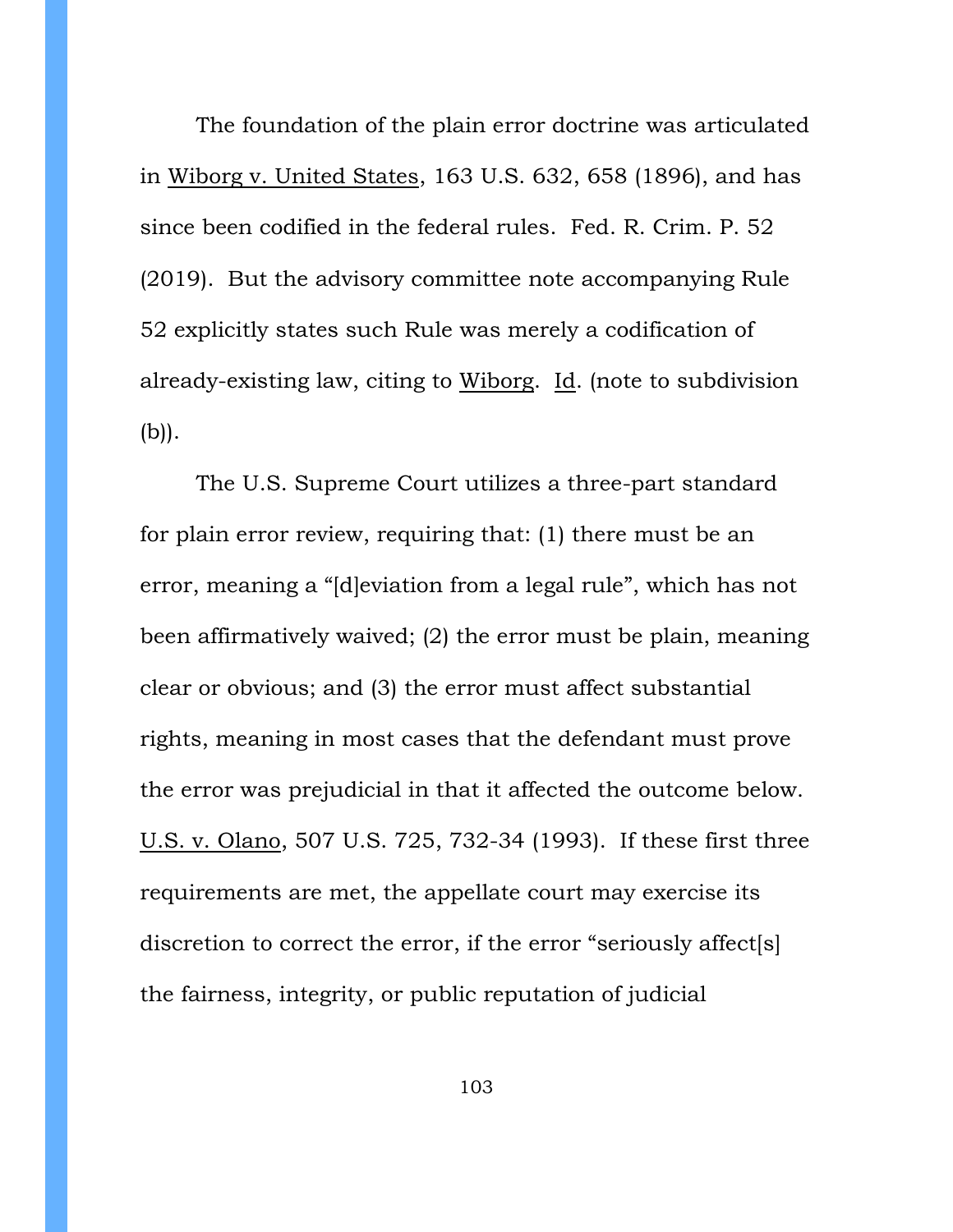The foundation of the plain error doctrine was articulated in Wiborg v. United States, 163 U.S. 632, 658 (1896), and has since been codified in the federal rules. Fed. R. Crim. P. 52 (2019). But the advisory committee note accompanying Rule 52 explicitly states such Rule was merely a codification of already-existing law, citing to Wiborg. Id. (note to subdivision (b)).

The U.S. Supreme Court utilizes a three-part standard for plain error review, requiring that: (1) there must be an error, meaning a "[d]eviation from a legal rule", which has not been affirmatively waived; (2) the error must be plain, meaning clear or obvious; and (3) the error must affect substantial rights, meaning in most cases that the defendant must prove the error was prejudicial in that it affected the outcome below. U.S. v. Olano, 507 U.S. 725, 732-34 (1993). If these first three requirements are met, the appellate court may exercise its discretion to correct the error, if the error "seriously affect[s] the fairness, integrity, or public reputation of judicial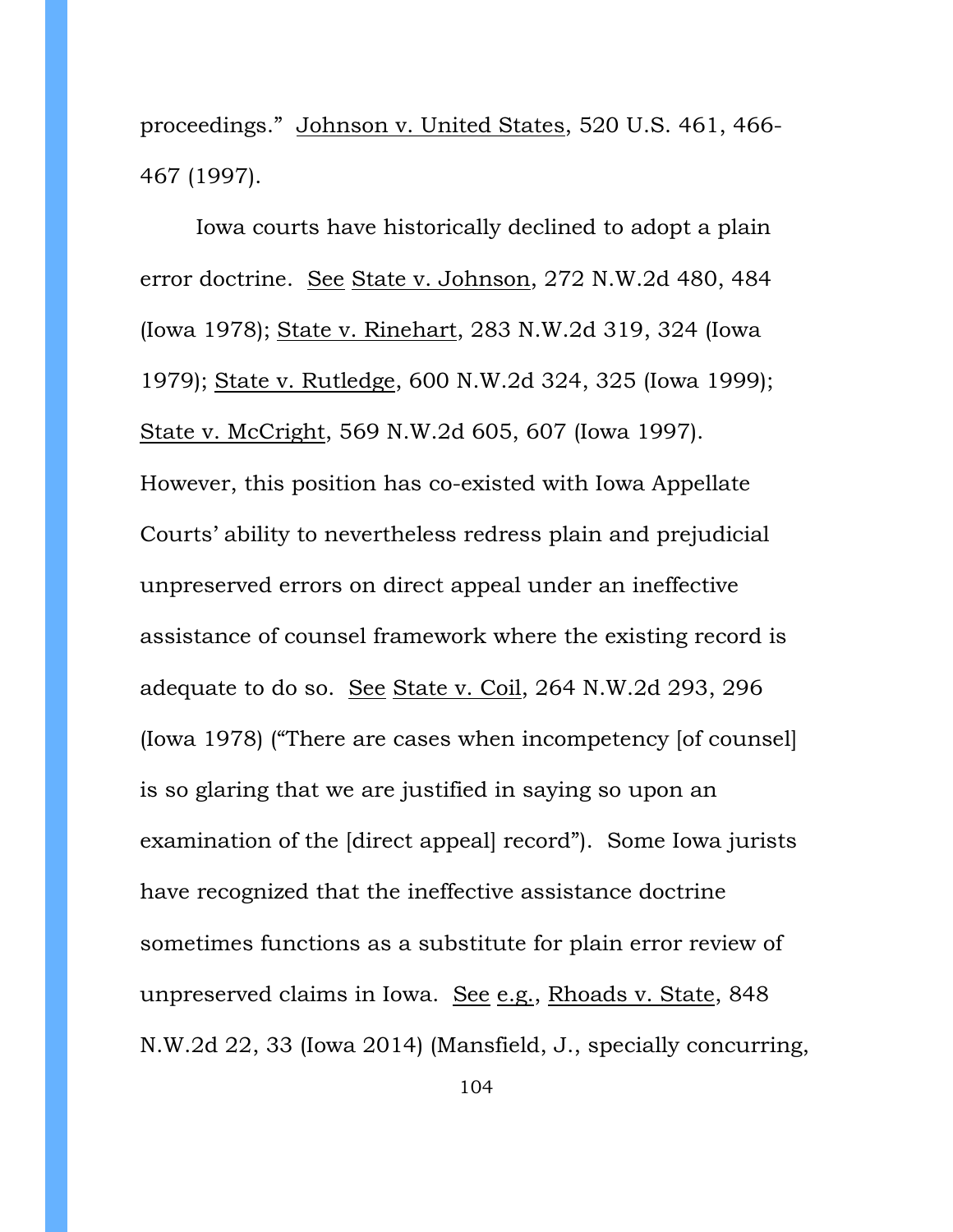proceedings." Johnson v. United States, 520 U.S. 461, 466-467 (1997).

Iowa courts have historically declined to adopt a plain error doctrine. See State v. Johnson, 272 N.W.2d 480, 484 (Iowa 1978); State v. Rinehart, 283 N.W.2d 319, 324 (Iowa 1979); State v. Rutledge, 600 N.W.2d 324, 325 (Iowa 1999); State v. McCright, 569 N.W.2d 605, 607 (Iowa 1997). However, this position has co-existed with Iowa Appellate Courts' ability to nevertheless redress plain and prejudicial unpreserved errors on direct appeal under an ineffective assistance of counsel framework where the existing record is adequate to do so. See State v. Coil, 264 N.W.2d 293, 296 (Iowa 1978) ("There are cases when incompetency [of counsel] is so glaring that we are justified in saying so upon an examination of the [direct appeal] record"). Some Iowa jurists have recognized that the ineffective assistance doctrine sometimes functions as a substitute for plain error review of unpreserved claims in Iowa. See e.g., Rhoads v. State, 848 N.W.2d 22, 33 (Iowa 2014) (Mansfield, J., specially concurring,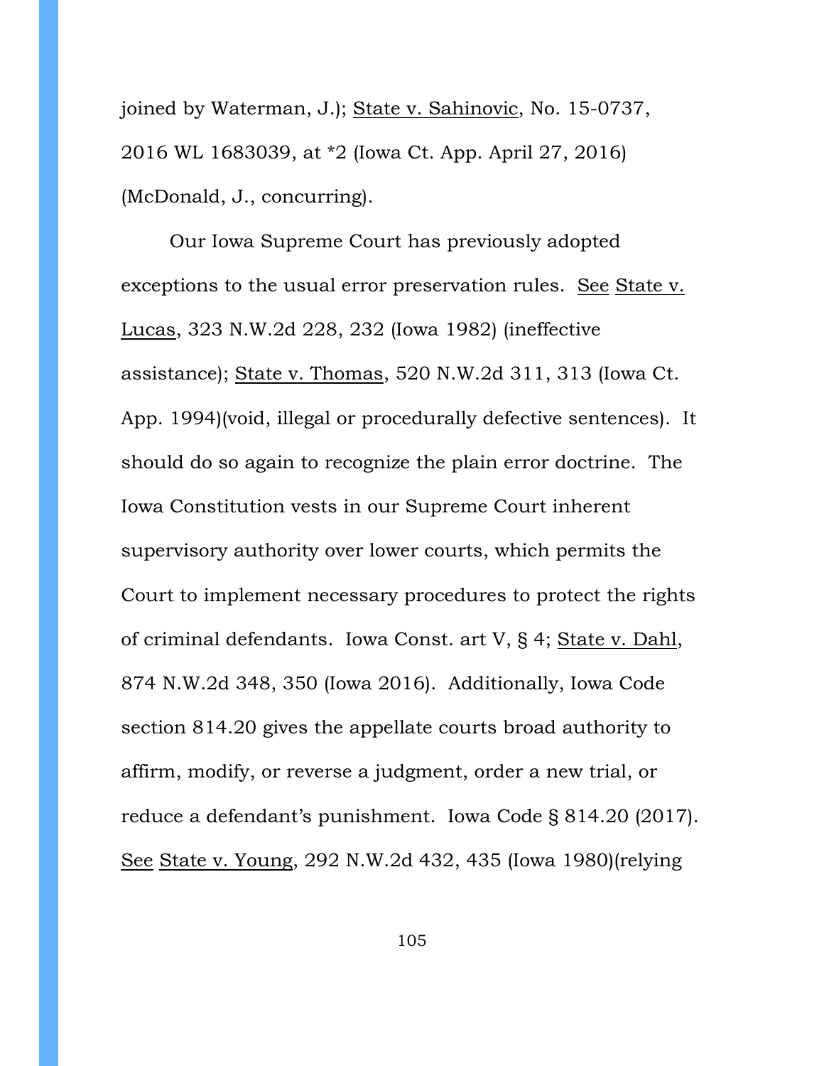joined by Waterman, J.); State v. Sahinovic, No. 15-0737, 2016 WL 1683039, at *2 (Iowa Ct. App. April 27, 2016) (McDonald, J., concurring).

Our Iowa Supreme Court has previously adopted exceptions to the usual error preservation rules. See State v. Lucas, 323 N.W.2d 228, 232 (Iowa 1982) (ineffective assistance); State v. Thomas, 520 N.W.2d 311, 313 (Iowa Ct. App. 1994)(void, illegal or procedurally defective sentences). It should do so again to recognize the plain error doctrine. The Iowa Constitution vests in our Supreme Court inherent supervisory authority over lower courts, which permits the Court to implement necessary procedures to protect the rights of criminal defendants. Iowa Const. art V, § 4; State v. Dahl, 874 N.W.2d 348, 350 (Iowa 2016). Additionally, Iowa Code section 814.20 gives the appellate courts broad authority to affirm, modify, or reverse a judgment, order a new trial, or reduce a defendant's punishment. Iowa Code § 814.20 (2017). See State v. Young, 292 N.W.2d 432, 435 (Iowa 1980)(relying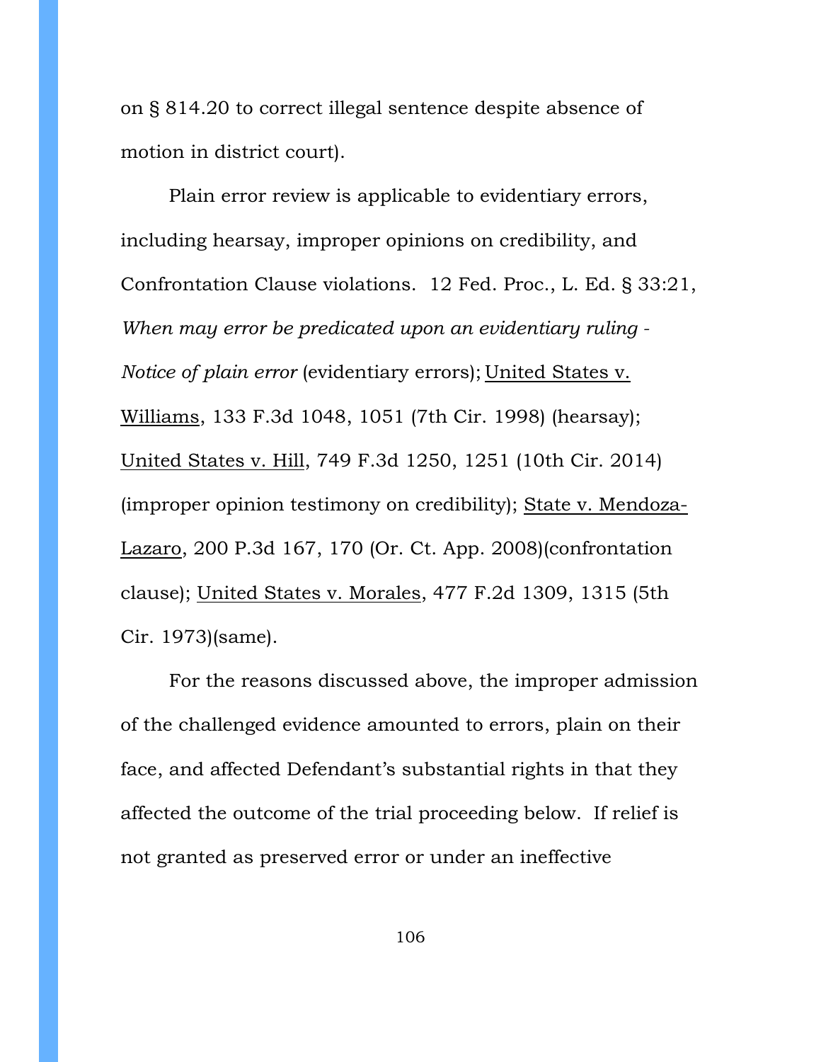on § 814.20 to correct illegal sentence despite absence of motion in district court).

Plain error review is applicable to evidentiary errors, including hearsay, improper opinions on credibility, and Confrontation Clause violations. 12 Fed. Proc., L. Ed. § 33:21, *When may error be predicated upon an evidentiary ruling - Notice of plain error* (evidentiary errors); United States v. Williams, 133 F.3d 1048, 1051 (7th Cir. 1998) (hearsay); United States v. Hill, 749 F.3d 1250, 1251 (10th Cir. 2014) (improper opinion testimony on credibility); State v. Mendoza-Lazaro, 200 P.3d 167, 170 (Or. Ct. App. 2008)(confrontation clause); United States v. Morales, 477 F.2d 1309, 1315 (5th Cir. 1973)(same).

For the reasons discussed above, the improper admission of the challenged evidence amounted to errors, plain on their face, and affected Defendant's substantial rights in that they affected the outcome of the trial proceeding below. If relief is not granted as preserved error or under an ineffective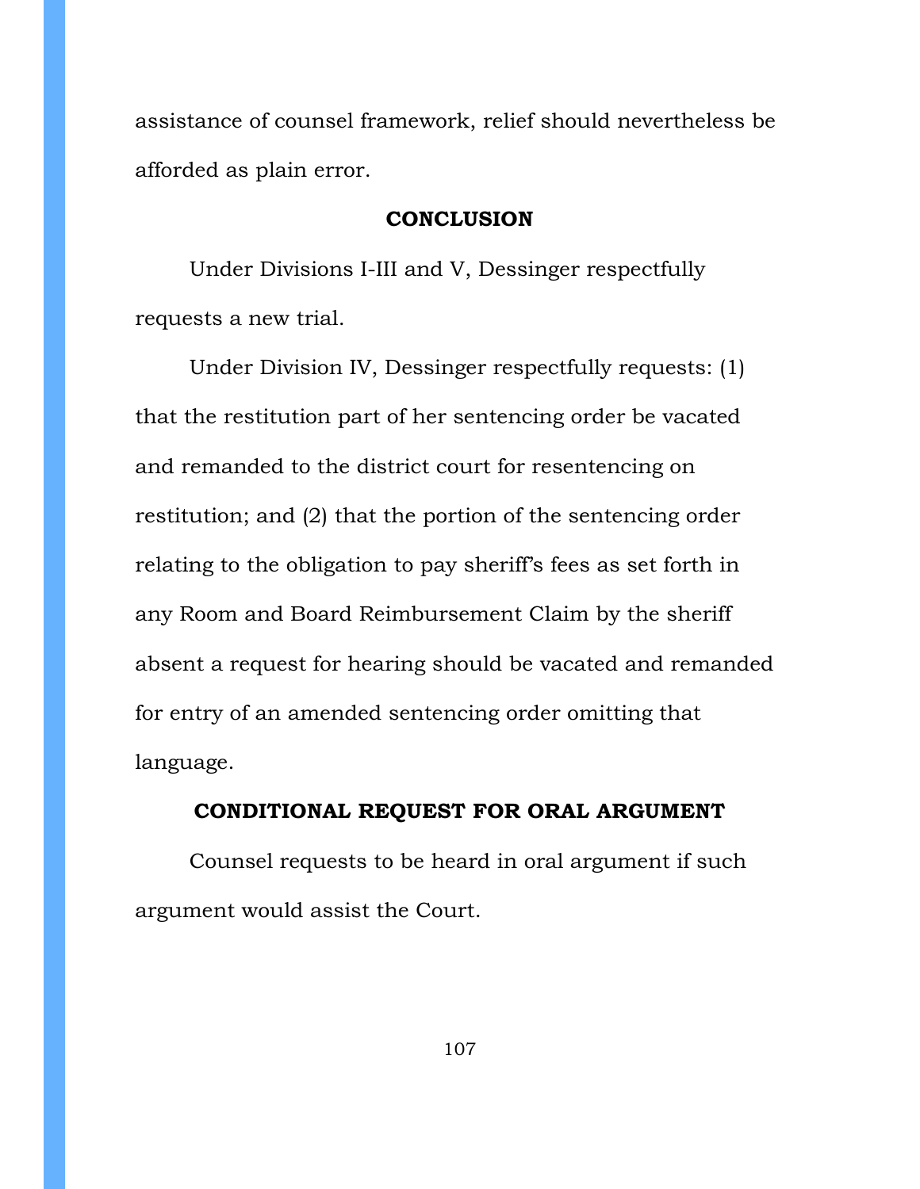assistance of counsel framework, relief should nevertheless be afforded as plain error.

## CONCLUSION

Under Divisions I-III and V, Dessinger respectfully requests a new trial.

Under Division IV, Dessinger respectfully requests: (1) that the restitution part of her sentencing order be vacated and remanded to the district court for resentencing on restitution; and (2) that the portion of the sentencing order relating to the obligation to pay sheriff's fees as set forth in any Room and Board Reimbursement Claim by the sheriff absent a request for hearing should be vacated and remanded for entry of an amended sentencing order omitting that language.

## CONDITIONAL REQUEST FOR ORAL ARGUMENT

Counsel requests to be heard in oral argument if such argument would assist the Court.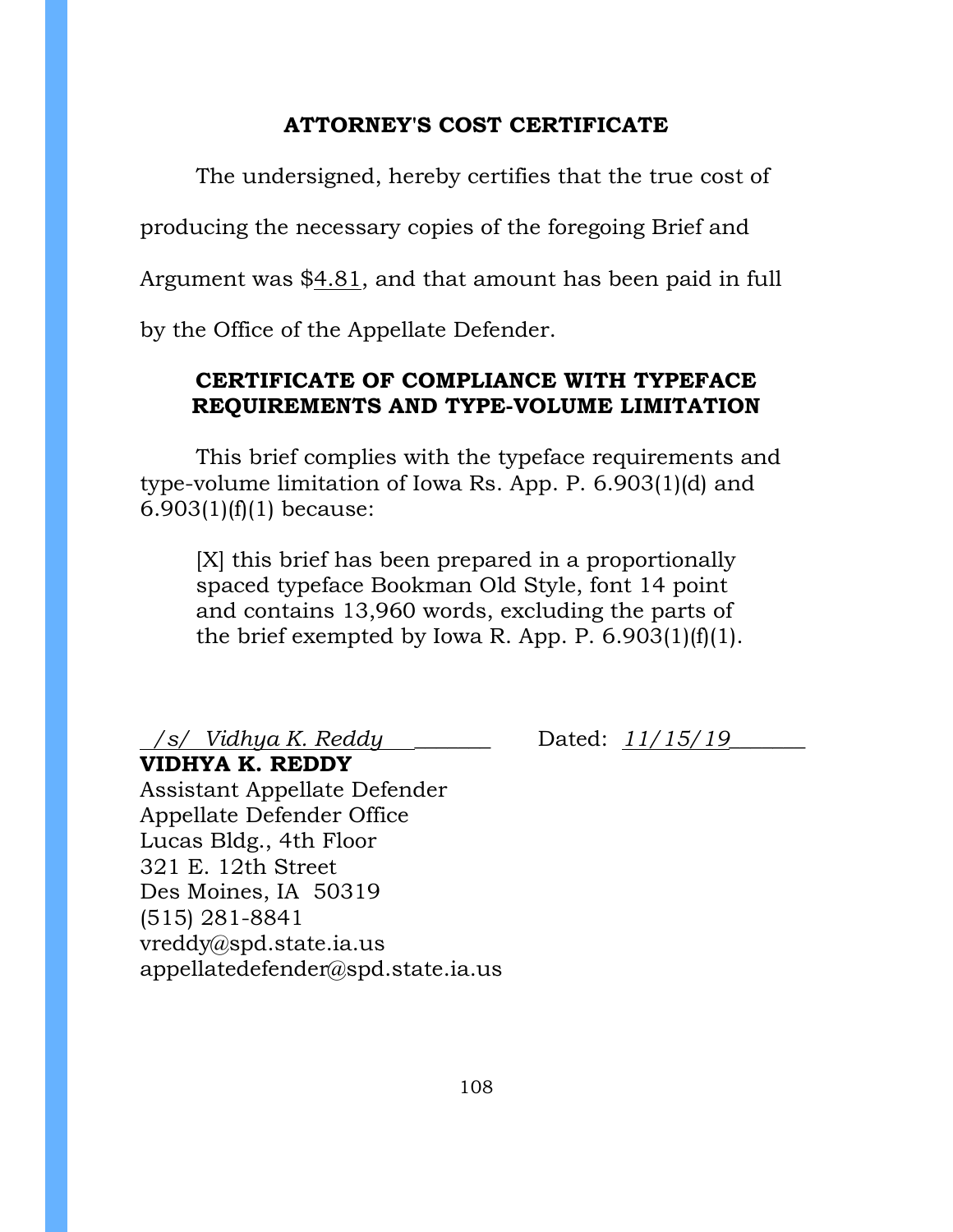## ATTORNEY'S COST CERTIFICATE

The undersigned, hereby certifies that the true cost of producing the necessary copies of the foregoing Brief and Argument was $4.81, and that amount has been paid in full by the Office of the Appellate Defender.

## CERTIFICATE OF COMPLIANCE WITH TYPEFACE REQUIREMENTS AND TYPE-VOLUME LIMITATION

This brief complies with the typeface requirements and type-volume limitation of Iowa Rs. App. P. 6.903(1)(d) and 6.903(1)(f)(1) because:

[X] this brief has been prepared in a proportionally spaced typeface Bookman Old Style, font 14 point and contains 13,960 words, excluding the parts of the brief exempted by Iowa R. App. P. 6.903(1)(f)(1).

*/s/ Vidhya K. Reddy* Dated: *11/15/19*

**VIDHYA K. REDDY**
Assistant Appellate Defender
Appellate Defender Office
Lucas Bldg., 4th Floor
321 E. 12th Street
Des Moines, IA 50319
(515) 281-8841
vreddy@spd.state.ia.us
appellatedefender@spd.state.ia.us